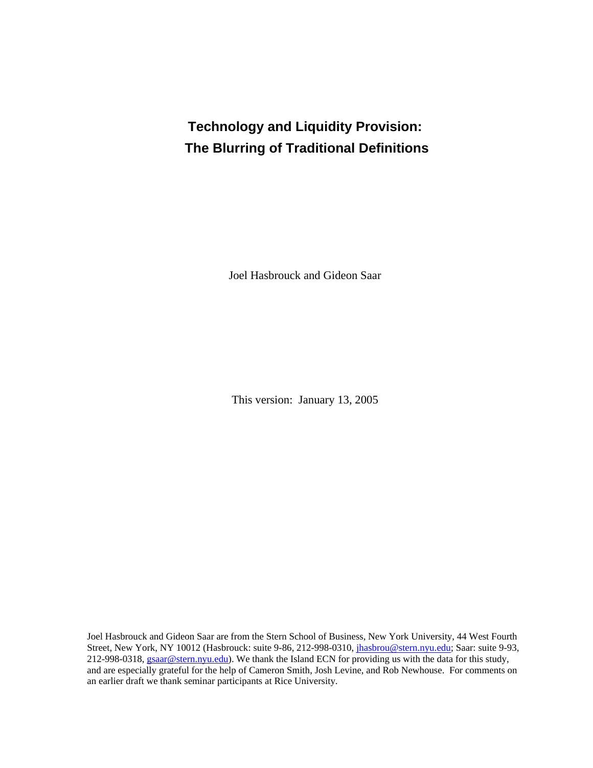# Technology and Liquidity Provision: The Blurring of Traditional Definitions

Joel Hasbrouck and Gideon Saar

This version: January 13, 2005

Joel Hasbrouck and Gideon Saar are from the Stern School of Business, New York University, 44 West Fourth Street, New York, NY 10012 (Hasbrouck: suite 9-86, 212-998-0310, jhasbrou@stern.nyu.edu; Saar: suite 9-93, 212-998-0318, gsaar@stern.nyu.edu). We thank the Island ECN for providing us with the data for this study, and are especially grateful for the help of Cameron Smith, Josh Levine, and Rob Newhouse. For comments on an earlier draft we thank seminar participants at Rice University.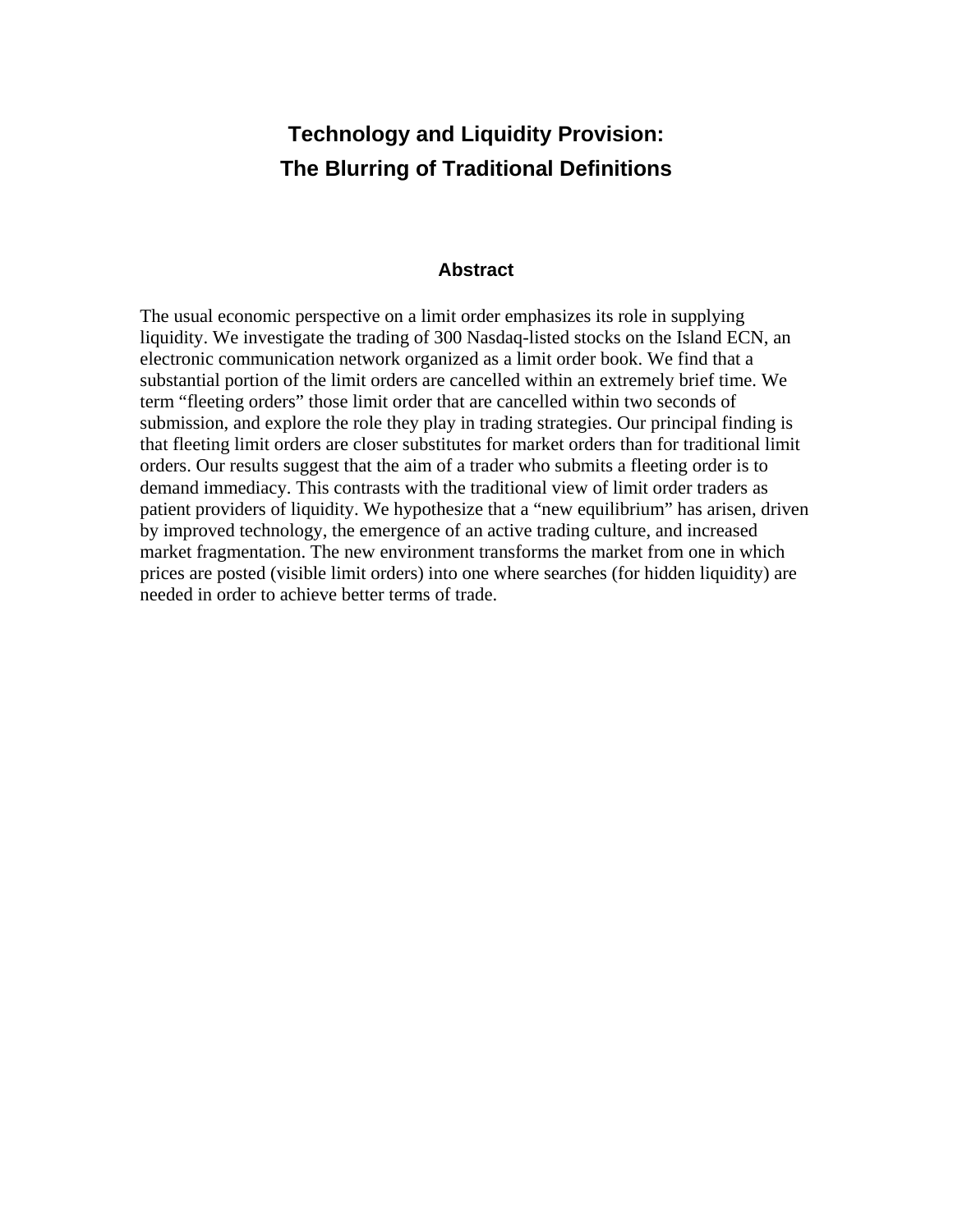# Technology and Liquidity Provision:
# The Blurring of Traditional Definitions

## Abstract

The usual economic perspective on a limit order emphasizes its role in supplying liquidity. We investigate the trading of 300 Nasdaq-listed stocks on the Island ECN, an electronic communication network organized as a limit order book. We find that a substantial portion of the limit orders are cancelled within an extremely brief time. We term "fleeting orders" those limit order that are cancelled within two seconds of submission, and explore the role they play in trading strategies. Our principal finding is that fleeting limit orders are closer substitutes for market orders than for traditional limit orders. Our results suggest that the aim of a trader who submits a fleeting order is to demand immediacy. This contrasts with the traditional view of limit order traders as patient providers of liquidity. We hypothesize that a "new equilibrium" has arisen, driven by improved technology, the emergence of an active trading culture, and increased market fragmentation. The new environment transforms the market from one in which prices are posted (visible limit orders) into one where searches (for hidden liquidity) are needed in order to achieve better terms of trade.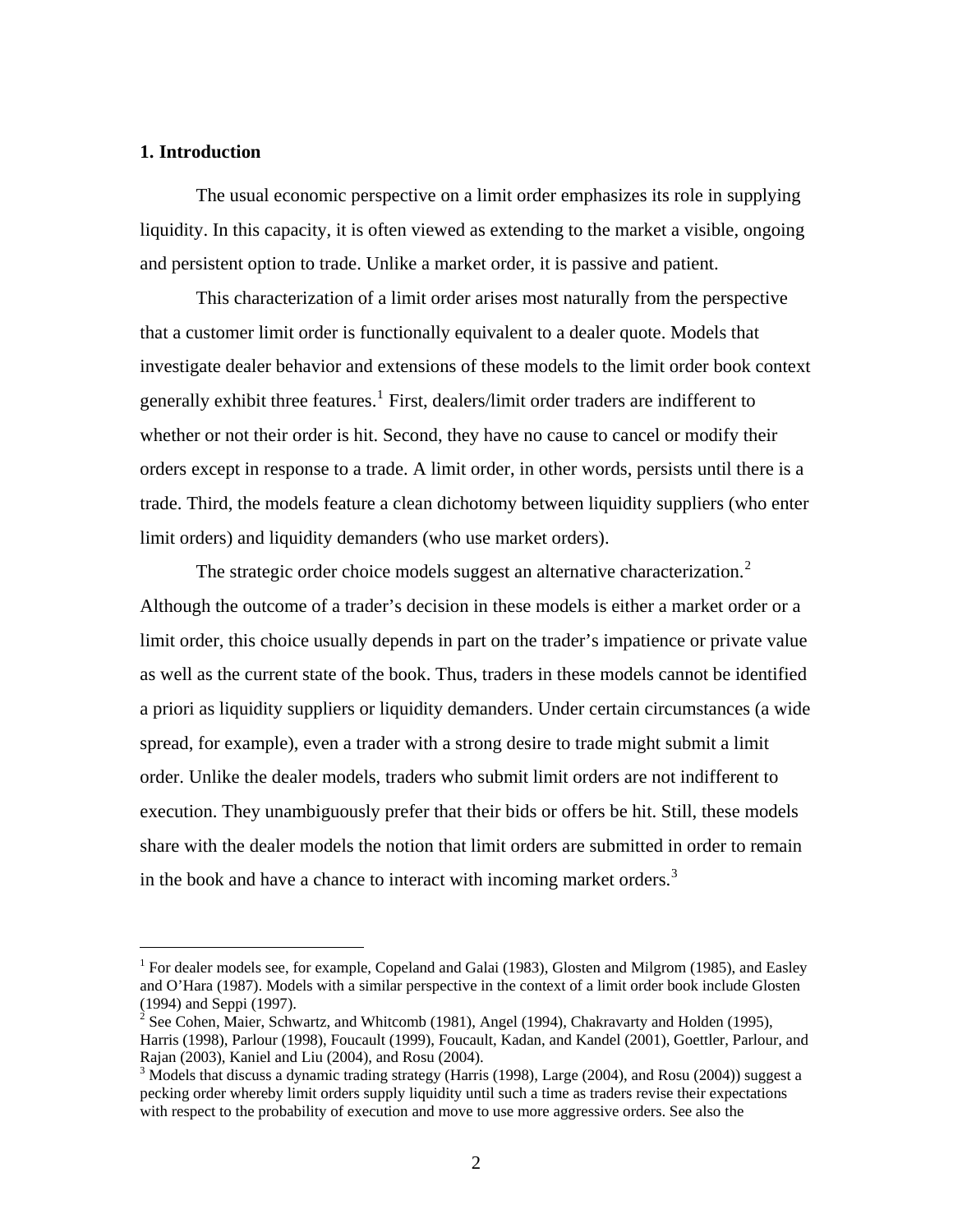## 1. Introduction

The usual economic perspective on a limit order emphasizes its role in supplying liquidity. In this capacity, it is often viewed as extending to the market a visible, ongoing and persistent option to trade. Unlike a market order, it is passive and patient.

This characterization of a limit order arises most naturally from the perspective that a customer limit order is functionally equivalent to a dealer quote. Models that investigate dealer behavior and extensions of these models to the limit order book context generally exhibit three features.[1] First, dealers/limit order traders are indifferent to whether or not their order is hit. Second, they have no cause to cancel or modify their orders except in response to a trade. A limit order, in other words, persists until there is a trade. Third, the models feature a clean dichotomy between liquidity suppliers (who enter limit orders) and liquidity demanders (who use market orders).

The strategic order choice models suggest an alternative characterization.[2] Although the outcome of a trader's decision in these models is either a market order or a limit order, this choice usually depends in part on the trader's impatience or private value as well as the current state of the book. Thus, traders in these models cannot be identified a priori as liquidity suppliers or liquidity demanders. Under certain circumstances (a wide spread, for example), even a trader with a strong desire to trade might submit a limit order. Unlike the dealer models, traders who submit limit orders are not indifferent to execution. They unambiguously prefer that their bids or offers be hit. Still, these models share with the dealer models the notion that limit orders are submitted in order to remain in the book and have a chance to interact with incoming market orders.[3]

---

[1] For dealer models see, for example, Copeland and Galai (1983), Glosten and Milgrom (1985), and Easley and O'Hara (1987). Models with a similar perspective in the context of a limit order book include Glosten (1994) and Seppi (1997).

[2] See Cohen, Maier, Schwartz, and Whitcomb (1981), Angel (1994), Chakravarty and Holden (1995), Harris (1998), Parlour (1998), Foucault (1999), Foucault, Kadan, and Kandel (2001), Goettler, Parlour, and Rajan (2003), Kaniel and Liu (2004), and Rosu (2004).

[3] Models that discuss a dynamic trading strategy (Harris (1998), Large (2004), and Rosu (2004)) suggest a pecking order whereby limit orders supply liquidity until such a time as traders revise their expectations with respect to the probability of execution and move to use more aggressive orders. See also the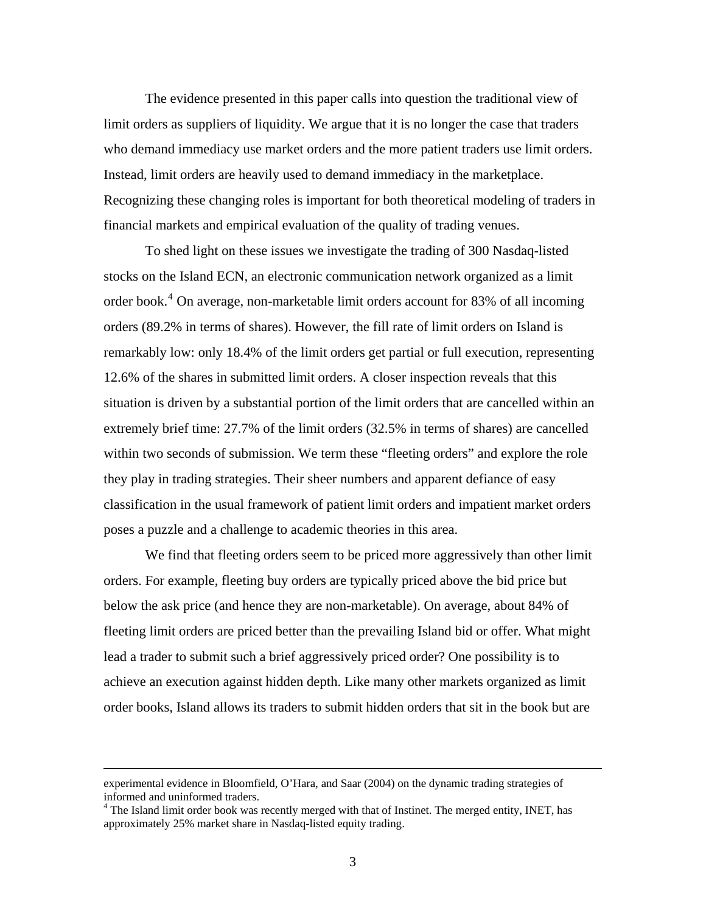The evidence presented in this paper calls into question the traditional view of limit orders as suppliers of liquidity. We argue that it is no longer the case that traders who demand immediacy use market orders and the more patient traders use limit orders. Instead, limit orders are heavily used to demand immediacy in the marketplace. Recognizing these changing roles is important for both theoretical modeling of traders in financial markets and empirical evaluation of the quality of trading venues.

To shed light on these issues we investigate the trading of 300 Nasdaq-listed stocks on the Island ECN, an electronic communication network organized as a limit order book.[4] On average, non-marketable limit orders account for 83% of all incoming orders (89.2% in terms of shares). However, the fill rate of limit orders on Island is remarkably low: only 18.4% of the limit orders get partial or full execution, representing 12.6% of the shares in submitted limit orders. A closer inspection reveals that this situation is driven by a substantial portion of the limit orders that are cancelled within an extremely brief time: 27.7% of the limit orders (32.5% in terms of shares) are cancelled within two seconds of submission. We term these "fleeting orders" and explore the role they play in trading strategies. Their sheer numbers and apparent defiance of easy classification in the usual framework of patient limit orders and impatient market orders poses a puzzle and a challenge to academic theories in this area.

We find that fleeting orders seem to be priced more aggressively than other limit orders. For example, fleeting buy orders are typically priced above the bid price but below the ask price (and hence they are non-marketable). On average, about 84% of fleeting limit orders are priced better than the prevailing Island bid or offer. What might lead a trader to submit such a brief aggressively priced order? One possibility is to achieve an execution against hidden depth. Like many other markets organized as limit order books, Island allows its traders to submit hidden orders that sit in the book but are

---

experimental evidence in Bloomfield, O'Hara, and Saar (2004) on the dynamic trading strategies of informed and uninformed traders.

[4] The Island limit order book was recently merged with that of Instinet. The merged entity, INET, has approximately 25% market share in Nasdaq-listed equity trading.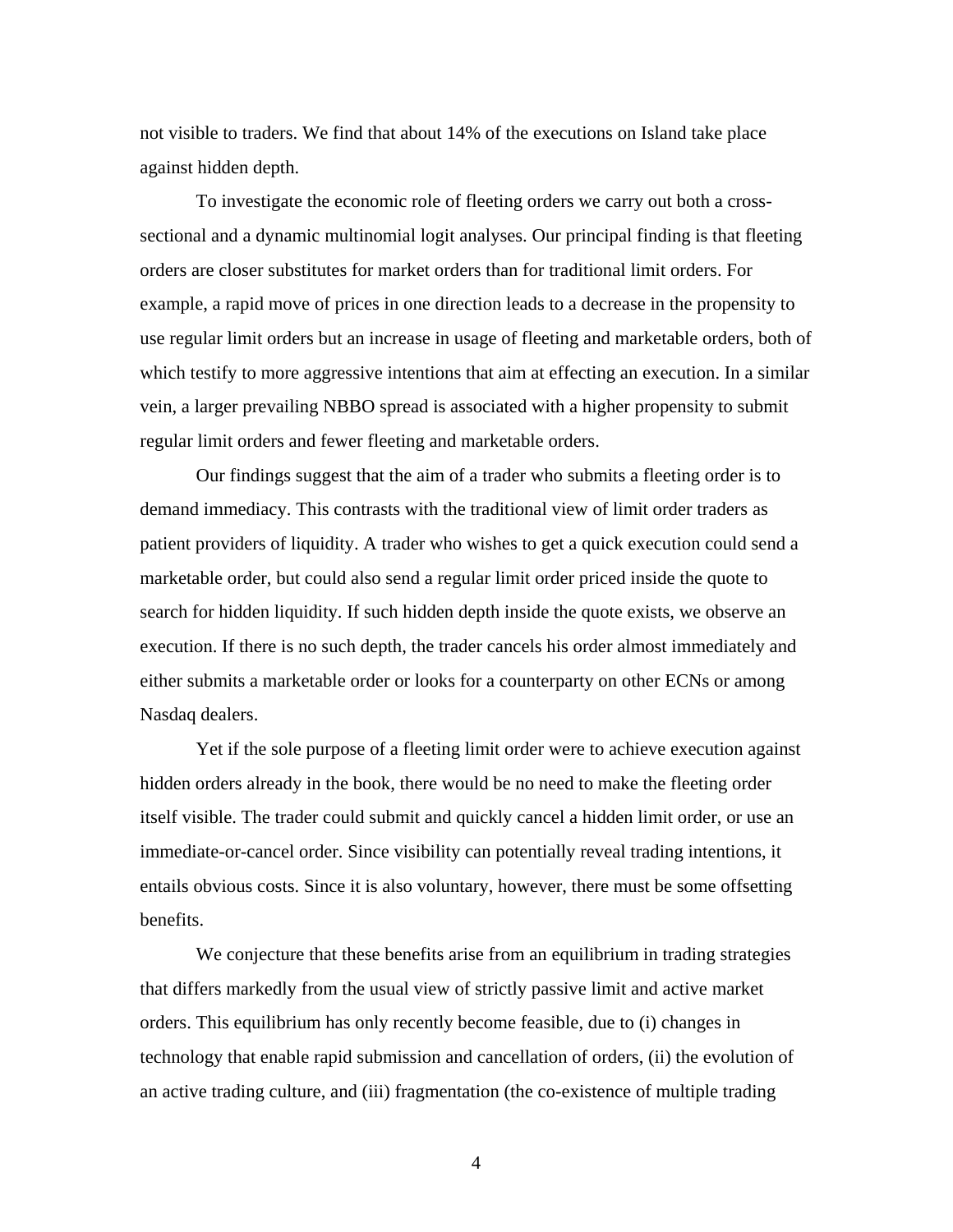not visible to traders. We find that about 14% of the executions on Island take place against hidden depth.

To investigate the economic role of fleeting orders we carry out both a cross-sectional and a dynamic multinomial logit analyses. Our principal finding is that fleeting orders are closer substitutes for market orders than for traditional limit orders. For example, a rapid move of prices in one direction leads to a decrease in the propensity to use regular limit orders but an increase in usage of fleeting and marketable orders, both of which testify to more aggressive intentions that aim at effecting an execution. In a similar vein, a larger prevailing NBBO spread is associated with a higher propensity to submit regular limit orders and fewer fleeting and marketable orders.

Our findings suggest that the aim of a trader who submits a fleeting order is to demand immediacy. This contrasts with the traditional view of limit order traders as patient providers of liquidity. A trader who wishes to get a quick execution could send a marketable order, but could also send a regular limit order priced inside the quote to search for hidden liquidity. If such hidden depth inside the quote exists, we observe an execution. If there is no such depth, the trader cancels his order almost immediately and either submits a marketable order or looks for a counterparty on other ECNs or among Nasdaq dealers.

Yet if the sole purpose of a fleeting limit order were to achieve execution against hidden orders already in the book, there would be no need to make the fleeting order itself visible. The trader could submit and quickly cancel a hidden limit order, or use an immediate-or-cancel order. Since visibility can potentially reveal trading intentions, it entails obvious costs. Since it is also voluntary, however, there must be some offsetting benefits.

We conjecture that these benefits arise from an equilibrium in trading strategies that differs markedly from the usual view of strictly passive limit and active market orders. This equilibrium has only recently become feasible, due to (i) changes in technology that enable rapid submission and cancellation of orders, (ii) the evolution of an active trading culture, and (iii) fragmentation (the co-existence of multiple trading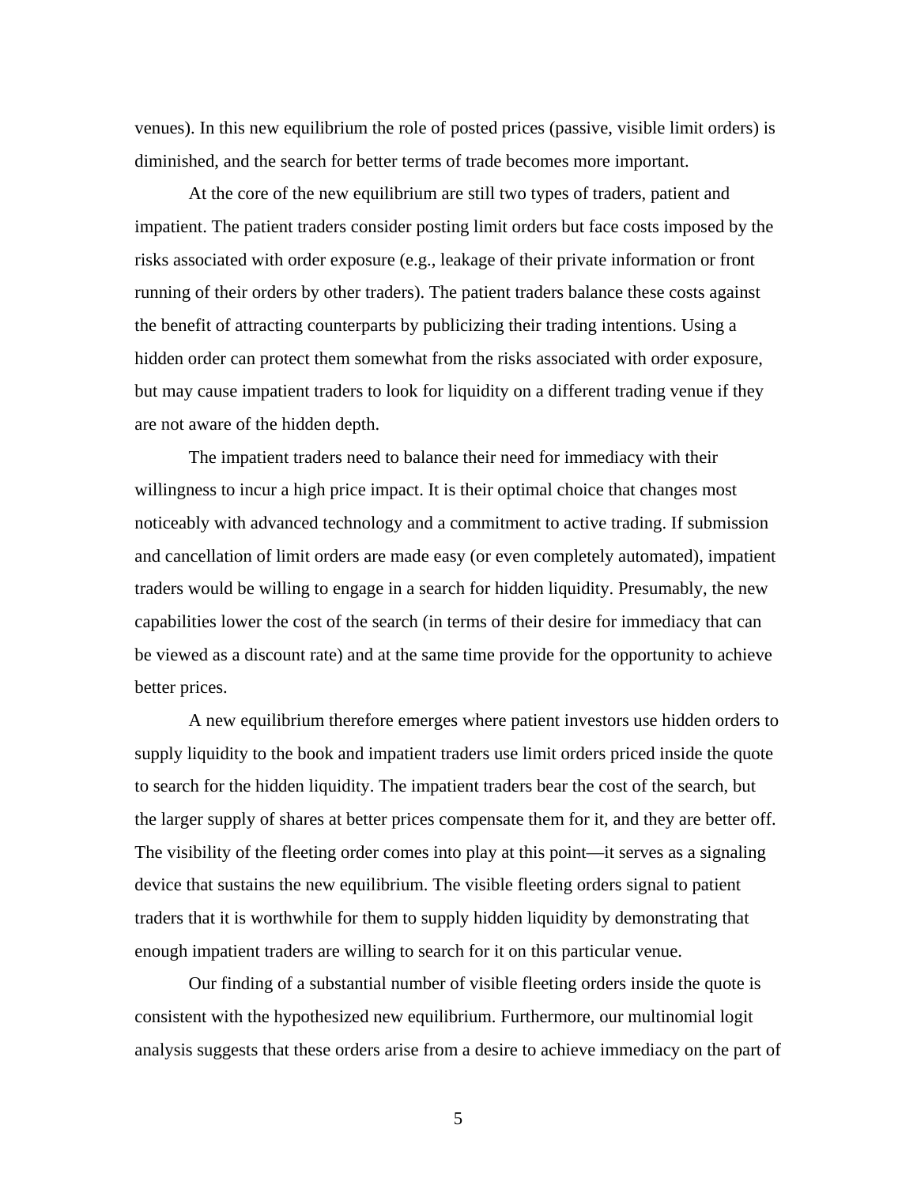venues). In this new equilibrium the role of posted prices (passive, visible limit orders) is diminished, and the search for better terms of trade becomes more important.

At the core of the new equilibrium are still two types of traders, patient and impatient. The patient traders consider posting limit orders but face costs imposed by the risks associated with order exposure (e.g., leakage of their private information or front running of their orders by other traders). The patient traders balance these costs against the benefit of attracting counterparts by publicizing their trading intentions. Using a hidden order can protect them somewhat from the risks associated with order exposure, but may cause impatient traders to look for liquidity on a different trading venue if they are not aware of the hidden depth.

The impatient traders need to balance their need for immediacy with their willingness to incur a high price impact. It is their optimal choice that changes most noticeably with advanced technology and a commitment to active trading. If submission and cancellation of limit orders are made easy (or even completely automated), impatient traders would be willing to engage in a search for hidden liquidity. Presumably, the new capabilities lower the cost of the search (in terms of their desire for immediacy that can be viewed as a discount rate) and at the same time provide for the opportunity to achieve better prices.

A new equilibrium therefore emerges where patient investors use hidden orders to supply liquidity to the book and impatient traders use limit orders priced inside the quote to search for the hidden liquidity. The impatient traders bear the cost of the search, but the larger supply of shares at better prices compensate them for it, and they are better off. The visibility of the fleeting order comes into play at this point—it serves as a signaling device that sustains the new equilibrium. The visible fleeting orders signal to patient traders that it is worthwhile for them to supply hidden liquidity by demonstrating that enough impatient traders are willing to search for it on this particular venue.

Our finding of a substantial number of visible fleeting orders inside the quote is consistent with the hypothesized new equilibrium. Furthermore, our multinomial logit analysis suggests that these orders arise from a desire to achieve immediacy on the part of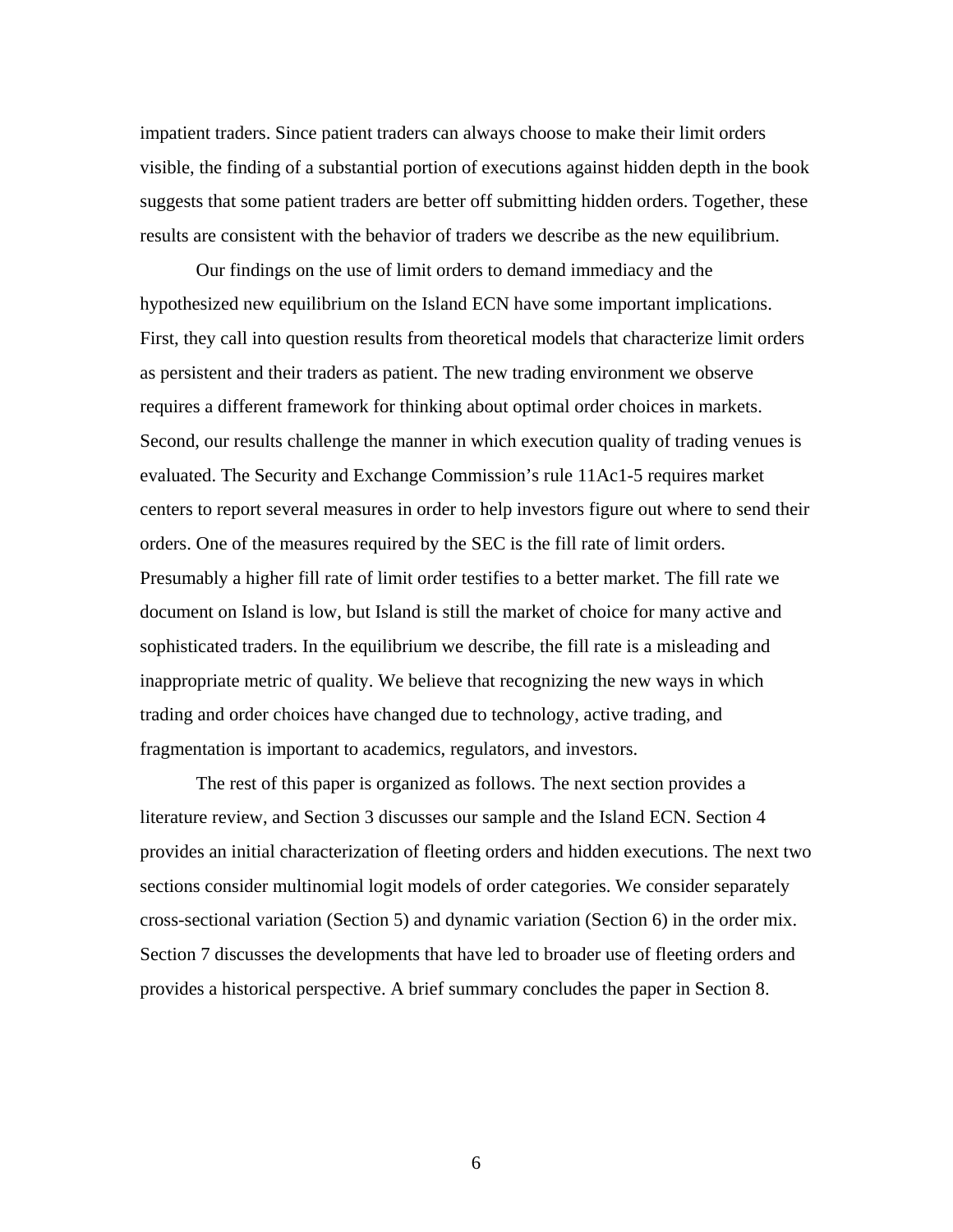impatient traders. Since patient traders can always choose to make their limit orders visible, the finding of a substantial portion of executions against hidden depth in the book suggests that some patient traders are better off submitting hidden orders. Together, these results are consistent with the behavior of traders we describe as the new equilibrium.

Our findings on the use of limit orders to demand immediacy and the hypothesized new equilibrium on the Island ECN have some important implications. First, they call into question results from theoretical models that characterize limit orders as persistent and their traders as patient. The new trading environment we observe requires a different framework for thinking about optimal order choices in markets. Second, our results challenge the manner in which execution quality of trading venues is evaluated. The Security and Exchange Commission's rule 11Ac1-5 requires market centers to report several measures in order to help investors figure out where to send their orders. One of the measures required by the SEC is the fill rate of limit orders. Presumably a higher fill rate of limit order testifies to a better market. The fill rate we document on Island is low, but Island is still the market of choice for many active and sophisticated traders. In the equilibrium we describe, the fill rate is a misleading and inappropriate metric of quality. We believe that recognizing the new ways in which trading and order choices have changed due to technology, active trading, and fragmentation is important to academics, regulators, and investors.

The rest of this paper is organized as follows. The next section provides a literature review, and Section 3 discusses our sample and the Island ECN. Section 4 provides an initial characterization of fleeting orders and hidden executions. The next two sections consider multinomial logit models of order categories. We consider separately cross-sectional variation (Section 5) and dynamic variation (Section 6) in the order mix. Section 7 discusses the developments that have led to broader use of fleeting orders and provides a historical perspective. A brief summary concludes the paper in Section 8.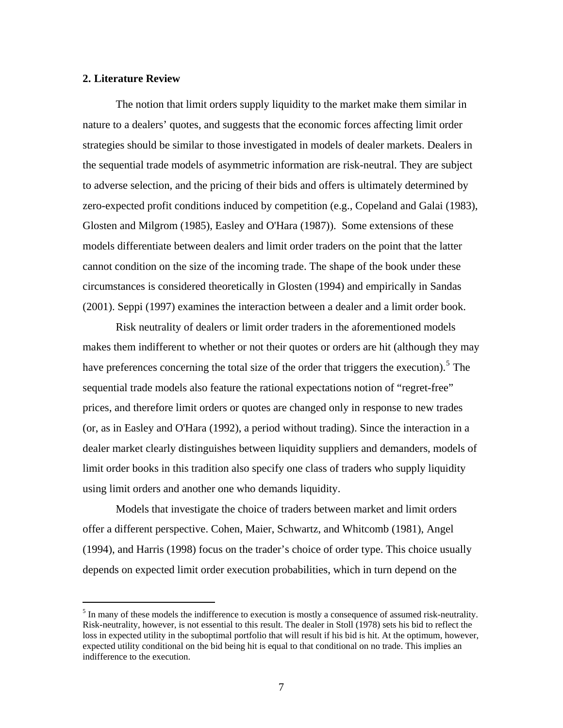## 2. Literature Review

The notion that limit orders supply liquidity to the market make them similar in nature to a dealers' quotes, and suggests that the economic forces affecting limit order strategies should be similar to those investigated in models of dealer markets. Dealers in the sequential trade models of asymmetric information are risk-neutral. They are subject to adverse selection, and the pricing of their bids and offers is ultimately determined by zero-expected profit conditions induced by competition (e.g., Copeland and Galai (1983), Glosten and Milgrom (1985), Easley and O'Hara (1987)). Some extensions of these models differentiate between dealers and limit order traders on the point that the latter cannot condition on the size of the incoming trade. The shape of the book under these circumstances is considered theoretically in Glosten (1994) and empirically in Sandas (2001). Seppi (1997) examines the interaction between a dealer and a limit order book.

Risk neutrality of dealers or limit order traders in the aforementioned models makes them indifferent to whether or not their quotes or orders are hit (although they may have preferences concerning the total size of the order that triggers the execution).[5] The sequential trade models also feature the rational expectations notion of "regret-free" prices, and therefore limit orders or quotes are changed only in response to new trades (or, as in Easley and O'Hara (1992), a period without trading). Since the interaction in a dealer market clearly distinguishes between liquidity suppliers and demanders, models of limit order books in this tradition also specify one class of traders who supply liquidity using limit orders and another one who demands liquidity.

Models that investigate the choice of traders between market and limit orders offer a different perspective. Cohen, Maier, Schwartz, and Whitcomb (1981), Angel (1994), and Harris (1998) focus on the trader's choice of order type. This choice usually depends on expected limit order execution probabilities, which in turn depend on the

---

[5] In many of these models the indifference to execution is mostly a consequence of assumed risk-neutrality. Risk-neutrality, however, is not essential to this result. The dealer in Stoll (1978) sets his bid to reflect the loss in expected utility in the suboptimal portfolio that will result if his bid is hit. At the optimum, however, expected utility conditional on the bid being hit is equal to that conditional on no trade. This implies an indifference to the execution.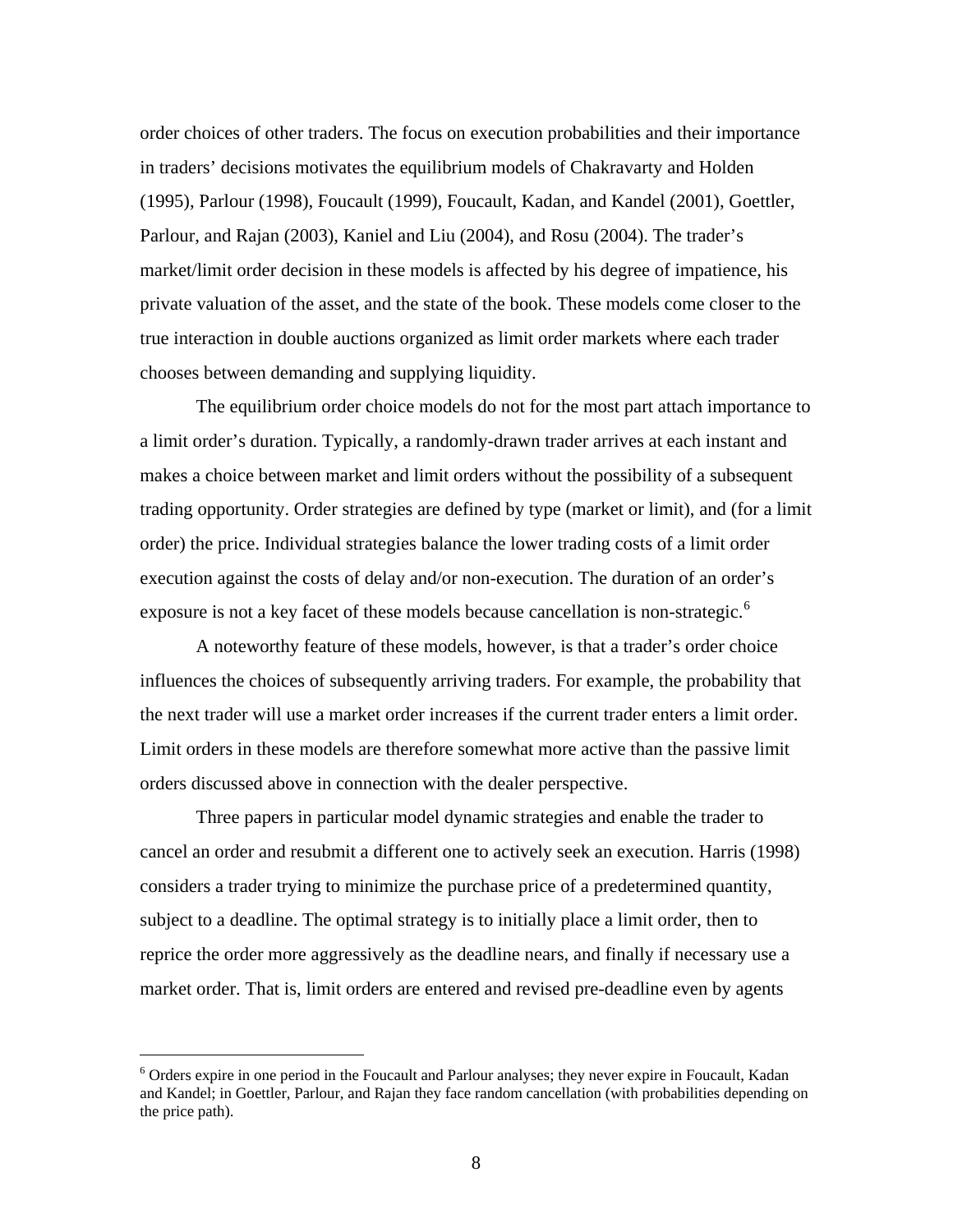order choices of other traders. The focus on execution probabilities and their importance in traders' decisions motivates the equilibrium models of Chakravarty and Holden (1995), Parlour (1998), Foucault (1999), Foucault, Kadan, and Kandel (2001), Goettler, Parlour, and Rajan (2003), Kaniel and Liu (2004), and Rosu (2004). The trader's market/limit order decision in these models is affected by his degree of impatience, his private valuation of the asset, and the state of the book. These models come closer to the true interaction in double auctions organized as limit order markets where each trader chooses between demanding and supplying liquidity.

The equilibrium order choice models do not for the most part attach importance to a limit order's duration. Typically, a randomly-drawn trader arrives at each instant and makes a choice between market and limit orders without the possibility of a subsequent trading opportunity. Order strategies are defined by type (market or limit), and (for a limit order) the price. Individual strategies balance the lower trading costs of a limit order execution against the costs of delay and/or non-execution. The duration of an order's exposure is not a key facet of these models because cancellation is non-strategic.[6]

A noteworthy feature of these models, however, is that a trader's order choice influences the choices of subsequently arriving traders. For example, the probability that the next trader will use a market order increases if the current trader enters a limit order. Limit orders in these models are therefore somewhat more active than the passive limit orders discussed above in connection with the dealer perspective.

Three papers in particular model dynamic strategies and enable the trader to cancel an order and resubmit a different one to actively seek an execution. Harris (1998) considers a trader trying to minimize the purchase price of a predetermined quantity, subject to a deadline. The optimal strategy is to initially place a limit order, then to reprice the order more aggressively as the deadline nears, and finally if necessary use a market order. That is, limit orders are entered and revised pre-deadline even by agents

[6] Orders expire in one period in the Foucault and Parlour analyses; they never expire in Foucault, Kadan and Kandel; in Goettler, Parlour, and Rajan they face random cancellation (with probabilities depending on the price path).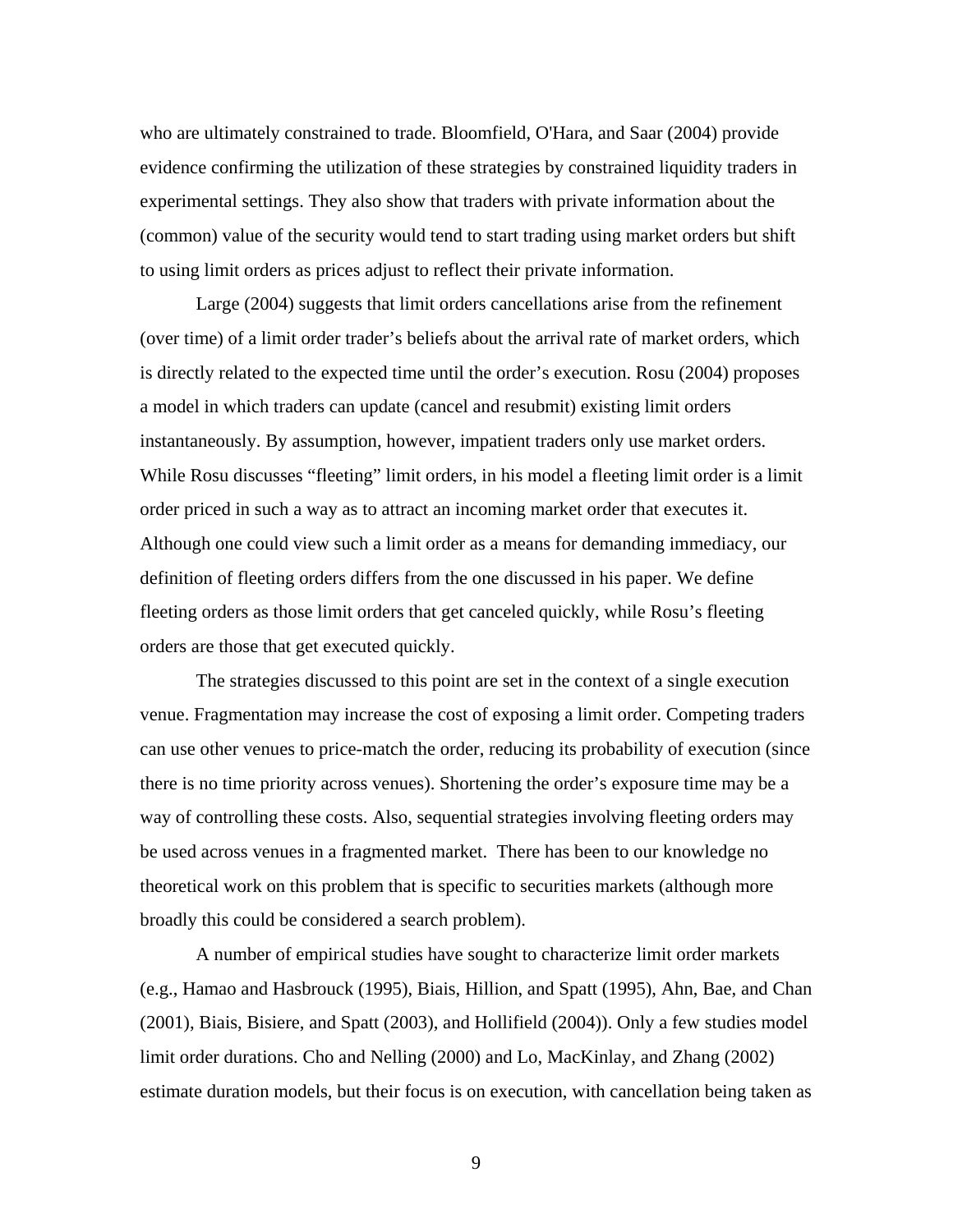who are ultimately constrained to trade. Bloomfield, O'Hara, and Saar (2004) provide evidence confirming the utilization of these strategies by constrained liquidity traders in experimental settings. They also show that traders with private information about the (common) value of the security would tend to start trading using market orders but shift to using limit orders as prices adjust to reflect their private information.

Large (2004) suggests that limit orders cancellations arise from the refinement (over time) of a limit order trader's beliefs about the arrival rate of market orders, which is directly related to the expected time until the order's execution. Rosu (2004) proposes a model in which traders can update (cancel and resubmit) existing limit orders instantaneously. By assumption, however, impatient traders only use market orders. While Rosu discusses "fleeting" limit orders, in his model a fleeting limit order is a limit order priced in such a way as to attract an incoming market order that executes it. Although one could view such a limit order as a means for demanding immediacy, our definition of fleeting orders differs from the one discussed in his paper. We define fleeting orders as those limit orders that get canceled quickly, while Rosu's fleeting orders are those that get executed quickly.

The strategies discussed to this point are set in the context of a single execution venue. Fragmentation may increase the cost of exposing a limit order. Competing traders can use other venues to price-match the order, reducing its probability of execution (since there is no time priority across venues). Shortening the order's exposure time may be a way of controlling these costs. Also, sequential strategies involving fleeting orders may be used across venues in a fragmented market. There has been to our knowledge no theoretical work on this problem that is specific to securities markets (although more broadly this could be considered a search problem).

A number of empirical studies have sought to characterize limit order markets (e.g., Hamao and Hasbrouck (1995), Biais, Hillion, and Spatt (1995), Ahn, Bae, and Chan (2001), Biais, Bisiere, and Spatt (2003), and Hollifield (2004)). Only a few studies model limit order durations. Cho and Nelling (2000) and Lo, MacKinlay, and Zhang (2002) estimate duration models, but their focus is on execution, with cancellation being taken as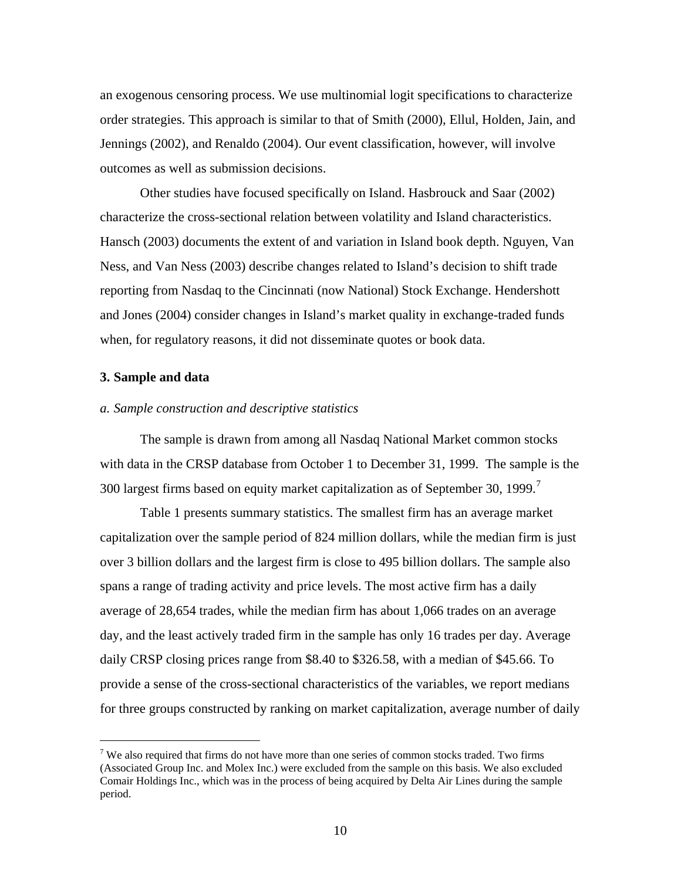an exogenous censoring process. We use multinomial logit specifications to characterize order strategies. This approach is similar to that of Smith (2000), Ellul, Holden, Jain, and Jennings (2002), and Renaldo (2004). Our event classification, however, will involve outcomes as well as submission decisions.

Other studies have focused specifically on Island. Hasbrouck and Saar (2002) characterize the cross-sectional relation between volatility and Island characteristics. Hansch (2003) documents the extent of and variation in Island book depth. Nguyen, Van Ness, and Van Ness (2003) describe changes related to Island's decision to shift trade reporting from Nasdaq to the Cincinnati (now National) Stock Exchange. Hendershott and Jones (2004) consider changes in Island's market quality in exchange-traded funds when, for regulatory reasons, it did not disseminate quotes or book data.

## 3. Sample and data

### *a. Sample construction and descriptive statistics*

The sample is drawn from among all Nasdaq National Market common stocks with data in the CRSP database from October 1 to December 31, 1999. The sample is the 300 largest firms based on equity market capitalization as of September 30, 1999.[7]

Table 1 presents summary statistics. The smallest firm has an average market capitalization over the sample period of 824 million dollars, while the median firm is just over 3 billion dollars and the largest firm is close to 495 billion dollars. The sample also spans a range of trading activity and price levels. The most active firm has a daily average of 28,654 trades, while the median firm has about 1,066 trades on an average day, and the least actively traded firm in the sample has only 16 trades per day. Average daily CRSP closing prices range from \$8.40 to \$326.58, with a median of \$45.66. To provide a sense of the cross-sectional characteristics of the variables, we report medians for three groups constructed by ranking on market capitalization, average number of daily

[7] We also required that firms do not have more than one series of common stocks traded. Two firms (Associated Group Inc. and Molex Inc.) were excluded from the sample on this basis. We also excluded Comair Holdings Inc., which was in the process of being acquired by Delta Air Lines during the sample period.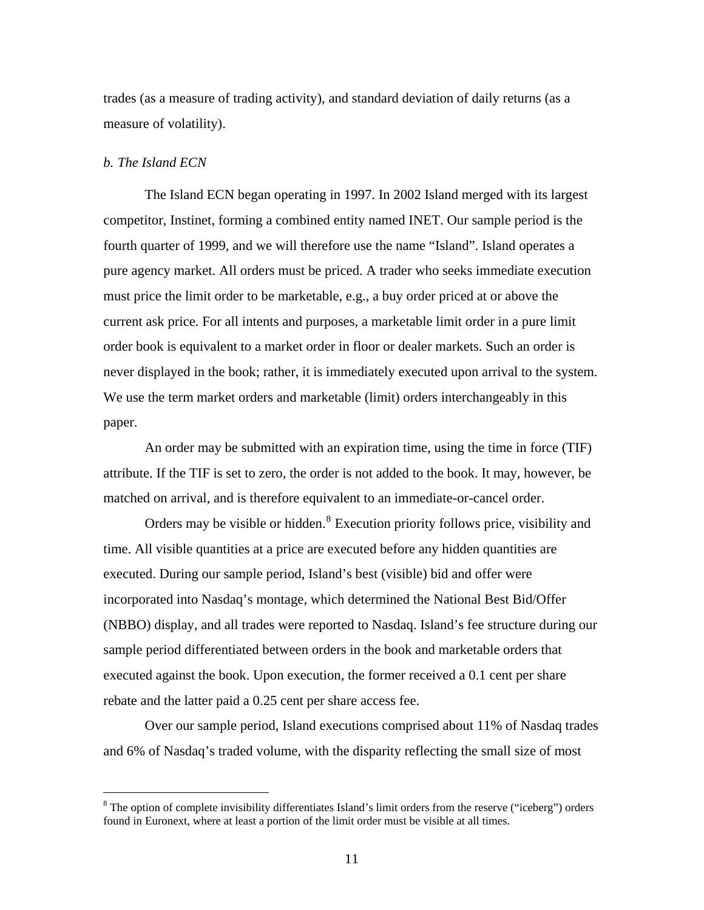trades (as a measure of trading activity), and standard deviation of daily returns (as a measure of volatility).

*b. The Island ECN*

The Island ECN began operating in 1997. In 2002 Island merged with its largest competitor, Instinet, forming a combined entity named INET. Our sample period is the fourth quarter of 1999, and we will therefore use the name "Island". Island operates a pure agency market. All orders must be priced. A trader who seeks immediate execution must price the limit order to be marketable, e.g., a buy order priced at or above the current ask price. For all intents and purposes, a marketable limit order in a pure limit order book is equivalent to a market order in floor or dealer markets. Such an order is never displayed in the book; rather, it is immediately executed upon arrival to the system. We use the term market orders and marketable (limit) orders interchangeably in this paper.

An order may be submitted with an expiration time, using the time in force (TIF) attribute. If the TIF is set to zero, the order is not added to the book. It may, however, be matched on arrival, and is therefore equivalent to an immediate-or-cancel order.

Orders may be visible or hidden.[8] Execution priority follows price, visibility and time. All visible quantities at a price are executed before any hidden quantities are executed. During our sample period, Island's best (visible) bid and offer were incorporated into Nasdaq's montage, which determined the National Best Bid/Offer (NBBO) display, and all trades were reported to Nasdaq. Island's fee structure during our sample period differentiated between orders in the book and marketable orders that executed against the book. Upon execution, the former received a 0.1 cent per share rebate and the latter paid a 0.25 cent per share access fee.

Over our sample period, Island executions comprised about 11% of Nasdaq trades and 6% of Nasdaq's traded volume, with the disparity reflecting the small size of most

[8] The option of complete invisibility differentiates Island's limit orders from the reserve ("iceberg") orders found in Euronext, where at least a portion of the limit order must be visible at all times.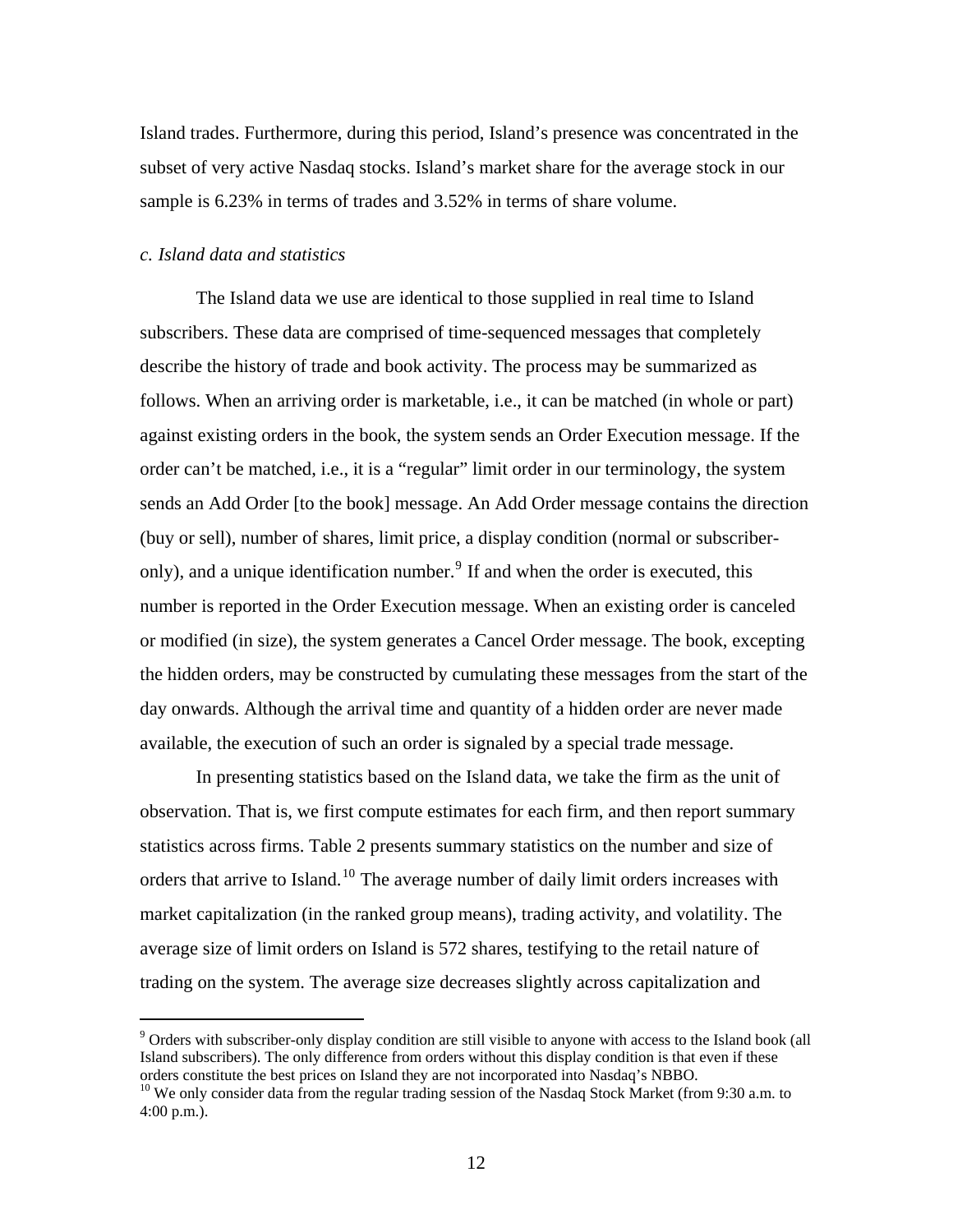Island trades. Furthermore, during this period, Island's presence was concentrated in the subset of very active Nasdaq stocks. Island's market share for the average stock in our sample is 6.23% in terms of trades and 3.52% in terms of share volume.

### *c. Island data and statistics*

The Island data we use are identical to those supplied in real time to Island subscribers. These data are comprised of time-sequenced messages that completely describe the history of trade and book activity. The process may be summarized as follows. When an arriving order is marketable, i.e., it can be matched (in whole or part) against existing orders in the book, the system sends an Order Execution message. If the order can't be matched, i.e., it is a "regular" limit order in our terminology, the system sends an Add Order [to the book] message. An Add Order message contains the direction (buy or sell), number of shares, limit price, a display condition (normal or subscriber-only), and a unique identification number.[9] If and when the order is executed, this number is reported in the Order Execution message. When an existing order is canceled or modified (in size), the system generates a Cancel Order message. The book, excepting the hidden orders, may be constructed by cumulating these messages from the start of the day onwards. Although the arrival time and quantity of a hidden order are never made available, the execution of such an order is signaled by a special trade message.

In presenting statistics based on the Island data, we take the firm as the unit of observation. That is, we first compute estimates for each firm, and then report summary statistics across firms. Table 2 presents summary statistics on the number and size of orders that arrive to Island.[10] The average number of daily limit orders increases with market capitalization (in the ranked group means), trading activity, and volatility. The average size of limit orders on Island is 572 shares, testifying to the retail nature of trading on the system. The average size decreases slightly across capitalization and

---

[9] Orders with subscriber-only display condition are still visible to anyone with access to the Island book (all Island subscribers). The only difference from orders without this display condition is that even if these orders constitute the best prices on Island they are not incorporated into Nasdaq's NBBO.

[10] We only consider data from the regular trading session of the Nasdaq Stock Market (from 9:30 a.m. to 4:00 p.m.).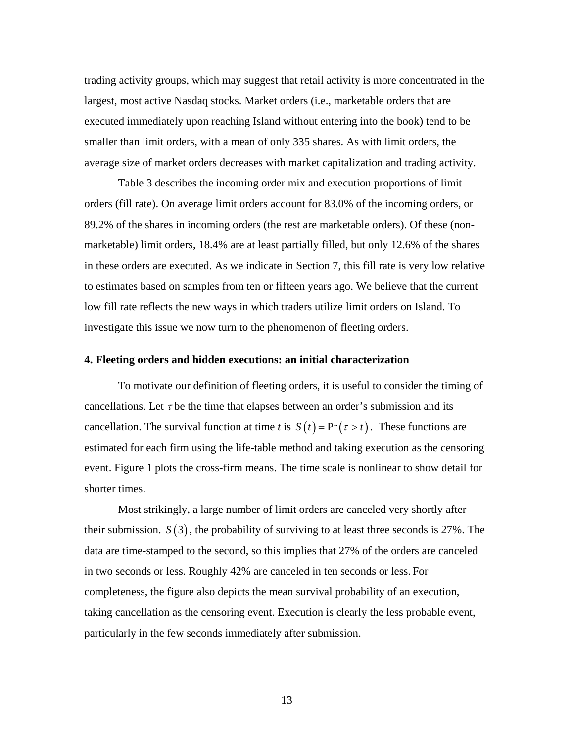trading activity groups, which may suggest that retail activity is more concentrated in the largest, most active Nasdaq stocks. Market orders (i.e., marketable orders that are executed immediately upon reaching Island without entering into the book) tend to be smaller than limit orders, with a mean of only 335 shares. As with limit orders, the average size of market orders decreases with market capitalization and trading activity.

Table 3 describes the incoming order mix and execution proportions of limit orders (fill rate). On average limit orders account for 83.0% of the incoming orders, or 89.2% of the shares in incoming orders (the rest are marketable orders). Of these (non-marketable) limit orders, 18.4% are at least partially filled, but only 12.6% of the shares in these orders are executed. As we indicate in Section 7, this fill rate is very low relative to estimates based on samples from ten or fifteen years ago. We believe that the current low fill rate reflects the new ways in which traders utilize limit orders on Island. To investigate this issue we now turn to the phenomenon of fleeting orders.

## 4. Fleeting orders and hidden executions: an initial characterization

To motivate our definition of fleeting orders, it is useful to consider the timing of cancellations. Let $\tau$ be the time that elapses between an order's submission and its cancellation. The survival function at time $t$ is $S(t) = \Pr(\tau > t)$. These functions are estimated for each firm using the life-table method and taking execution as the censoring event. Figure 1 plots the cross-firm means. The time scale is nonlinear to show detail for shorter times.

Most strikingly, a large number of limit orders are canceled very shortly after their submission. $S(3)$, the probability of surviving to at least three seconds is 27%. The data are time-stamped to the second, so this implies that 27% of the orders are canceled in two seconds or less. Roughly 42% are canceled in ten seconds or less. For completeness, the figure also depicts the mean survival probability of an execution, taking cancellation as the censoring event. Execution is clearly the less probable event, particularly in the few seconds immediately after submission.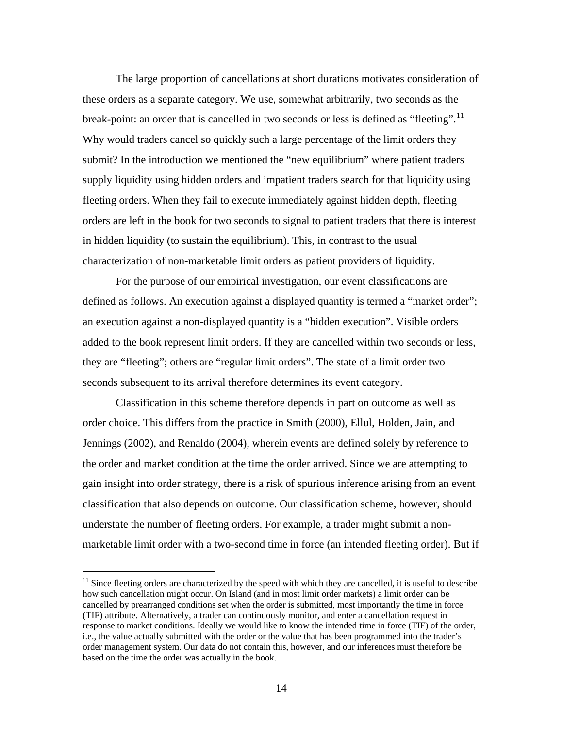The large proportion of cancellations at short durations motivates consideration of these orders as a separate category. We use, somewhat arbitrarily, two seconds as the break-point: an order that is cancelled in two seconds or less is defined as "fleeting".[11] Why would traders cancel so quickly such a large percentage of the limit orders they submit? In the introduction we mentioned the "new equilibrium" where patient traders supply liquidity using hidden orders and impatient traders search for that liquidity using fleeting orders. When they fail to execute immediately against hidden depth, fleeting orders are left in the book for two seconds to signal to patient traders that there is interest in hidden liquidity (to sustain the equilibrium). This, in contrast to the usual characterization of non-marketable limit orders as patient providers of liquidity.

For the purpose of our empirical investigation, our event classifications are defined as follows. An execution against a displayed quantity is termed a "market order"; an execution against a non-displayed quantity is a "hidden execution". Visible orders added to the book represent limit orders. If they are cancelled within two seconds or less, they are "fleeting"; others are "regular limit orders". The state of a limit order two seconds subsequent to its arrival therefore determines its event category.

Classification in this scheme therefore depends in part on outcome as well as order choice. This differs from the practice in Smith (2000), Ellul, Holden, Jain, and Jennings (2002), and Renaldo (2004), wherein events are defined solely by reference to the order and market condition at the time the order arrived. Since we are attempting to gain insight into order strategy, there is a risk of spurious inference arising from an event classification that also depends on outcome. Our classification scheme, however, should understate the number of fleeting orders. For example, a trader might submit a non-marketable limit order with a two-second time in force (an intended fleeting order). But if

[11] Since fleeting orders are characterized by the speed with which they are cancelled, it is useful to describe how such cancellation might occur. On Island (and in most limit order markets) a limit order can be cancelled by prearranged conditions set when the order is submitted, most importantly the time in force (TIF) attribute. Alternatively, a trader can continuously monitor, and enter a cancellation request in response to market conditions. Ideally we would like to know the intended time in force (TIF) of the order, i.e., the value actually submitted with the order or the value that has been programmed into the trader's order management system. Our data do not contain this, however, and our inferences must therefore be based on the time the order was actually in the book.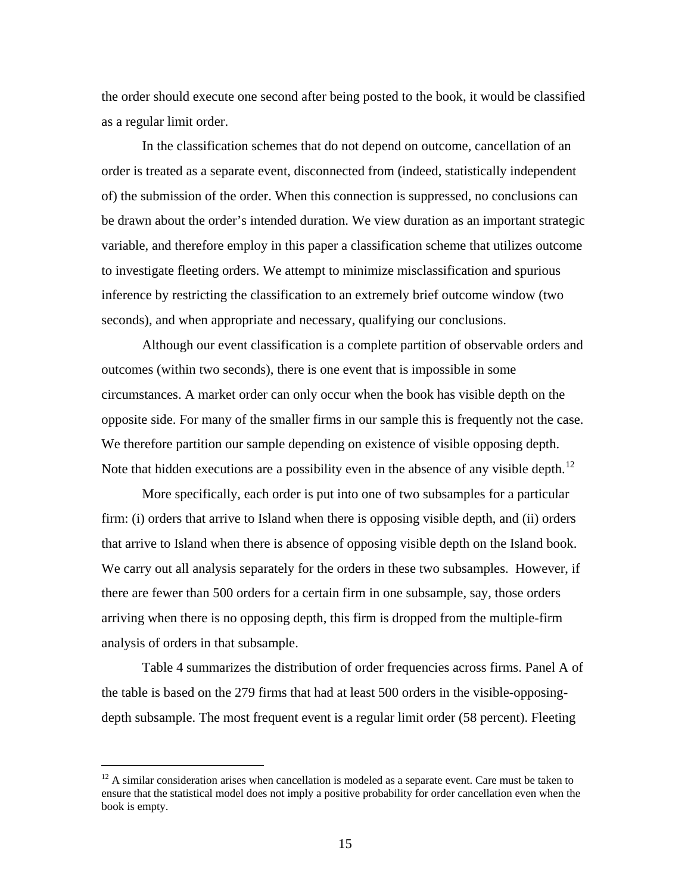the order should execute one second after being posted to the book, it would be classified as a regular limit order.

In the classification schemes that do not depend on outcome, cancellation of an order is treated as a separate event, disconnected from (indeed, statistically independent of) the submission of the order. When this connection is suppressed, no conclusions can be drawn about the order's intended duration. We view duration as an important strategic variable, and therefore employ in this paper a classification scheme that utilizes outcome to investigate fleeting orders. We attempt to minimize misclassification and spurious inference by restricting the classification to an extremely brief outcome window (two seconds), and when appropriate and necessary, qualifying our conclusions.

Although our event classification is a complete partition of observable orders and outcomes (within two seconds), there is one event that is impossible in some circumstances. A market order can only occur when the book has visible depth on the opposite side. For many of the smaller firms in our sample this is frequently not the case. We therefore partition our sample depending on existence of visible opposing depth. Note that hidden executions are a possibility even in the absence of any visible depth.[12]

More specifically, each order is put into one of two subsamples for a particular firm: (i) orders that arrive to Island when there is opposing visible depth, and (ii) orders that arrive to Island when there is absence of opposing visible depth on the Island book. We carry out all analysis separately for the orders in these two subsamples. However, if there are fewer than 500 orders for a certain firm in one subsample, say, those orders arriving when there is no opposing depth, this firm is dropped from the multiple-firm analysis of orders in that subsample.

Table 4 summarizes the distribution of order frequencies across firms. Panel A of the table is based on the 279 firms that had at least 500 orders in the visible-opposing-depth subsample. The most frequent event is a regular limit order (58 percent). Fleeting

[12] A similar consideration arises when cancellation is modeled as a separate event. Care must be taken to ensure that the statistical model does not imply a positive probability for order cancellation even when the book is empty.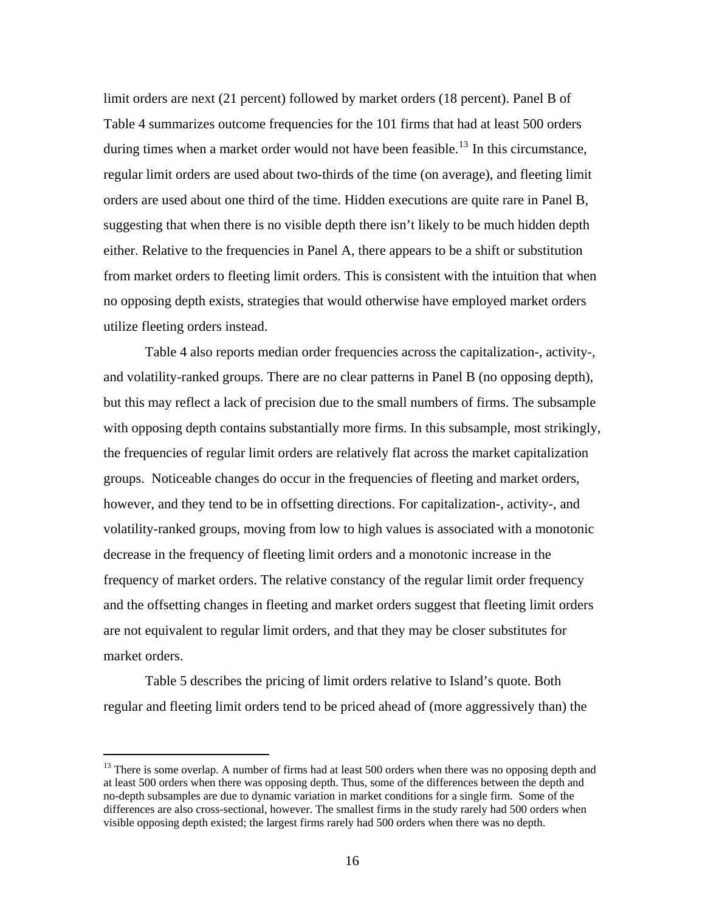limit orders are next (21 percent) followed by market orders (18 percent). Panel B of Table 4 summarizes outcome frequencies for the 101 firms that had at least 500 orders during times when a market order would not have been feasible.[13] In this circumstance, regular limit orders are used about two-thirds of the time (on average), and fleeting limit orders are used about one third of the time. Hidden executions are quite rare in Panel B, suggesting that when there is no visible depth there isn't likely to be much hidden depth either. Relative to the frequencies in Panel A, there appears to be a shift or substitution from market orders to fleeting limit orders. This is consistent with the intuition that when no opposing depth exists, strategies that would otherwise have employed market orders utilize fleeting orders instead.

Table 4 also reports median order frequencies across the capitalization-, activity-, and volatility-ranked groups. There are no clear patterns in Panel B (no opposing depth), but this may reflect a lack of precision due to the small numbers of firms. The subsample with opposing depth contains substantially more firms. In this subsample, most strikingly, the frequencies of regular limit orders are relatively flat across the market capitalization groups. Noticeable changes do occur in the frequencies of fleeting and market orders, however, and they tend to be in offsetting directions. For capitalization-, activity-, and volatility-ranked groups, moving from low to high values is associated with a monotonic decrease in the frequency of fleeting limit orders and a monotonic increase in the frequency of market orders. The relative constancy of the regular limit order frequency and the offsetting changes in fleeting and market orders suggest that fleeting limit orders are not equivalent to regular limit orders, and that they may be closer substitutes for market orders.

Table 5 describes the pricing of limit orders relative to Island's quote. Both regular and fleeting limit orders tend to be priced ahead of (more aggressively than) the

[13] There is some overlap. A number of firms had at least 500 orders when there was no opposing depth and at least 500 orders when there was opposing depth. Thus, some of the differences between the depth and no-depth subsamples are due to dynamic variation in market conditions for a single firm. Some of the differences are also cross-sectional, however. The smallest firms in the study rarely had 500 orders when visible opposing depth existed; the largest firms rarely had 500 orders when there was no depth.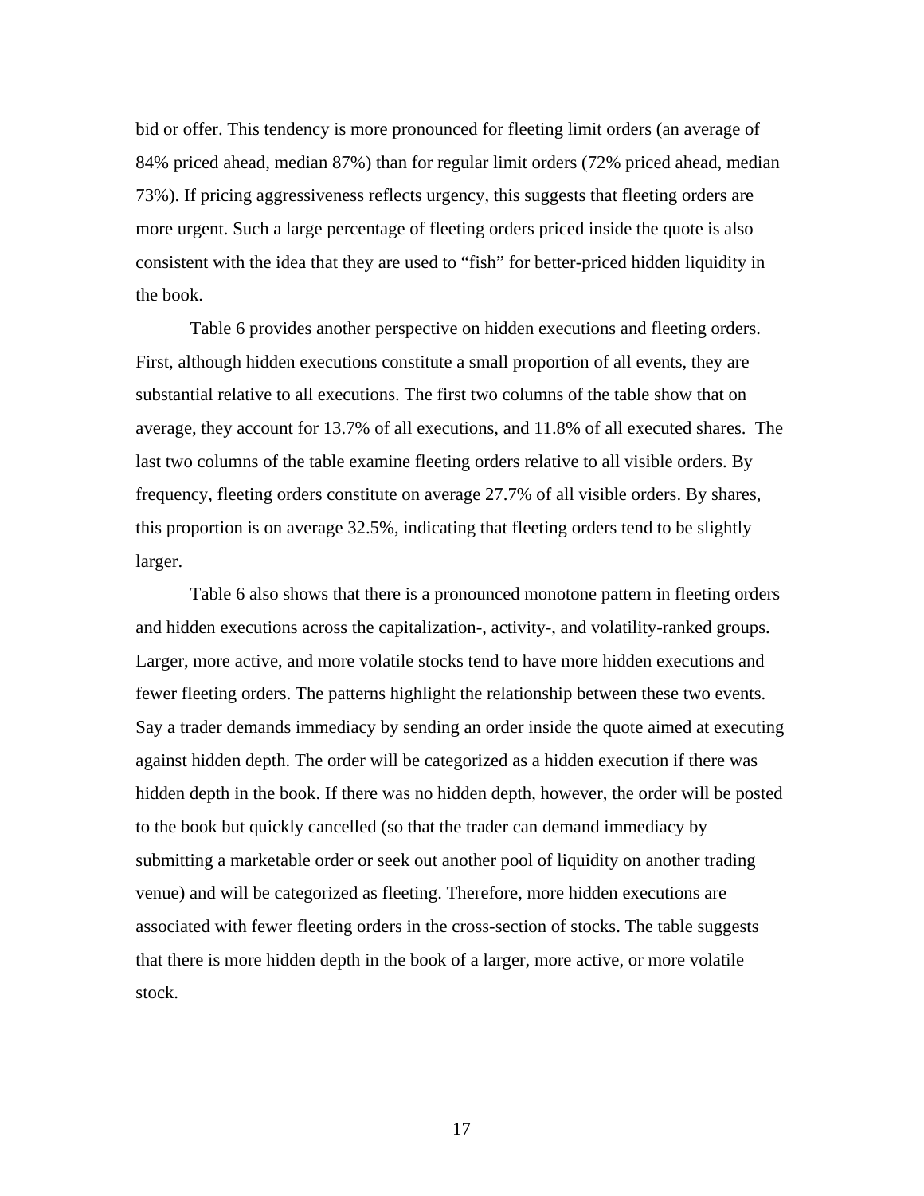bid or offer. This tendency is more pronounced for fleeting limit orders (an average of 84% priced ahead, median 87%) than for regular limit orders (72% priced ahead, median 73%). If pricing aggressiveness reflects urgency, this suggests that fleeting orders are more urgent. Such a large percentage of fleeting orders priced inside the quote is also consistent with the idea that they are used to "fish" for better-priced hidden liquidity in the book.

Table 6 provides another perspective on hidden executions and fleeting orders. First, although hidden executions constitute a small proportion of all events, they are substantial relative to all executions. The first two columns of the table show that on average, they account for 13.7% of all executions, and 11.8% of all executed shares. The last two columns of the table examine fleeting orders relative to all visible orders. By frequency, fleeting orders constitute on average 27.7% of all visible orders. By shares, this proportion is on average 32.5%, indicating that fleeting orders tend to be slightly larger.

Table 6 also shows that there is a pronounced monotone pattern in fleeting orders and hidden executions across the capitalization-, activity-, and volatility-ranked groups. Larger, more active, and more volatile stocks tend to have more hidden executions and fewer fleeting orders. The patterns highlight the relationship between these two events. Say a trader demands immediacy by sending an order inside the quote aimed at executing against hidden depth. The order will be categorized as a hidden execution if there was hidden depth in the book. If there was no hidden depth, however, the order will be posted to the book but quickly cancelled (so that the trader can demand immediacy by submitting a marketable order or seek out another pool of liquidity on another trading venue) and will be categorized as fleeting. Therefore, more hidden executions are associated with fewer fleeting orders in the cross-section of stocks. The table suggests that there is more hidden depth in the book of a larger, more active, or more volatile stock.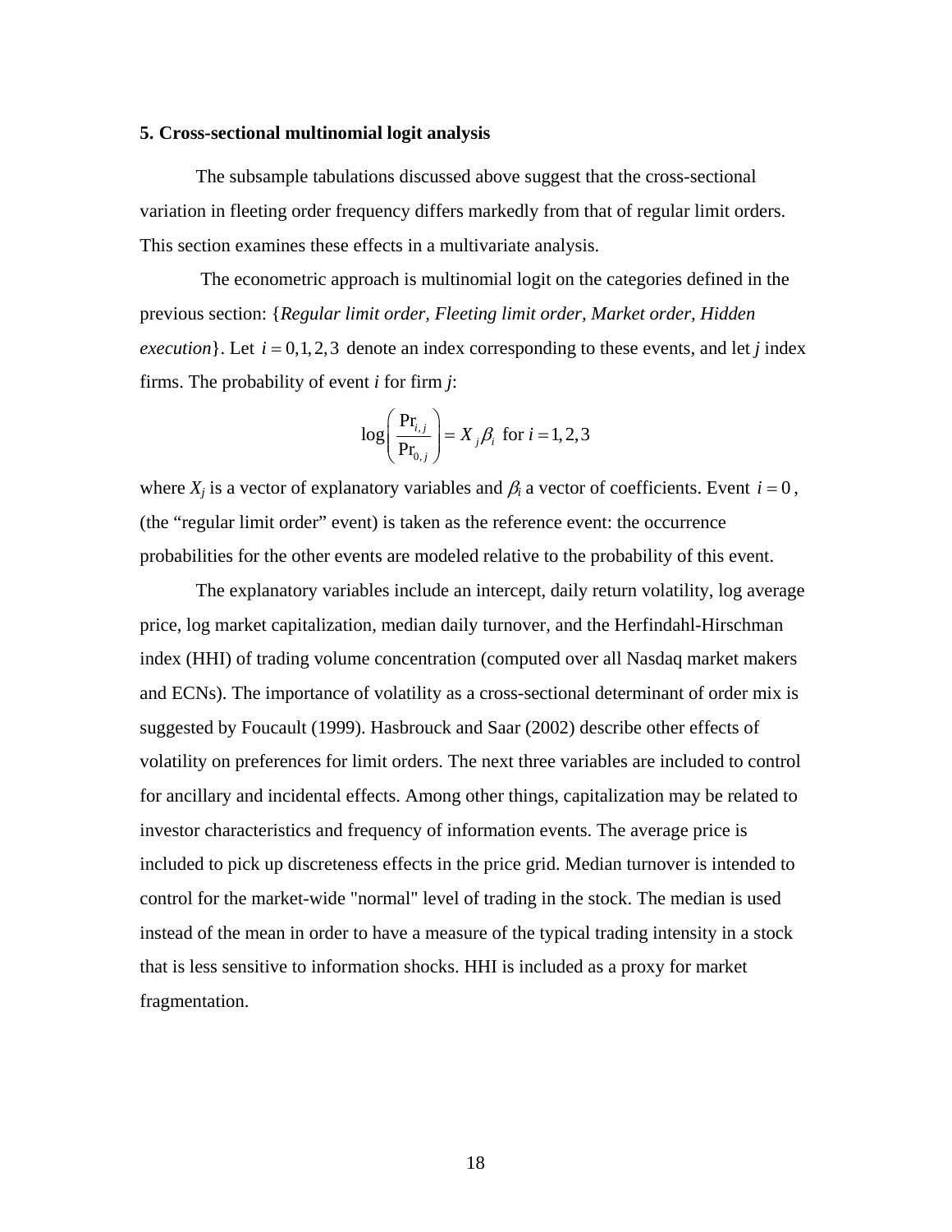### 5. Cross-sectional multinomial logit analysis

The subsample tabulations discussed above suggest that the cross-sectional variation in fleeting order frequency differs markedly from that of regular limit orders. This section examines these effects in a multivariate analysis.

The econometric approach is multinomial logit on the categories defined in the previous section: {*Regular limit order, Fleeting limit order, Market order, Hidden execution*}. Let $i = 0,1,2,3$ denote an index corresponding to these events, and let *j* index firms. The probability of event *i* for firm *j*:

$$\log\left(\frac{\Pr_{i,j}}{\Pr_{0,j}}\right) = X_j \beta_i \text{ for } i = 1,2,3$$

where $X_j$ is a vector of explanatory variables and $\beta_i$ a vector of coefficients. Event $i = 0$, (the "regular limit order" event) is taken as the reference event: the occurrence probabilities for the other events are modeled relative to the probability of this event.

The explanatory variables include an intercept, daily return volatility, log average price, log market capitalization, median daily turnover, and the Herfindahl-Hirschman index (HHI) of trading volume concentration (computed over all Nasdaq market makers and ECNs). The importance of volatility as a cross-sectional determinant of order mix is suggested by Foucault (1999). Hasbrouck and Saar (2002) describe other effects of volatility on preferences for limit orders. The next three variables are included to control for ancillary and incidental effects. Among other things, capitalization may be related to investor characteristics and frequency of information events. The average price is included to pick up discreteness effects in the price grid. Median turnover is intended to control for the market-wide "normal" level of trading in the stock. The median is used instead of the mean in order to have a measure of the typical trading intensity in a stock that is less sensitive to information shocks. HHI is included as a proxy for market fragmentation.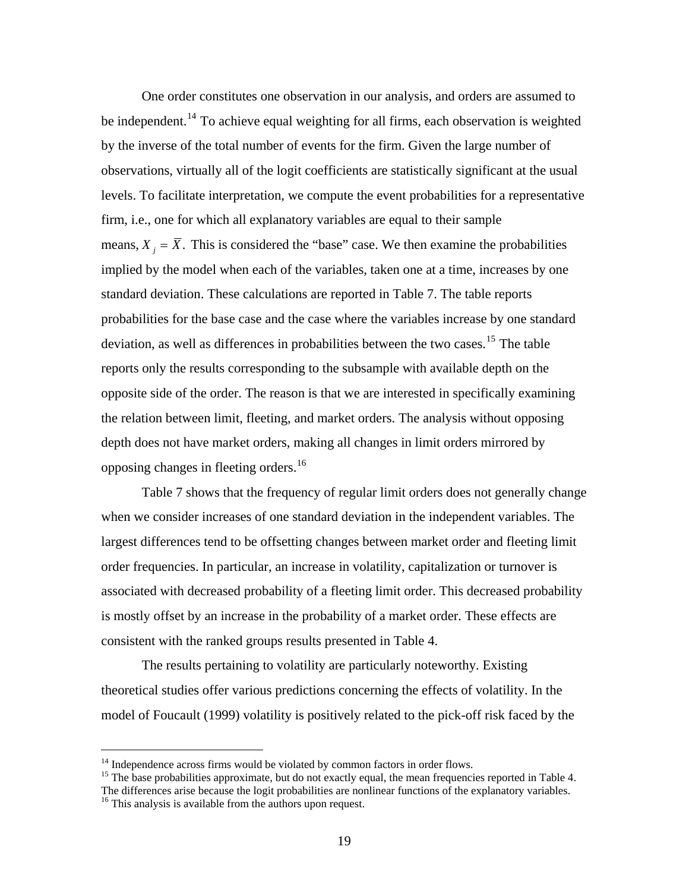One order constitutes one observation in our analysis, and orders are assumed to be independent.[14] To achieve equal weighting for all firms, each observation is weighted by the inverse of the total number of events for the firm. Given the large number of observations, virtually all of the logit coefficients are statistically significant at the usual levels. To facilitate interpretation, we compute the event probabilities for a representative firm, i.e., one for which all explanatory variables are equal to their sample means, $X_j = \bar{X}$. This is considered the "base" case. We then examine the probabilities implied by the model when each of the variables, taken one at a time, increases by one standard deviation. These calculations are reported in Table 7. The table reports probabilities for the base case and the case where the variables increase by one standard deviation, as well as differences in probabilities between the two cases.[15] The table reports only the results corresponding to the subsample with available depth on the opposite side of the order. The reason is that we are interested in specifically examining the relation between limit, fleeting, and market orders. The analysis without opposing depth does not have market orders, making all changes in limit orders mirrored by opposing changes in fleeting orders.[16]

Table 7 shows that the frequency of regular limit orders does not generally change when we consider increases of one standard deviation in the independent variables. The largest differences tend to be offsetting changes between market order and fleeting limit order frequencies. In particular, an increase in volatility, capitalization or turnover is associated with decreased probability of a fleeting limit order. This decreased probability is mostly offset by an increase in the probability of a market order. These effects are consistent with the ranked groups results presented in Table 4.

The results pertaining to volatility are particularly noteworthy. Existing theoretical studies offer various predictions concerning the effects of volatility. In the model of Foucault (1999) volatility is positively related to the pick-off risk faced by the

[14] Independence across firms would be violated by common factors in order flows.

[15] The base probabilities approximate, but do not exactly equal, the mean frequencies reported in Table 4. The differences arise because the logit probabilities are nonlinear functions of the explanatory variables.

[16] This analysis is available from the authors upon request.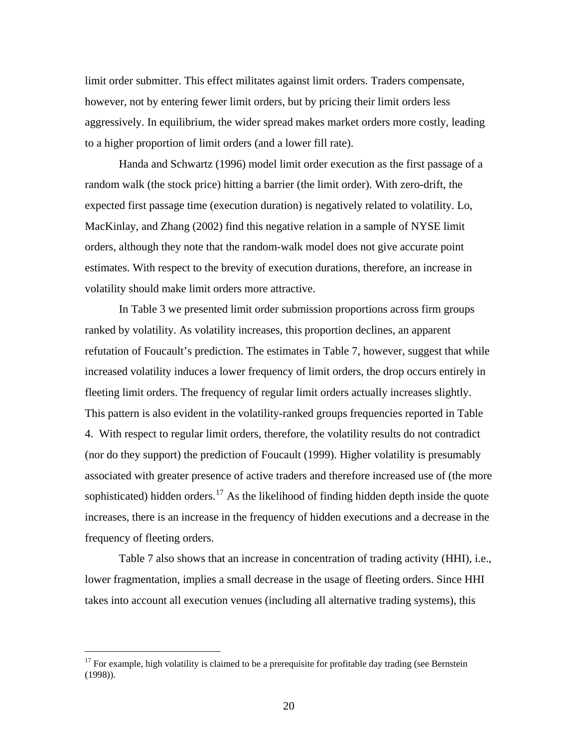limit order submitter. This effect militates against limit orders. Traders compensate, however, not by entering fewer limit orders, but by pricing their limit orders less aggressively. In equilibrium, the wider spread makes market orders more costly, leading to a higher proportion of limit orders (and a lower fill rate).

Handa and Schwartz (1996) model limit order execution as the first passage of a random walk (the stock price) hitting a barrier (the limit order). With zero-drift, the expected first passage time (execution duration) is negatively related to volatility. Lo, MacKinlay, and Zhang (2002) find this negative relation in a sample of NYSE limit orders, although they note that the random-walk model does not give accurate point estimates. With respect to the brevity of execution durations, therefore, an increase in volatility should make limit orders more attractive.

In Table 3 we presented limit order submission proportions across firm groups ranked by volatility. As volatility increases, this proportion declines, an apparent refutation of Foucault's prediction. The estimates in Table 7, however, suggest that while increased volatility induces a lower frequency of limit orders, the drop occurs entirely in fleeting limit orders. The frequency of regular limit orders actually increases slightly. This pattern is also evident in the volatility-ranked groups frequencies reported in Table 4. With respect to regular limit orders, therefore, the volatility results do not contradict (nor do they support) the prediction of Foucault (1999). Higher volatility is presumably associated with greater presence of active traders and therefore increased use of (the more sophisticated) hidden orders.[17] As the likelihood of finding hidden depth inside the quote increases, there is an increase in the frequency of hidden executions and a decrease in the frequency of fleeting orders.

Table 7 also shows that an increase in concentration of trading activity (HHI), i.e., lower fragmentation, implies a small decrease in the usage of fleeting orders. Since HHI takes into account all execution venues (including all alternative trading systems), this

[17] For example, high volatility is claimed to be a prerequisite for profitable day trading (see Bernstein (1998)).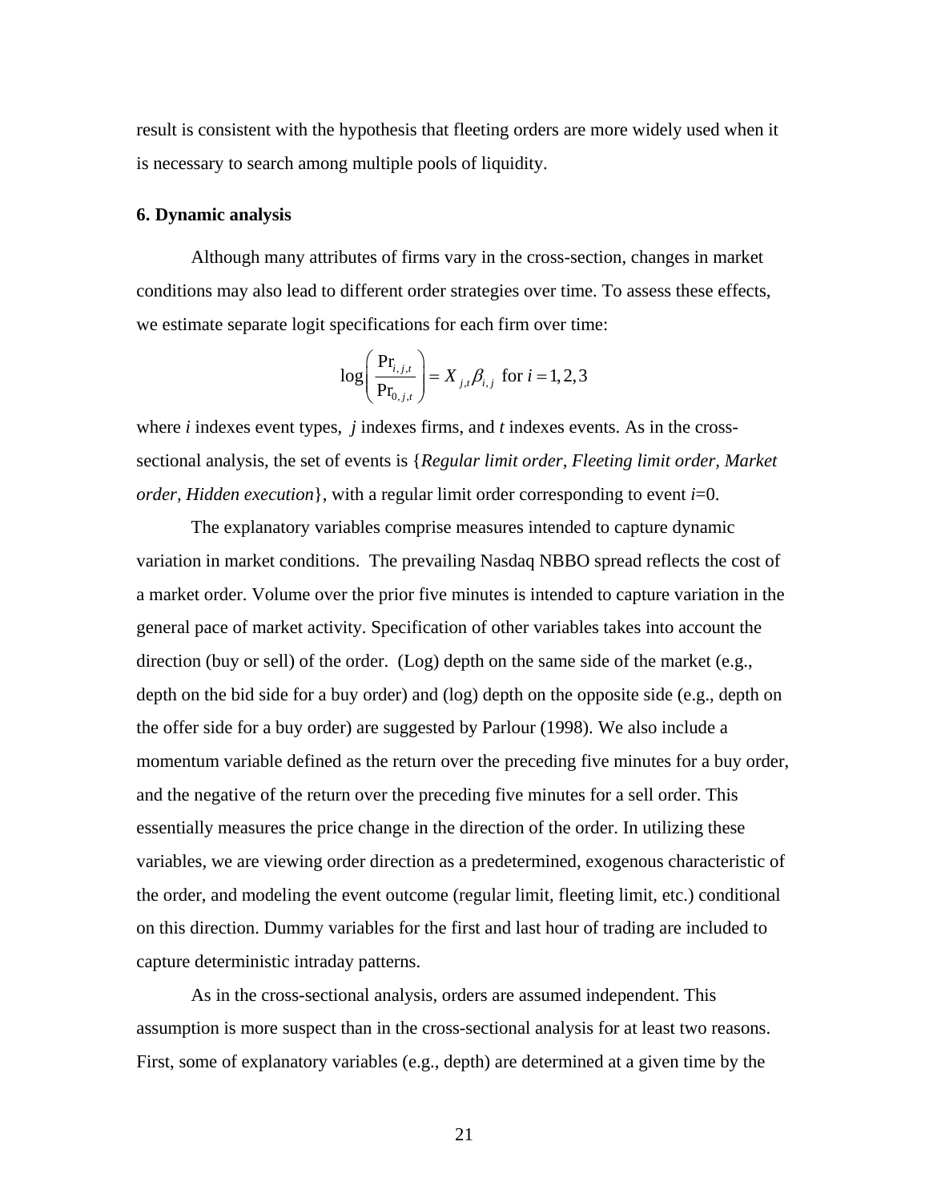result is consistent with the hypothesis that fleeting orders are more widely used when it is necessary to search among multiple pools of liquidity.

## 6. Dynamic analysis

Although many attributes of firms vary in the cross-section, changes in market conditions may also lead to different order strategies over time. To assess these effects, we estimate separate logit specifications for each firm over time:

$$\log\left(\frac{\Pr_{i,j,t}}{\Pr_{0,j,t}}\right) = X_{j,t}\beta_{i,j} \text{ for } i = 1,2,3$$

where *i* indexes event types, *j* indexes firms, and *t* indexes events. As in the cross-sectional analysis, the set of events is {*Regular limit order, Fleeting limit order, Market order, Hidden execution*}, with a regular limit order corresponding to event *i*=0.

The explanatory variables comprise measures intended to capture dynamic variation in market conditions. The prevailing Nasdaq NBBO spread reflects the cost of a market order. Volume over the prior five minutes is intended to capture variation in the general pace of market activity. Specification of other variables takes into account the direction (buy or sell) of the order. (Log) depth on the same side of the market (e.g., depth on the bid side for a buy order) and (log) depth on the opposite side (e.g., depth on the offer side for a buy order) are suggested by Parlour (1998). We also include a momentum variable defined as the return over the preceding five minutes for a buy order, and the negative of the return over the preceding five minutes for a sell order. This essentially measures the price change in the direction of the order. In utilizing these variables, we are viewing order direction as a predetermined, exogenous characteristic of the order, and modeling the event outcome (regular limit, fleeting limit, etc.) conditional on this direction. Dummy variables for the first and last hour of trading are included to capture deterministic intraday patterns.

As in the cross-sectional analysis, orders are assumed independent. This assumption is more suspect than in the cross-sectional analysis for at least two reasons. First, some of explanatory variables (e.g., depth) are determined at a given time by the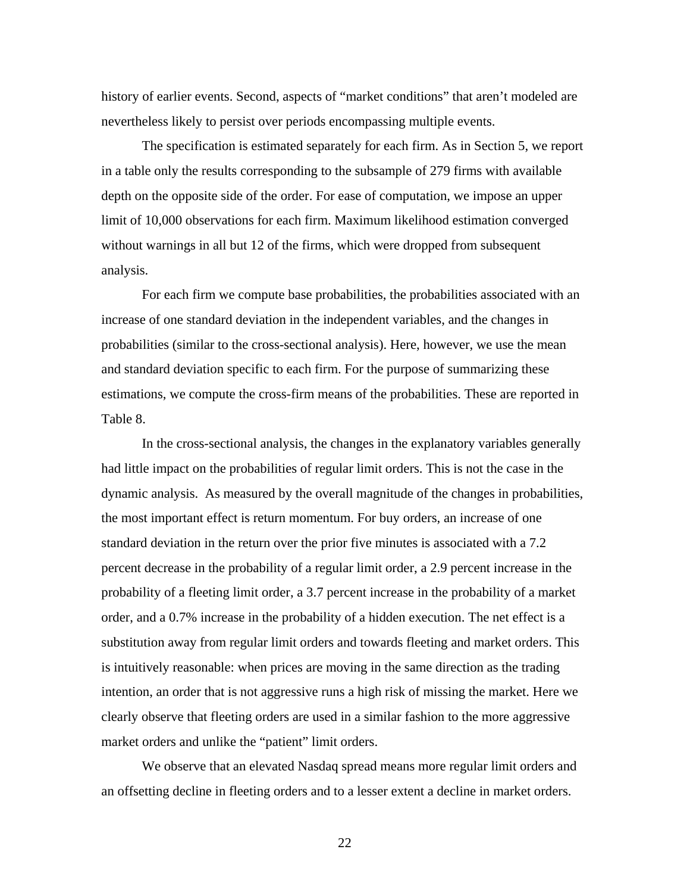history of earlier events. Second, aspects of "market conditions" that aren't modeled are nevertheless likely to persist over periods encompassing multiple events.

The specification is estimated separately for each firm. As in Section 5, we report in a table only the results corresponding to the subsample of 279 firms with available depth on the opposite side of the order. For ease of computation, we impose an upper limit of 10,000 observations for each firm. Maximum likelihood estimation converged without warnings in all but 12 of the firms, which were dropped from subsequent analysis.

For each firm we compute base probabilities, the probabilities associated with an increase of one standard deviation in the independent variables, and the changes in probabilities (similar to the cross-sectional analysis). Here, however, we use the mean and standard deviation specific to each firm. For the purpose of summarizing these estimations, we compute the cross-firm means of the probabilities. These are reported in Table 8.

In the cross-sectional analysis, the changes in the explanatory variables generally had little impact on the probabilities of regular limit orders. This is not the case in the dynamic analysis. As measured by the overall magnitude of the changes in probabilities, the most important effect is return momentum. For buy orders, an increase of one standard deviation in the return over the prior five minutes is associated with a 7.2 percent decrease in the probability of a regular limit order, a 2.9 percent increase in the probability of a fleeting limit order, a 3.7 percent increase in the probability of a market order, and a 0.7% increase in the probability of a hidden execution. The net effect is a substitution away from regular limit orders and towards fleeting and market orders. This is intuitively reasonable: when prices are moving in the same direction as the trading intention, an order that is not aggressive runs a high risk of missing the market. Here we clearly observe that fleeting orders are used in a similar fashion to the more aggressive market orders and unlike the "patient" limit orders.

We observe that an elevated Nasdaq spread means more regular limit orders and an offsetting decline in fleeting orders and to a lesser extent a decline in market orders.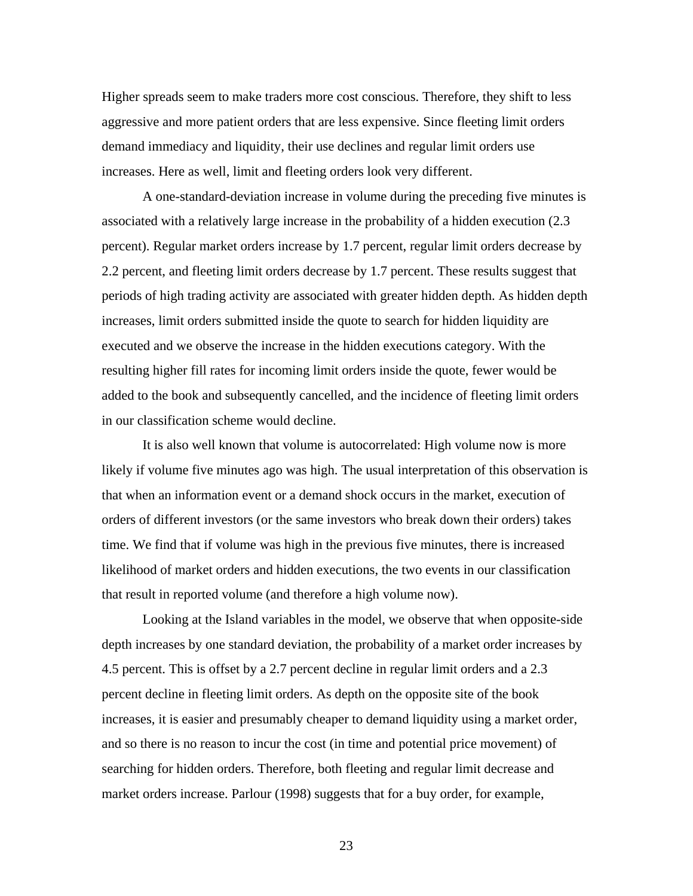Higher spreads seem to make traders more cost conscious. Therefore, they shift to less aggressive and more patient orders that are less expensive. Since fleeting limit orders demand immediacy and liquidity, their use declines and regular limit orders use increases. Here as well, limit and fleeting orders look very different.

A one-standard-deviation increase in volume during the preceding five minutes is associated with a relatively large increase in the probability of a hidden execution (2.3 percent). Regular market orders increase by 1.7 percent, regular limit orders decrease by 2.2 percent, and fleeting limit orders decrease by 1.7 percent. These results suggest that periods of high trading activity are associated with greater hidden depth. As hidden depth increases, limit orders submitted inside the quote to search for hidden liquidity are executed and we observe the increase in the hidden executions category. With the resulting higher fill rates for incoming limit orders inside the quote, fewer would be added to the book and subsequently cancelled, and the incidence of fleeting limit orders in our classification scheme would decline.

It is also well known that volume is autocorrelated: High volume now is more likely if volume five minutes ago was high. The usual interpretation of this observation is that when an information event or a demand shock occurs in the market, execution of orders of different investors (or the same investors who break down their orders) takes time. We find that if volume was high in the previous five minutes, there is increased likelihood of market orders and hidden executions, the two events in our classification that result in reported volume (and therefore a high volume now).

Looking at the Island variables in the model, we observe that when opposite-side depth increases by one standard deviation, the probability of a market order increases by 4.5 percent. This is offset by a 2.7 percent decline in regular limit orders and a 2.3 percent decline in fleeting limit orders. As depth on the opposite site of the book increases, it is easier and presumably cheaper to demand liquidity using a market order, and so there is no reason to incur the cost (in time and potential price movement) of searching for hidden orders. Therefore, both fleeting and regular limit decrease and market orders increase. Parlour (1998) suggests that for a buy order, for example,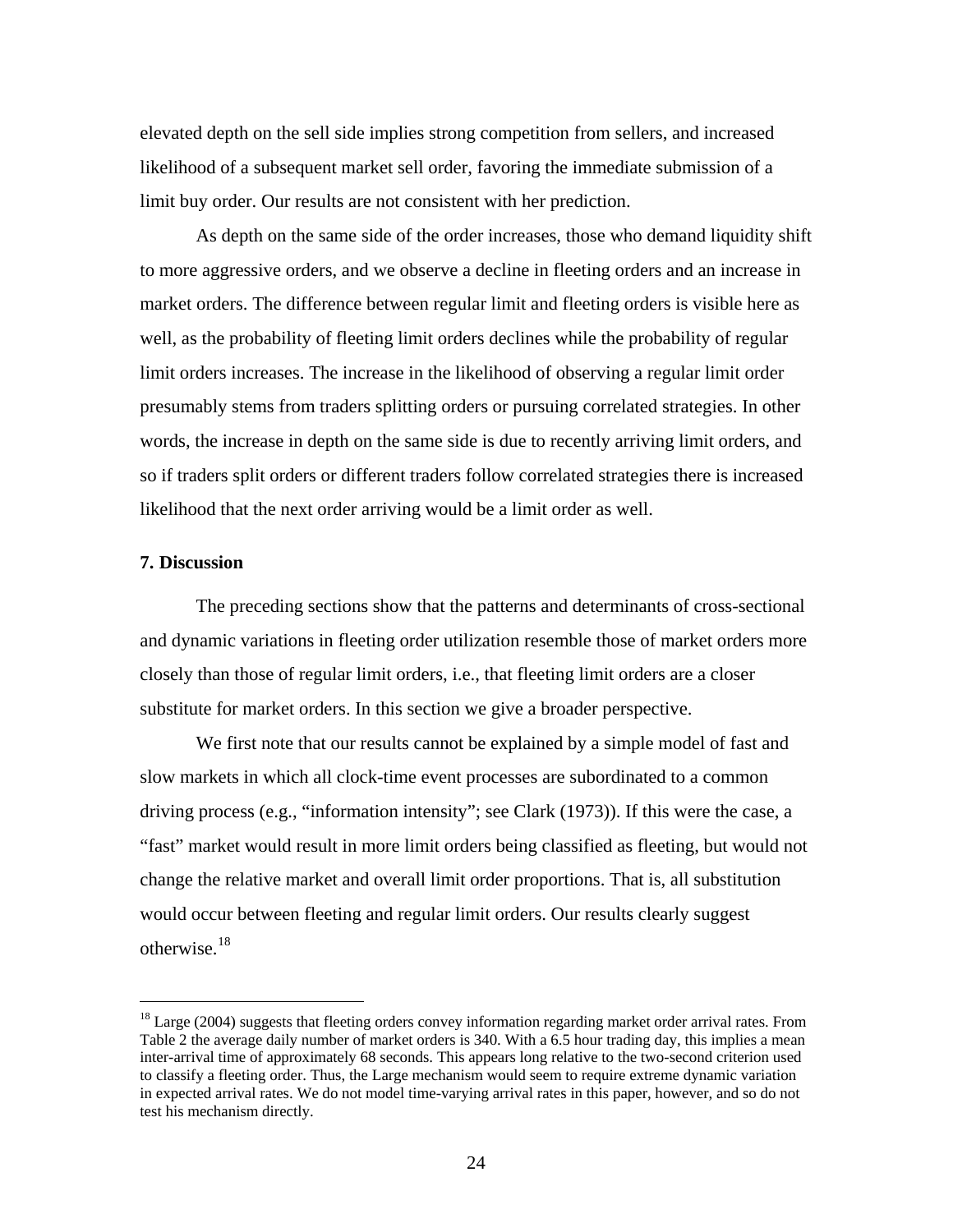elevated depth on the sell side implies strong competition from sellers, and increased likelihood of a subsequent market sell order, favoring the immediate submission of a limit buy order. Our results are not consistent with her prediction.

As depth on the same side of the order increases, those who demand liquidity shift to more aggressive orders, and we observe a decline in fleeting orders and an increase in market orders. The difference between regular limit and fleeting orders is visible here as well, as the probability of fleeting limit orders declines while the probability of regular limit orders increases. The increase in the likelihood of observing a regular limit order presumably stems from traders splitting orders or pursuing correlated strategies. In other words, the increase in depth on the same side is due to recently arriving limit orders, and so if traders split orders or different traders follow correlated strategies there is increased likelihood that the next order arriving would be a limit order as well.

## 7. Discussion

The preceding sections show that the patterns and determinants of cross-sectional and dynamic variations in fleeting order utilization resemble those of market orders more closely than those of regular limit orders, i.e., that fleeting limit orders are a closer substitute for market orders. In this section we give a broader perspective.

We first note that our results cannot be explained by a simple model of fast and slow markets in which all clock-time event processes are subordinated to a common driving process (e.g., "information intensity"; see Clark (1973)). If this were the case, a "fast" market would result in more limit orders being classified as fleeting, but would not change the relative market and overall limit order proportions. That is, all substitution would occur between fleeting and regular limit orders. Our results clearly suggest otherwise.[18]

---

[18] Large (2004) suggests that fleeting orders convey information regarding market order arrival rates. From Table 2 the average daily number of market orders is 340. With a 6.5 hour trading day, this implies a mean inter-arrival time of approximately 68 seconds. This appears long relative to the two-second criterion used to classify a fleeting order. Thus, the Large mechanism would seem to require extreme dynamic variation in expected arrival rates. We do not model time-varying arrival rates in this paper, however, and so do not test his mechanism directly.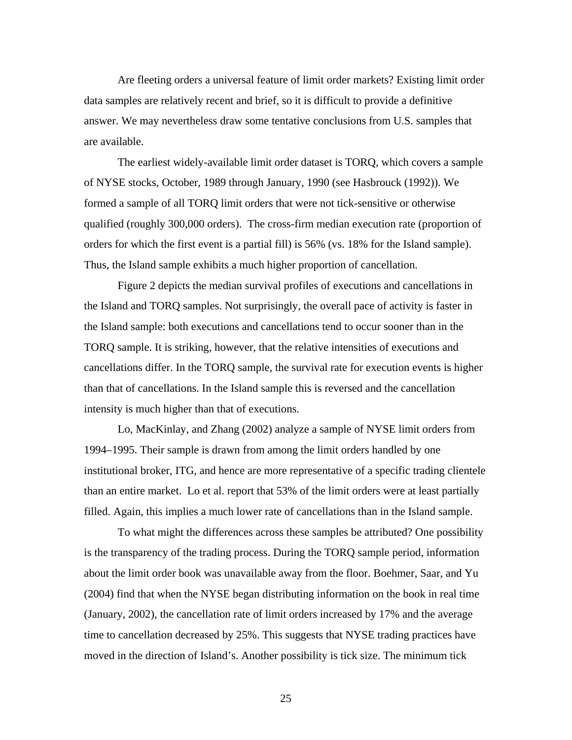Are fleeting orders a universal feature of limit order markets? Existing limit order data samples are relatively recent and brief, so it is difficult to provide a definitive answer. We may nevertheless draw some tentative conclusions from U.S. samples that are available.

The earliest widely-available limit order dataset is TORQ, which covers a sample of NYSE stocks, October, 1989 through January, 1990 (see Hasbrouck (1992)). We formed a sample of all TORQ limit orders that were not tick-sensitive or otherwise qualified (roughly 300,000 orders). The cross-firm median execution rate (proportion of orders for which the first event is a partial fill) is 56% (vs. 18% for the Island sample). Thus, the Island sample exhibits a much higher proportion of cancellation.

Figure 2 depicts the median survival profiles of executions and cancellations in the Island and TORQ samples. Not surprisingly, the overall pace of activity is faster in the Island sample: both executions and cancellations tend to occur sooner than in the TORQ sample. It is striking, however, that the relative intensities of executions and cancellations differ. In the TORQ sample, the survival rate for execution events is higher than that of cancellations. In the Island sample this is reversed and the cancellation intensity is much higher than that of executions.

Lo, MacKinlay, and Zhang (2002) analyze a sample of NYSE limit orders from 1994–1995. Their sample is drawn from among the limit orders handled by one institutional broker, ITG, and hence are more representative of a specific trading clientele than an entire market. Lo et al. report that 53% of the limit orders were at least partially filled. Again, this implies a much lower rate of cancellations than in the Island sample.

To what might the differences across these samples be attributed? One possibility is the transparency of the trading process. During the TORQ sample period, information about the limit order book was unavailable away from the floor. Boehmer, Saar, and Yu (2004) find that when the NYSE began distributing information on the book in real time (January, 2002), the cancellation rate of limit orders increased by 17% and the average time to cancellation decreased by 25%. This suggests that NYSE trading practices have moved in the direction of Island's. Another possibility is tick size. The minimum tick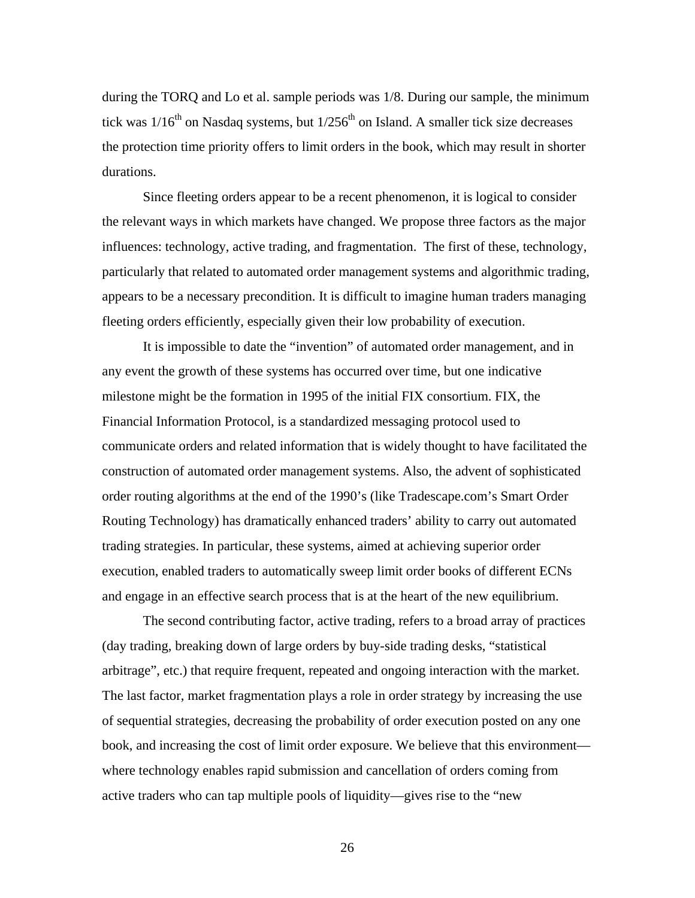during the TORQ and Lo et al. sample periods was 1/8. During our sample, the minimum tick was 1/16th on Nasdaq systems, but 1/256th on Island. A smaller tick size decreases the protection time priority offers to limit orders in the book, which may result in shorter durations.

Since fleeting orders appear to be a recent phenomenon, it is logical to consider the relevant ways in which markets have changed. We propose three factors as the major influences: technology, active trading, and fragmentation. The first of these, technology, particularly that related to automated order management systems and algorithmic trading, appears to be a necessary precondition. It is difficult to imagine human traders managing fleeting orders efficiently, especially given their low probability of execution.

It is impossible to date the "invention" of automated order management, and in any event the growth of these systems has occurred over time, but one indicative milestone might be the formation in 1995 of the initial FIX consortium. FIX, the Financial Information Protocol, is a standardized messaging protocol used to communicate orders and related information that is widely thought to have facilitated the construction of automated order management systems. Also, the advent of sophisticated order routing algorithms at the end of the 1990's (like Tradescape.com's Smart Order Routing Technology) has dramatically enhanced traders' ability to carry out automated trading strategies. In particular, these systems, aimed at achieving superior order execution, enabled traders to automatically sweep limit order books of different ECNs and engage in an effective search process that is at the heart of the new equilibrium.

The second contributing factor, active trading, refers to a broad array of practices (day trading, breaking down of large orders by buy-side trading desks, "statistical arbitrage", etc.) that require frequent, repeated and ongoing interaction with the market. The last factor, market fragmentation plays a role in order strategy by increasing the use of sequential strategies, decreasing the probability of order execution posted on any one book, and increasing the cost of limit order exposure. We believe that this environment—where technology enables rapid submission and cancellation of orders coming from active traders who can tap multiple pools of liquidity—gives rise to the "new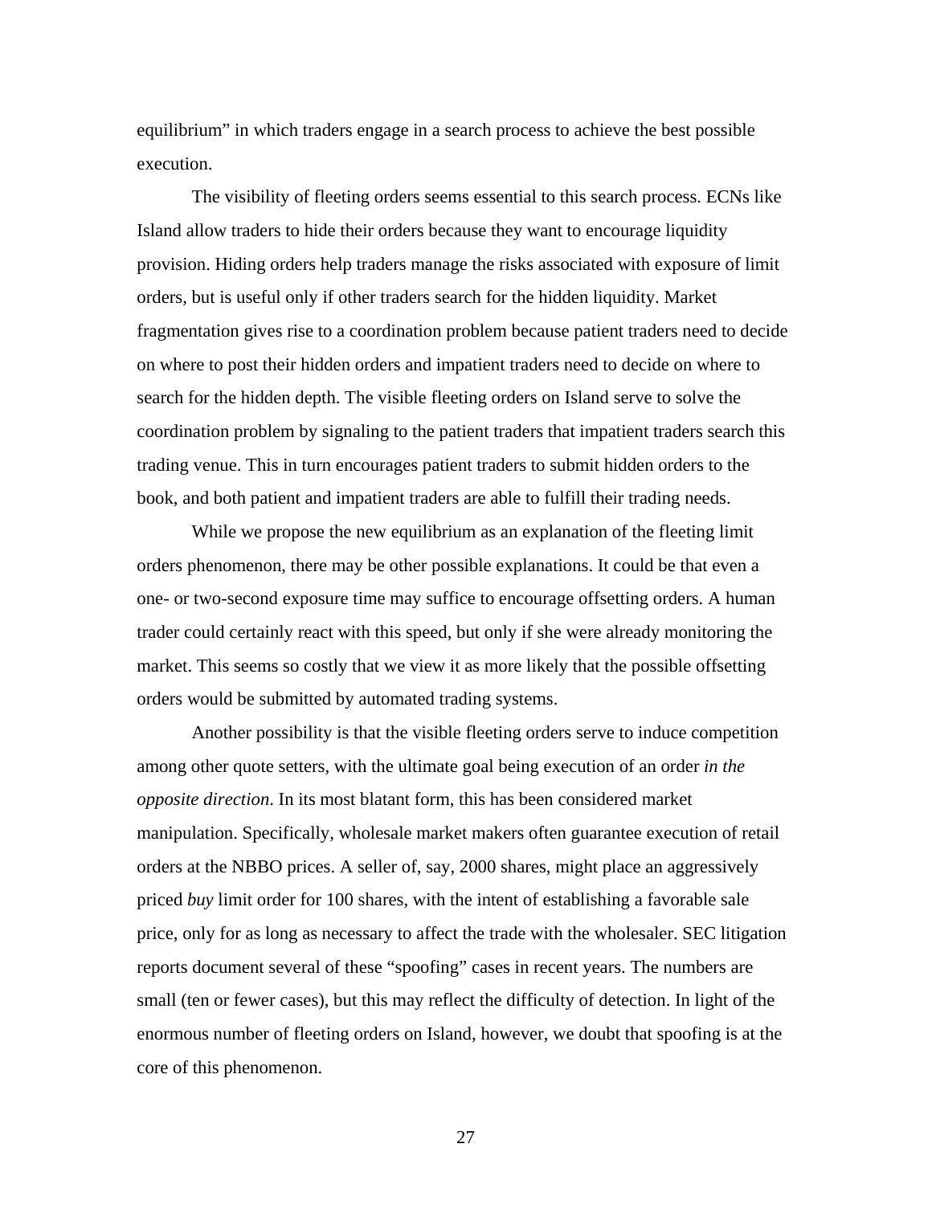equilibrium" in which traders engage in a search process to achieve the best possible execution.

The visibility of fleeting orders seems essential to this search process. ECNs like Island allow traders to hide their orders because they want to encourage liquidity provision. Hiding orders help traders manage the risks associated with exposure of limit orders, but is useful only if other traders search for the hidden liquidity. Market fragmentation gives rise to a coordination problem because patient traders need to decide on where to post their hidden orders and impatient traders need to decide on where to search for the hidden depth. The visible fleeting orders on Island serve to solve the coordination problem by signaling to the patient traders that impatient traders search this trading venue. This in turn encourages patient traders to submit hidden orders to the book, and both patient and impatient traders are able to fulfill their trading needs.

While we propose the new equilibrium as an explanation of the fleeting limit orders phenomenon, there may be other possible explanations. It could be that even a one- or two-second exposure time may suffice to encourage offsetting orders. A human trader could certainly react with this speed, but only if she were already monitoring the market. This seems so costly that we view it as more likely that the possible offsetting orders would be submitted by automated trading systems.

Another possibility is that the visible fleeting orders serve to induce competition among other quote setters, with the ultimate goal being execution of an order *in the opposite direction*. In its most blatant form, this has been considered market manipulation. Specifically, wholesale market makers often guarantee execution of retail orders at the NBBO prices. A seller of, say, 2000 shares, might place an aggressively priced *buy* limit order for 100 shares, with the intent of establishing a favorable sale price, only for as long as necessary to affect the trade with the wholesaler. SEC litigation reports document several of these "spoofing" cases in recent years. The numbers are small (ten or fewer cases), but this may reflect the difficulty of detection. In light of the enormous number of fleeting orders on Island, however, we doubt that spoofing is at the core of this phenomenon.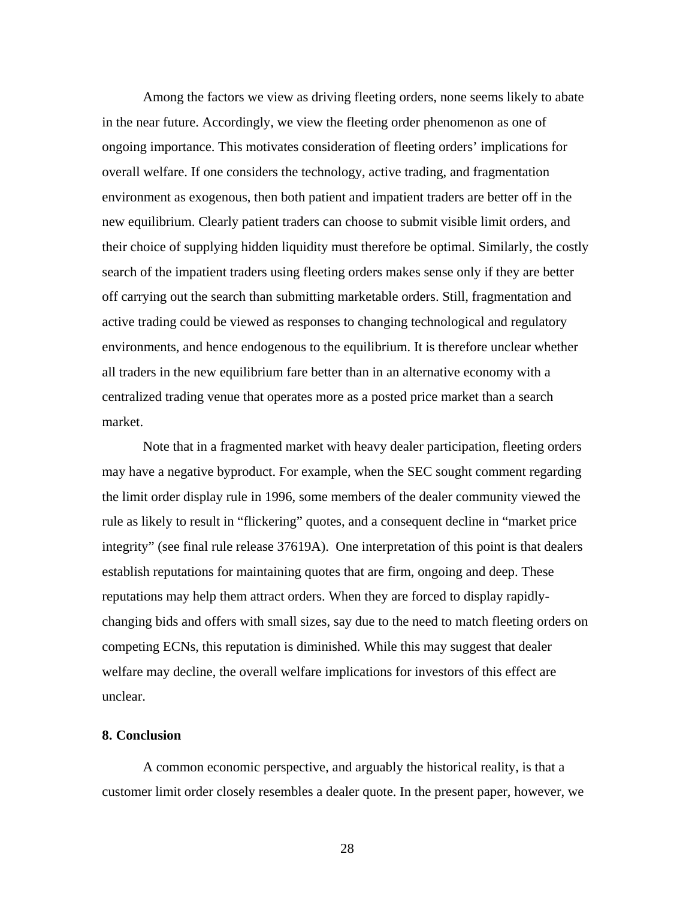Among the factors we view as driving fleeting orders, none seems likely to abate in the near future. Accordingly, we view the fleeting order phenomenon as one of ongoing importance. This motivates consideration of fleeting orders' implications for overall welfare. If one considers the technology, active trading, and fragmentation environment as exogenous, then both patient and impatient traders are better off in the new equilibrium. Clearly patient traders can choose to submit visible limit orders, and their choice of supplying hidden liquidity must therefore be optimal. Similarly, the costly search of the impatient traders using fleeting orders makes sense only if they are better off carrying out the search than submitting marketable orders. Still, fragmentation and active trading could be viewed as responses to changing technological and regulatory environments, and hence endogenous to the equilibrium. It is therefore unclear whether all traders in the new equilibrium fare better than in an alternative economy with a centralized trading venue that operates more as a posted price market than a search market.

Note that in a fragmented market with heavy dealer participation, fleeting orders may have a negative byproduct. For example, when the SEC sought comment regarding the limit order display rule in 1996, some members of the dealer community viewed the rule as likely to result in "flickering" quotes, and a consequent decline in "market price integrity" (see final rule release 37619A). One interpretation of this point is that dealers establish reputations for maintaining quotes that are firm, ongoing and deep. These reputations may help them attract orders. When they are forced to display rapidly-changing bids and offers with small sizes, say due to the need to match fleeting orders on competing ECNs, this reputation is diminished. While this may suggest that dealer welfare may decline, the overall welfare implications for investors of this effect are unclear.

## 8. Conclusion

A common economic perspective, and arguably the historical reality, is that a customer limit order closely resembles a dealer quote. In the present paper, however, we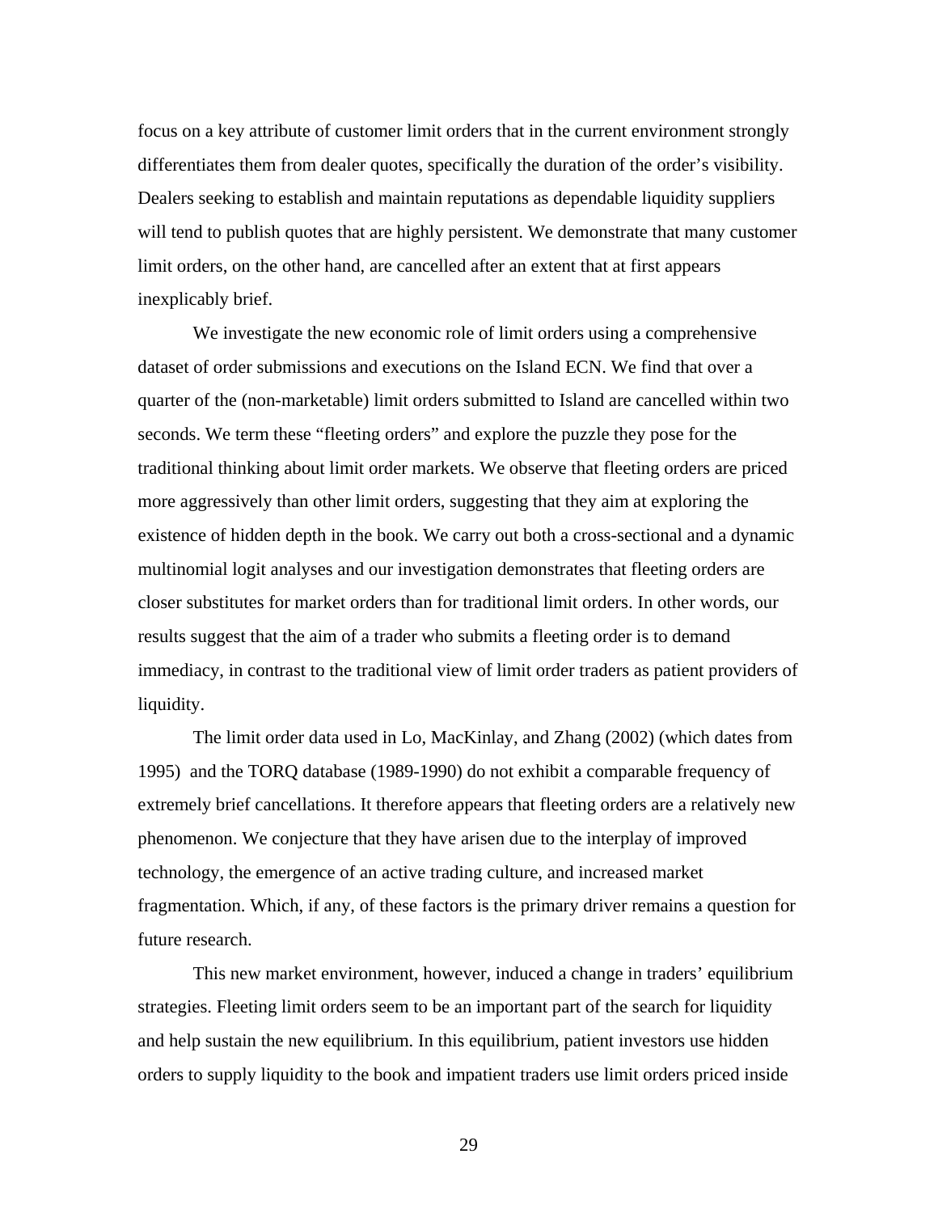focus on a key attribute of customer limit orders that in the current environment strongly differentiates them from dealer quotes, specifically the duration of the order's visibility. Dealers seeking to establish and maintain reputations as dependable liquidity suppliers will tend to publish quotes that are highly persistent. We demonstrate that many customer limit orders, on the other hand, are cancelled after an extent that at first appears inexplicably brief.

We investigate the new economic role of limit orders using a comprehensive dataset of order submissions and executions on the Island ECN. We find that over a quarter of the (non-marketable) limit orders submitted to Island are cancelled within two seconds. We term these "fleeting orders" and explore the puzzle they pose for the traditional thinking about limit order markets. We observe that fleeting orders are priced more aggressively than other limit orders, suggesting that they aim at exploring the existence of hidden depth in the book. We carry out both a cross-sectional and a dynamic multinomial logit analyses and our investigation demonstrates that fleeting orders are closer substitutes for market orders than for traditional limit orders. In other words, our results suggest that the aim of a trader who submits a fleeting order is to demand immediacy, in contrast to the traditional view of limit order traders as patient providers of liquidity.

The limit order data used in Lo, MacKinlay, and Zhang (2002) (which dates from 1995) and the TORQ database (1989-1990) do not exhibit a comparable frequency of extremely brief cancellations. It therefore appears that fleeting orders are a relatively new phenomenon. We conjecture that they have arisen due to the interplay of improved technology, the emergence of an active trading culture, and increased market fragmentation. Which, if any, of these factors is the primary driver remains a question for future research.

This new market environment, however, induced a change in traders' equilibrium strategies. Fleeting limit orders seem to be an important part of the search for liquidity and help sustain the new equilibrium. In this equilibrium, patient investors use hidden orders to supply liquidity to the book and impatient traders use limit orders priced inside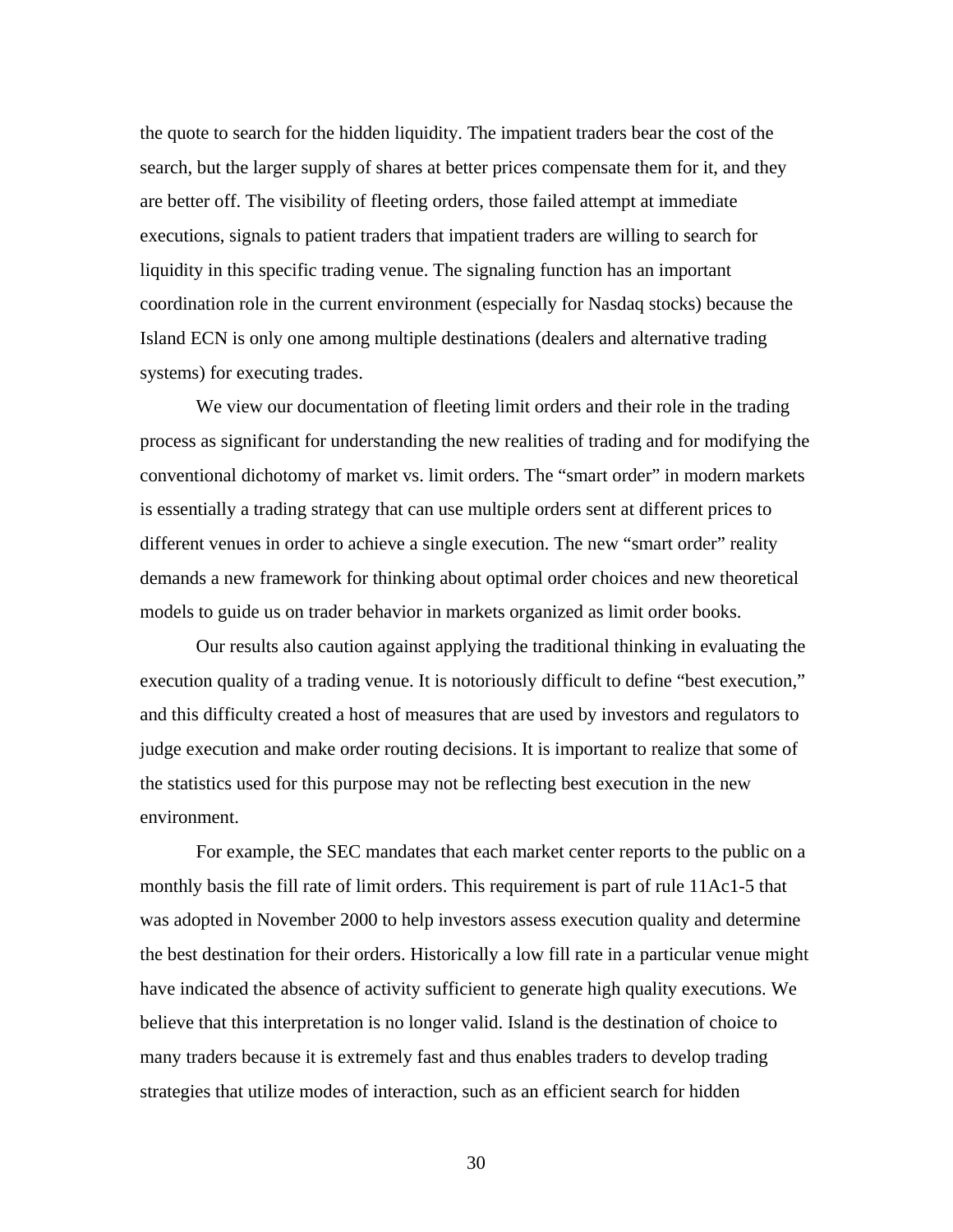the quote to search for the hidden liquidity. The impatient traders bear the cost of the search, but the larger supply of shares at better prices compensate them for it, and they are better off. The visibility of fleeting orders, those failed attempt at immediate executions, signals to patient traders that impatient traders are willing to search for liquidity in this specific trading venue. The signaling function has an important coordination role in the current environment (especially for Nasdaq stocks) because the Island ECN is only one among multiple destinations (dealers and alternative trading systems) for executing trades.

We view our documentation of fleeting limit orders and their role in the trading process as significant for understanding the new realities of trading and for modifying the conventional dichotomy of market vs. limit orders. The "smart order" in modern markets is essentially a trading strategy that can use multiple orders sent at different prices to different venues in order to achieve a single execution. The new "smart order" reality demands a new framework for thinking about optimal order choices and new theoretical models to guide us on trader behavior in markets organized as limit order books.

Our results also caution against applying the traditional thinking in evaluating the execution quality of a trading venue. It is notoriously difficult to define "best execution," and this difficulty created a host of measures that are used by investors and regulators to judge execution and make order routing decisions. It is important to realize that some of the statistics used for this purpose may not be reflecting best execution in the new environment.

For example, the SEC mandates that each market center reports to the public on a monthly basis the fill rate of limit orders. This requirement is part of rule 11Ac1-5 that was adopted in November 2000 to help investors assess execution quality and determine the best destination for their orders. Historically a low fill rate in a particular venue might have indicated the absence of activity sufficient to generate high quality executions. We believe that this interpretation is no longer valid. Island is the destination of choice to many traders because it is extremely fast and thus enables traders to develop trading strategies that utilize modes of interaction, such as an efficient search for hidden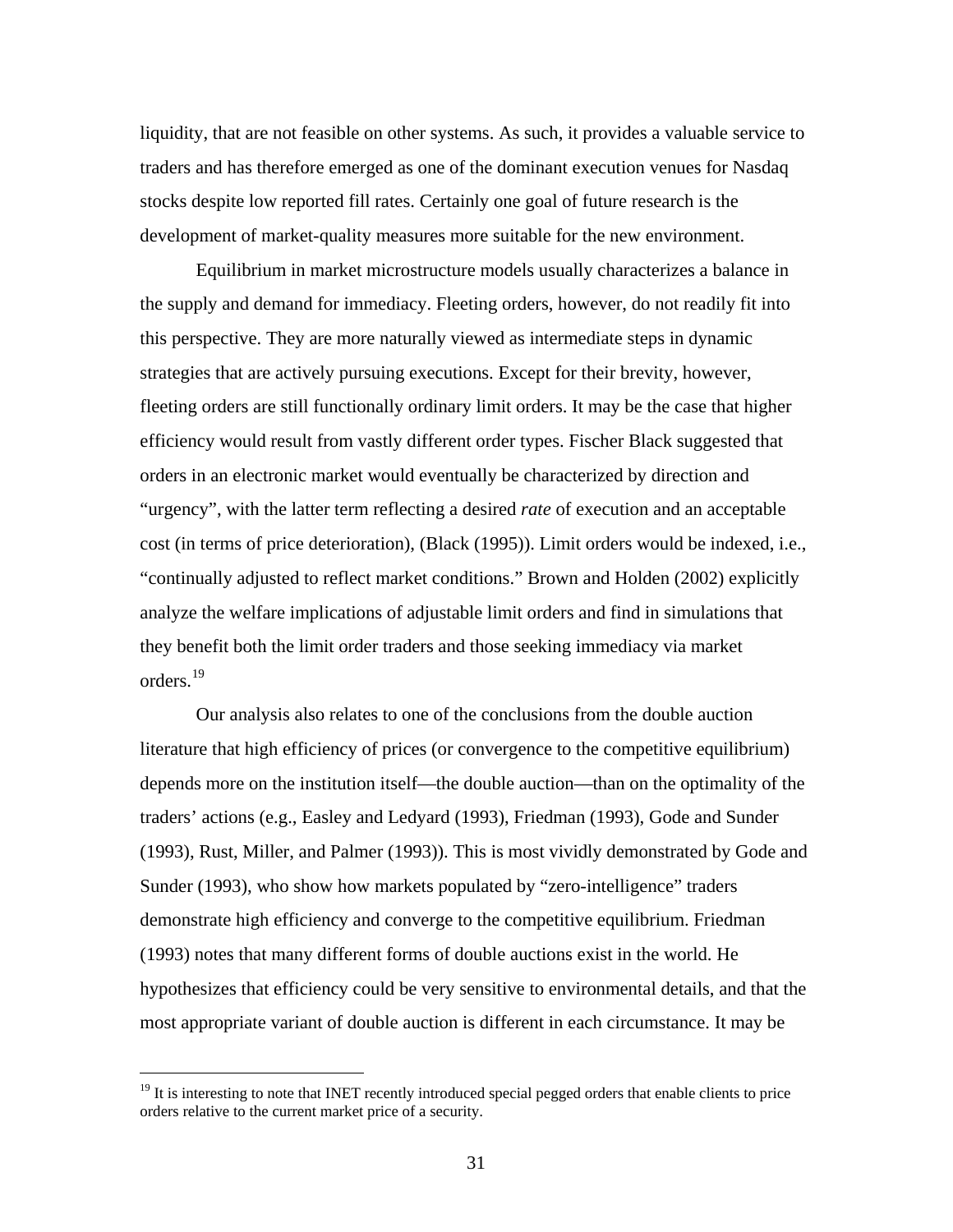liquidity, that are not feasible on other systems. As such, it provides a valuable service to traders and has therefore emerged as one of the dominant execution venues for Nasdaq stocks despite low reported fill rates. Certainly one goal of future research is the development of market-quality measures more suitable for the new environment.

Equilibrium in market microstructure models usually characterizes a balance in the supply and demand for immediacy. Fleeting orders, however, do not readily fit into this perspective. They are more naturally viewed as intermediate steps in dynamic strategies that are actively pursuing executions. Except for their brevity, however, fleeting orders are still functionally ordinary limit orders. It may be the case that higher efficiency would result from vastly different order types. Fischer Black suggested that orders in an electronic market would eventually be characterized by direction and "urgency", with the latter term reflecting a desired *rate* of execution and an acceptable cost (in terms of price deterioration), (Black (1995)). Limit orders would be indexed, i.e., "continually adjusted to reflect market conditions." Brown and Holden (2002) explicitly analyze the welfare implications of adjustable limit orders and find in simulations that they benefit both the limit order traders and those seeking immediacy via market orders.[19]

Our analysis also relates to one of the conclusions from the double auction literature that high efficiency of prices (or convergence to the competitive equilibrium) depends more on the institution itself—the double auction—than on the optimality of the traders' actions (e.g., Easley and Ledyard (1993), Friedman (1993), Gode and Sunder (1993), Rust, Miller, and Palmer (1993)). This is most vividly demonstrated by Gode and Sunder (1993), who show how markets populated by "zero-intelligence" traders demonstrate high efficiency and converge to the competitive equilibrium. Friedman (1993) notes that many different forms of double auctions exist in the world. He hypothesizes that efficiency could be very sensitive to environmental details, and that the most appropriate variant of double auction is different in each circumstance. It may be

[19] It is interesting to note that INET recently introduced special pegged orders that enable clients to price orders relative to the current market price of a security.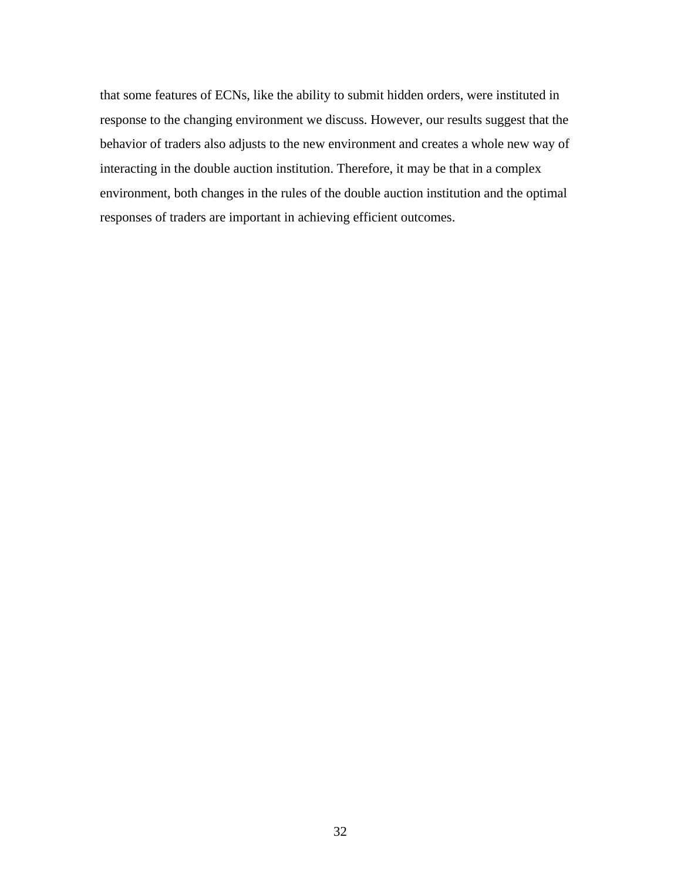that some features of ECNs, like the ability to submit hidden orders, were instituted in response to the changing environment we discuss. However, our results suggest that the behavior of traders also adjusts to the new environment and creates a whole new way of interacting in the double auction institution. Therefore, it may be that in a complex environment, both changes in the rules of the double auction institution and the optimal responses of traders are important in achieving efficient outcomes.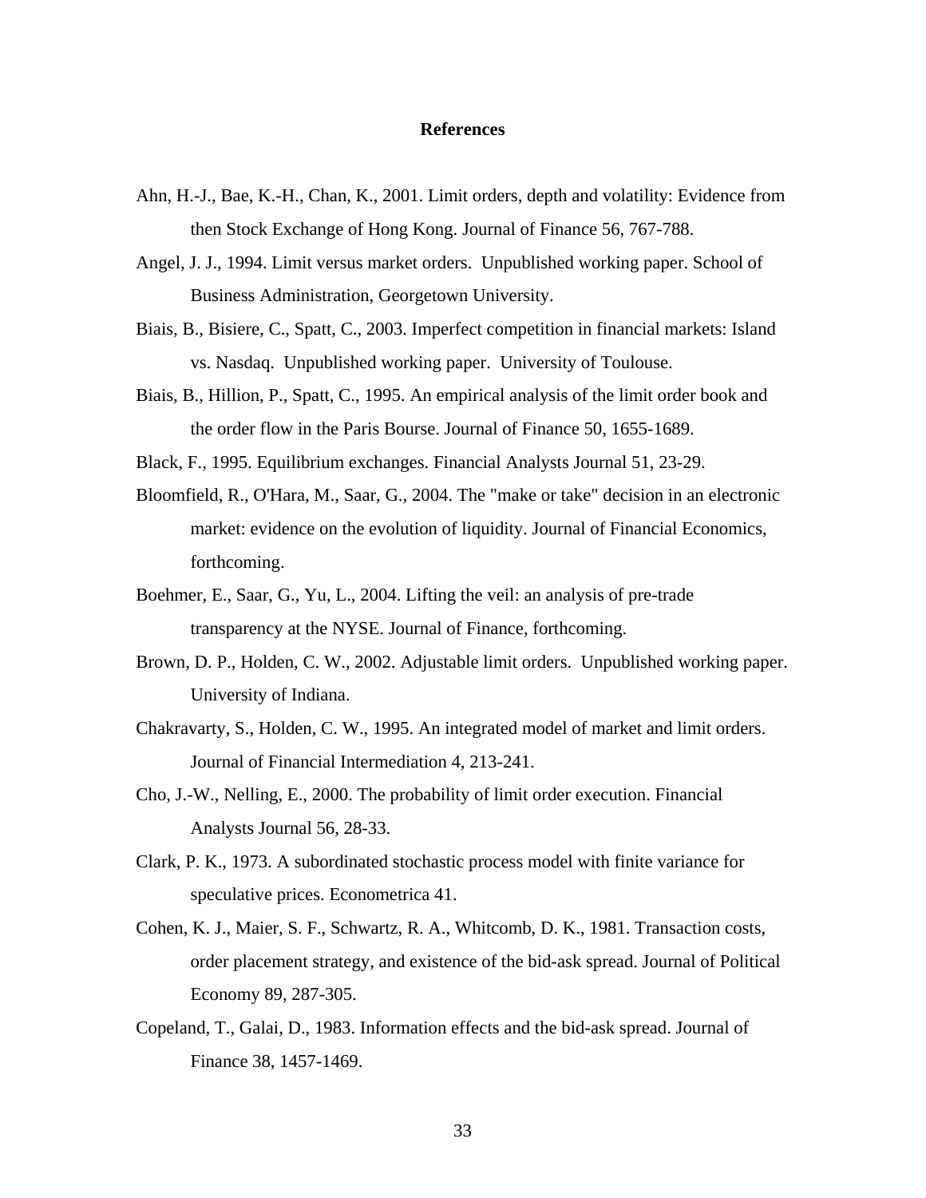# References

Ahn, H.-J., Bae, K.-H., Chan, K., 2001. Limit orders, depth and volatility: Evidence from then Stock Exchange of Hong Kong. Journal of Finance 56, 767-788.

Angel, J. J., 1994. Limit versus market orders. Unpublished working paper. School of Business Administration, Georgetown University.

Biais, B., Bisiere, C., Spatt, C., 2003. Imperfect competition in financial markets: Island vs. Nasdaq. Unpublished working paper. University of Toulouse.

Biais, B., Hillion, P., Spatt, C., 1995. An empirical analysis of the limit order book and the order flow in the Paris Bourse. Journal of Finance 50, 1655-1689.

Black, F., 1995. Equilibrium exchanges. Financial Analysts Journal 51, 23-29.

Bloomfield, R., O'Hara, M., Saar, G., 2004. The "make or take" decision in an electronic market: evidence on the evolution of liquidity. Journal of Financial Economics, forthcoming.

Boehmer, E., Saar, G., Yu, L., 2004. Lifting the veil: an analysis of pre-trade transparency at the NYSE. Journal of Finance, forthcoming.

Brown, D. P., Holden, C. W., 2002. Adjustable limit orders. Unpublished working paper. University of Indiana.

Chakravarty, S., Holden, C. W., 1995. An integrated model of market and limit orders. Journal of Financial Intermediation 4, 213-241.

Cho, J.-W., Nelling, E., 2000. The probability of limit order execution. Financial Analysts Journal 56, 28-33.

Clark, P. K., 1973. A subordinated stochastic process model with finite variance for speculative prices. Econometrica 41.

Cohen, K. J., Maier, S. F., Schwartz, R. A., Whitcomb, D. K., 1981. Transaction costs, order placement strategy, and existence of the bid-ask spread. Journal of Political Economy 89, 287-305.

Copeland, T., Galai, D., 1983. Information effects and the bid-ask spread. Journal of Finance 38, 1457-1469.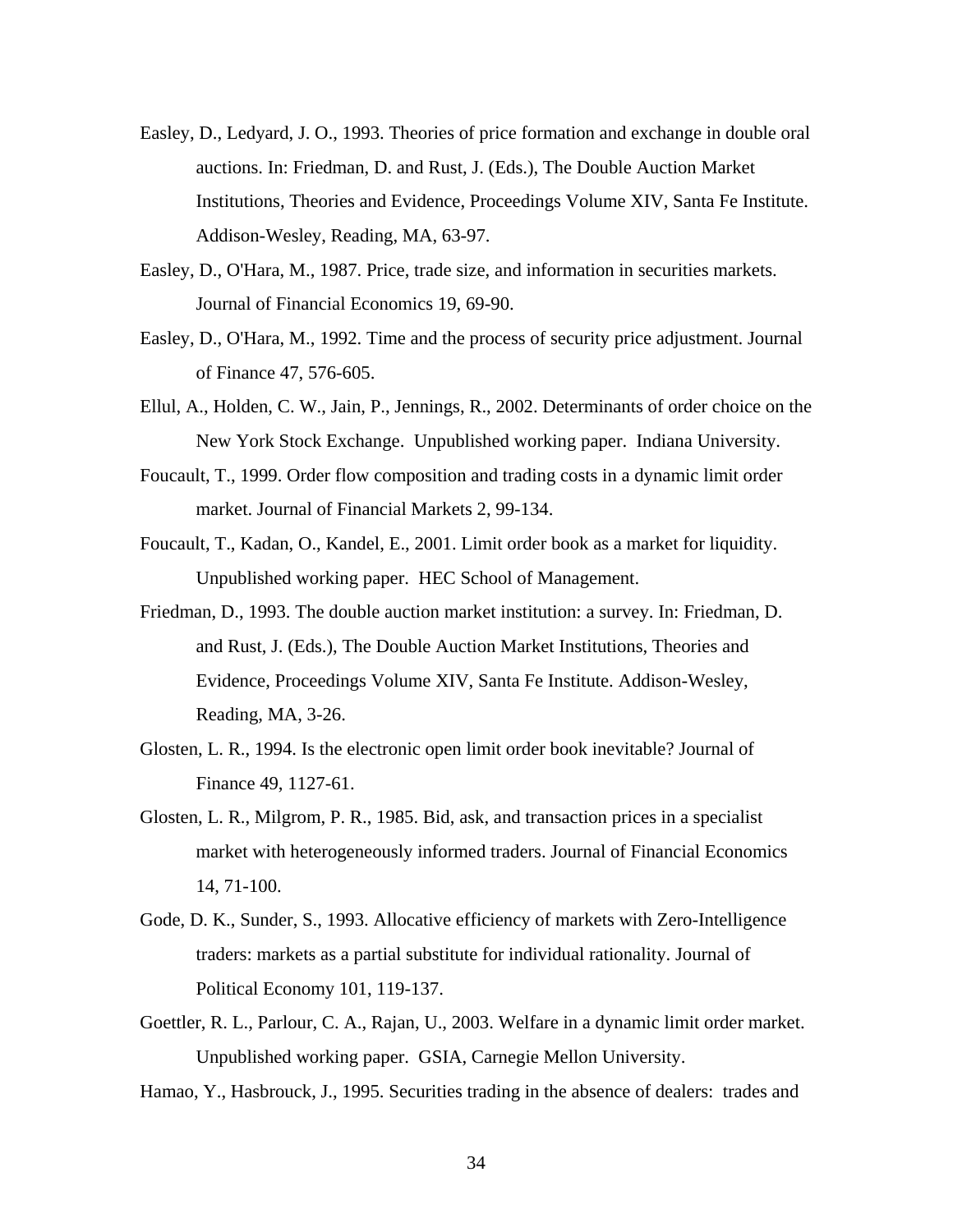Easley, D., Ledyard, J. O., 1993. Theories of price formation and exchange in double oral auctions. In: Friedman, D. and Rust, J. (Eds.), The Double Auction Market Institutions, Theories and Evidence, Proceedings Volume XIV, Santa Fe Institute. Addison-Wesley, Reading, MA, 63-97.

Easley, D., O'Hara, M., 1987. Price, trade size, and information in securities markets. Journal of Financial Economics 19, 69-90.

Easley, D., O'Hara, M., 1992. Time and the process of security price adjustment. Journal of Finance 47, 576-605.

Ellul, A., Holden, C. W., Jain, P., Jennings, R., 2002. Determinants of order choice on the New York Stock Exchange. Unpublished working paper. Indiana University.

Foucault, T., 1999. Order flow composition and trading costs in a dynamic limit order market. Journal of Financial Markets 2, 99-134.

Foucault, T., Kadan, O., Kandel, E., 2001. Limit order book as a market for liquidity. Unpublished working paper. HEC School of Management.

Friedman, D., 1993. The double auction market institution: a survey. In: Friedman, D. and Rust, J. (Eds.), The Double Auction Market Institutions, Theories and Evidence, Proceedings Volume XIV, Santa Fe Institute. Addison-Wesley, Reading, MA, 3-26.

Glosten, L. R., 1994. Is the electronic open limit order book inevitable? Journal of Finance 49, 1127-61.

Glosten, L. R., Milgrom, P. R., 1985. Bid, ask, and transaction prices in a specialist market with heterogeneously informed traders. Journal of Financial Economics 14, 71-100.

Gode, D. K., Sunder, S., 1993. Allocative efficiency of markets with Zero-Intelligence traders: markets as a partial substitute for individual rationality. Journal of Political Economy 101, 119-137.

Goettler, R. L., Parlour, C. A., Rajan, U., 2003. Welfare in a dynamic limit order market. Unpublished working paper. GSIA, Carnegie Mellon University.

Hamao, Y., Hasbrouck, J., 1995. Securities trading in the absence of dealers: trades and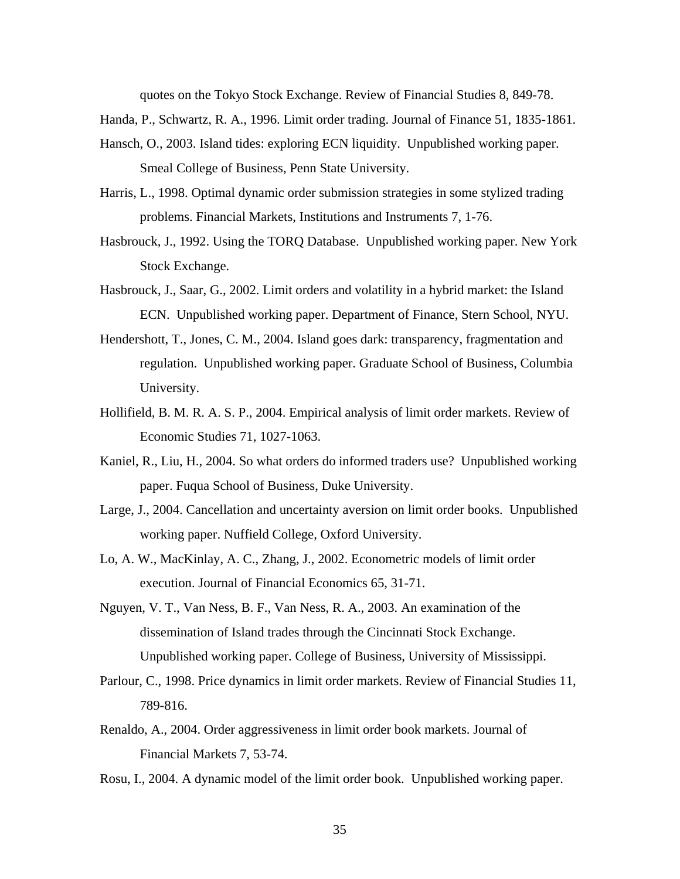quotes on the Tokyo Stock Exchange. Review of Financial Studies 8, 849-78.

Handa, P., Schwartz, R. A., 1996. Limit order trading. Journal of Finance 51, 1835-1861.

Hansch, O., 2003. Island tides: exploring ECN liquidity. Unpublished working paper. Smeal College of Business, Penn State University.

Harris, L., 1998. Optimal dynamic order submission strategies in some stylized trading problems. Financial Markets, Institutions and Instruments 7, 1-76.

Hasbrouck, J., 1992. Using the TORQ Database. Unpublished working paper. New York Stock Exchange.

Hasbrouck, J., Saar, G., 2002. Limit orders and volatility in a hybrid market: the Island ECN. Unpublished working paper. Department of Finance, Stern School, NYU.

Hendershott, T., Jones, C. M., 2004. Island goes dark: transparency, fragmentation and regulation. Unpublished working paper. Graduate School of Business, Columbia University.

Hollifield, B. M. R. A. S. P., 2004. Empirical analysis of limit order markets. Review of Economic Studies 71, 1027-1063.

Kaniel, R., Liu, H., 2004. So what orders do informed traders use? Unpublished working paper. Fuqua School of Business, Duke University.

Large, J., 2004. Cancellation and uncertainty aversion on limit order books. Unpublished working paper. Nuffield College, Oxford University.

Lo, A. W., MacKinlay, A. C., Zhang, J., 2002. Econometric models of limit order execution. Journal of Financial Economics 65, 31-71.

Nguyen, V. T., Van Ness, B. F., Van Ness, R. A., 2003. An examination of the dissemination of Island trades through the Cincinnati Stock Exchange. Unpublished working paper. College of Business, University of Mississippi.

Parlour, C., 1998. Price dynamics in limit order markets. Review of Financial Studies 11, 789-816.

Renaldo, A., 2004. Order aggressiveness in limit order book markets. Journal of Financial Markets 7, 53-74.

Rosu, I., 2004. A dynamic model of the limit order book. Unpublished working paper.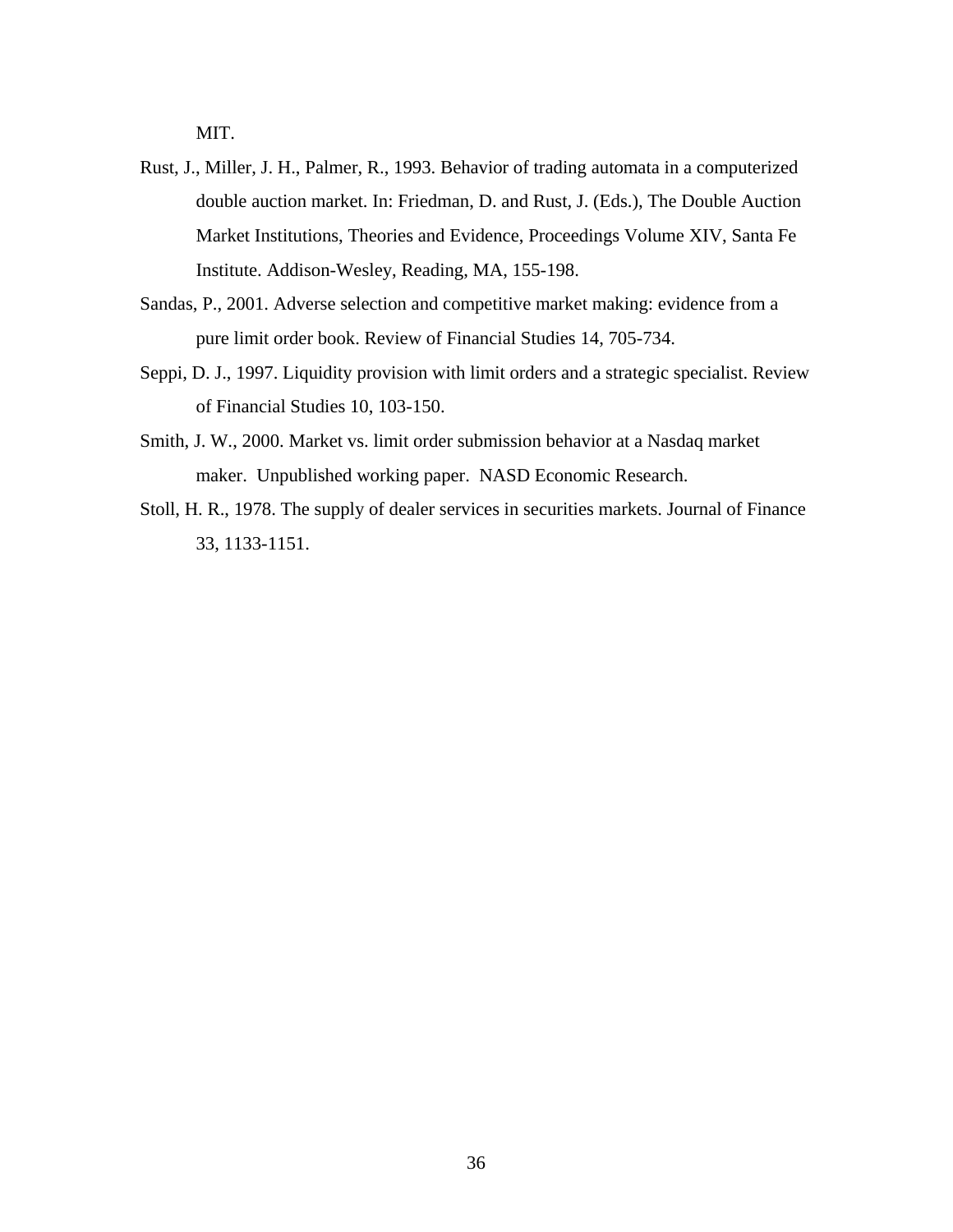MIT.

Rust, J., Miller, J. H., Palmer, R., 1993. Behavior of trading automata in a computerized double auction market. In: Friedman, D. and Rust, J. (Eds.), The Double Auction Market Institutions, Theories and Evidence, Proceedings Volume XIV, Santa Fe Institute. Addison-Wesley, Reading, MA, 155-198.

Sandas, P., 2001. Adverse selection and competitive market making: evidence from a pure limit order book. Review of Financial Studies 14, 705-734.

Seppi, D. J., 1997. Liquidity provision with limit orders and a strategic specialist. Review of Financial Studies 10, 103-150.

Smith, J. W., 2000. Market vs. limit order submission behavior at a Nasdaq market maker. Unpublished working paper. NASD Economic Research.

Stoll, H. R., 1978. The supply of dealer services in securities markets. Journal of Finance 33, 1133-1151.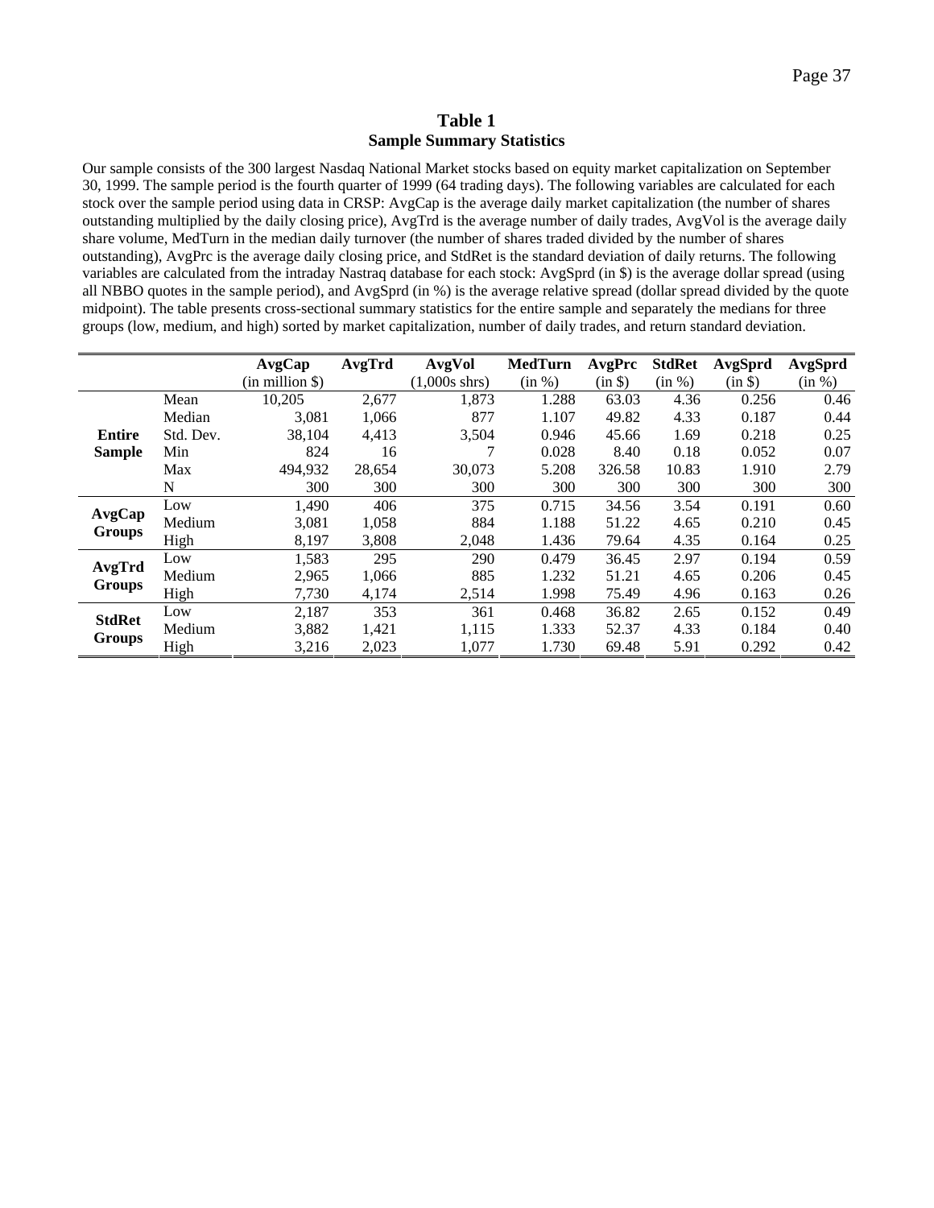## Table 1
### Sample Summary Statistics

Our sample consists of the 300 largest Nasdaq National Market stocks based on equity market capitalization on September 30, 1999. The sample period is the fourth quarter of 1999 (64 trading days). The following variables are calculated for each stock over the sample period using data in CRSP: AvgCap is the average daily market capitalization (the number of shares outstanding multiplied by the daily closing price), AvgTrd is the average number of daily trades, AvgVol is the average daily share volume, MedTurn in the median daily turnover (the number of shares traded divided by the number of shares outstanding), AvgPrc is the average daily closing price, and StdRet is the standard deviation of daily returns. The following variables are calculated from the intraday Nastraq database for each stock: AvgSprd (in $) is the average dollar spread (using all NBBO quotes in the sample period), and AvgSprd (in %) is the average relative spread (dollar spread divided by the quote midpoint). The table presents cross-sectional summary statistics for the entire sample and separately the medians for three groups (low, medium, and high) sorted by market capitalization, number of daily trades, and return standard deviation.

| | | **AvgCap** (in million $) | **AvgTrd** | **AvgVol** (1,000s shrs) | **MedTurn** (in %) | **AvgPrc** (in $) | **StdRet** (in %) | **AvgSprd** (in $) | **AvgSprd** (in %) |
|---|---|---|---|---|---|---|---|---|---|
| **Entire Sample** | Mean | 10,205 | 2,677 | 1,873 | 1.288 | 63.03 | 4.36 | 0.256 | 0.46 |
| | Median | 3,081 | 1,066 | 877 | 1.107 | 49.82 | 4.33 | 0.187 | 0.44 |
| | Std. Dev. | 38,104 | 4,413 | 3,504 | 0.946 | 45.66 | 1.69 | 0.218 | 0.25 |
| | Min | 824 | 16 | 7 | 0.028 | 8.40 | 0.18 | 0.052 | 0.07 |
| | Max | 494,932 | 28,654 | 30,073 | 5.208 | 326.58 | 10.83 | 1.910 | 2.79 |
| | N | 300 | 300 | 300 | 300 | 300 | 300 | 300 | 300 |
| **AvgCap Groups** | Low | 1,490 | 406 | 375 | 0.715 | 34.56 | 3.54 | 0.191 | 0.60 |
| | Medium | 3,081 | 1,058 | 884 | 1.188 | 51.22 | 4.65 | 0.210 | 0.45 |
| | High | 8,197 | 3,808 | 2,048 | 1.436 | 79.64 | 4.35 | 0.164 | 0.25 |
| **AvgTrd Groups** | Low | 1,583 | 295 | 290 | 0.479 | 36.45 | 2.97 | 0.194 | 0.59 |
| | Medium | 2,965 | 1,066 | 885 | 1.232 | 51.21 | 4.65 | 0.206 | 0.45 |
| | High | 7,730 | 4,174 | 2,514 | 1.998 | 75.49 | 4.96 | 0.163 | 0.26 |
| **StdRet Groups** | Low | 2,187 | 353 | 361 | 0.468 | 36.82 | 2.65 | 0.152 | 0.49 |
| | Medium | 3,882 | 1,421 | 1,115 | 1.333 | 52.37 | 4.33 | 0.184 | 0.40 |
| | High | 3,216 | 2,023 | 1,077 | 1.730 | 69.48 | 5.91 | 0.292 | 0.42 |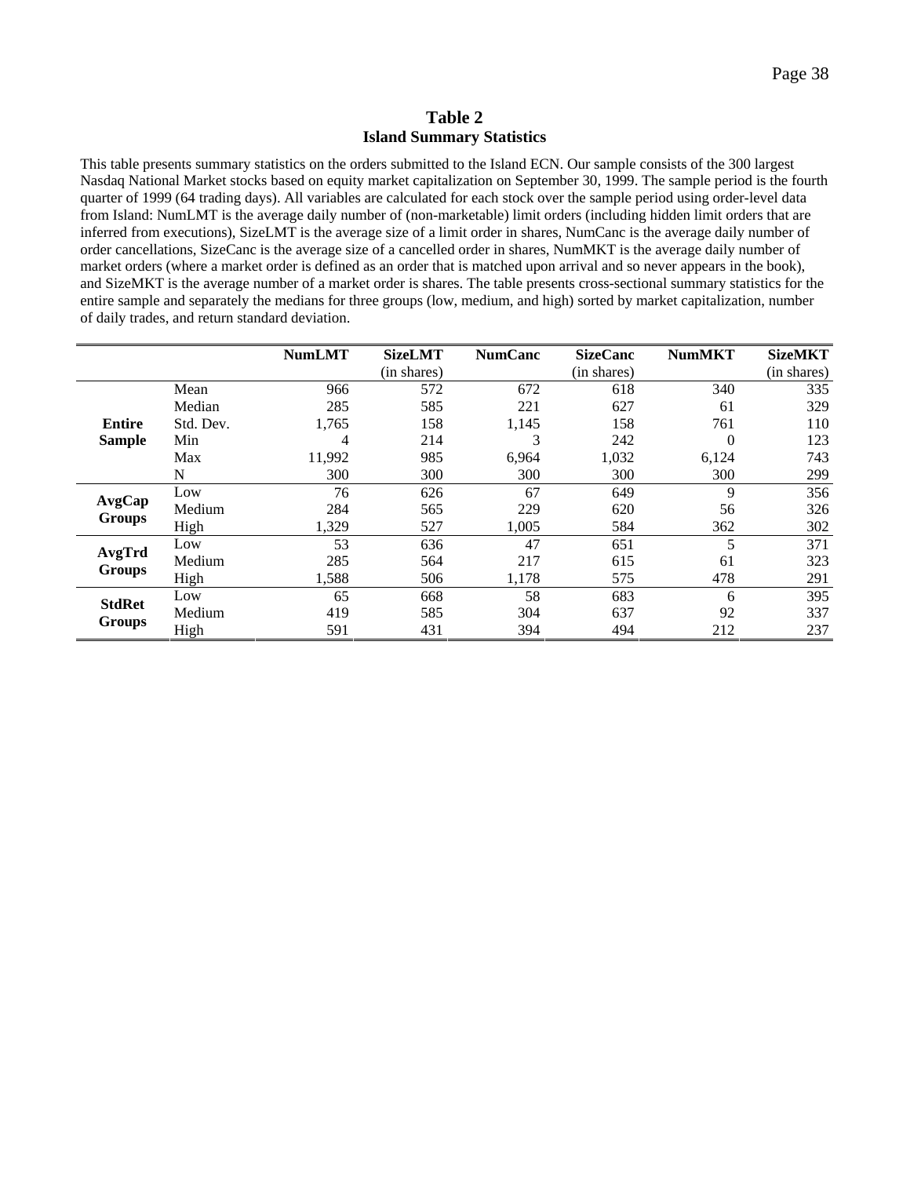## Table 2
### Island Summary Statistics

This table presents summary statistics on the orders submitted to the Island ECN. Our sample consists of the 300 largest Nasdaq National Market stocks based on equity market capitalization on September 30, 1999. The sample period is the fourth quarter of 1999 (64 trading days). All variables are calculated for each stock over the sample period using order-level data from Island: NumLMT is the average daily number of (non-marketable) limit orders (including hidden limit orders that are inferred from executions), SizeLMT is the average size of a limit order in shares, NumCanc is the average daily number of order cancellations, SizeCanc is the average size of a cancelled order in shares, NumMKT is the average daily number of market orders (where a market order is defined as an order that is matched upon arrival and so never appears in the book), and SizeMKT is the average number of a market order is shares. The table presents cross-sectional summary statistics for the entire sample and separately the medians for three groups (low, medium, and high) sorted by market capitalization, number of daily trades, and return standard deviation.

| | | **NumLMT** | **SizeLMT** (in shares) | **NumCanc** | **SizeCanc** (in shares) | **NumMKT** | **SizeMKT** (in shares) |
|---|---|---|---|---|---|---|---|
| **Entire Sample** | Mean | 966 | 572 | 672 | 618 | 340 | 335 |
| | Median | 285 | 585 | 221 | 627 | 61 | 329 |
| | Std. Dev. | 1,765 | 158 | 1,145 | 158 | 761 | 110 |
| | Min | 4 | 214 | 3 | 242 | 0 | 123 |
| | Max | 11,992 | 985 | 6,964 | 1,032 | 6,124 | 743 |
| | N | 300 | 300 | 300 | 300 | 300 | 299 |
| **AvgCap Groups** | Low | 76 | 626 | 67 | 649 | 9 | 356 |
| | Medium | 284 | 565 | 229 | 620 | 56 | 326 |
| | High | 1,329 | 527 | 1,005 | 584 | 362 | 302 |
| **AvgTrd Groups** | Low | 53 | 636 | 47 | 651 | 5 | 371 |
| | Medium | 285 | 564 | 217 | 615 | 61 | 323 |
| | High | 1,588 | 506 | 1,178 | 575 | 478 | 291 |
| **StdRet Groups** | Low | 65 | 668 | 58 | 683 | 6 | 395 |
| | Medium | 419 | 585 | 304 | 637 | 92 | 337 |
| | High | 591 | 431 | 394 | 494 | 212 | 237 |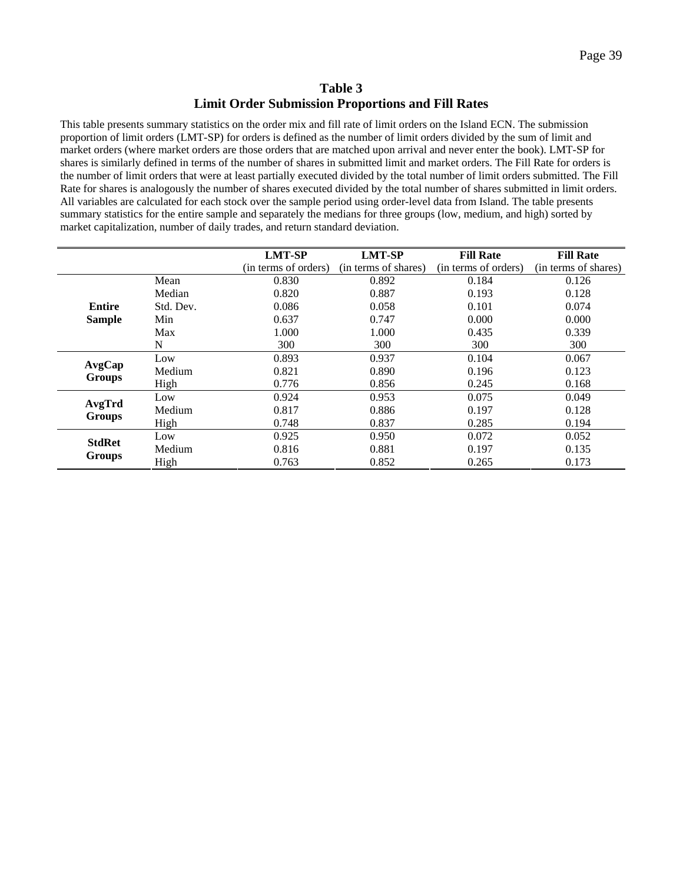## Table 3
## Limit Order Submission Proportions and Fill Rates

This table presents summary statistics on the order mix and fill rate of limit orders on the Island ECN. The submission proportion of limit orders (LMT-SP) for orders is defined as the number of limit orders divided by the sum of limit and market orders (where market orders are those orders that are matched upon arrival and never enter the book). LMT-SP for shares is similarly defined in terms of the number of shares in submitted limit and market orders. The Fill Rate for orders is the number of limit orders that were at least partially executed divided by the total number of limit orders submitted. The Fill Rate for shares is analogously the number of shares executed divided by the total number of shares submitted in limit orders. All variables are calculated for each stock over the sample period using order-level data from Island. The table presents summary statistics for the entire sample and separately the medians for three groups (low, medium, and high) sorted by market capitalization, number of daily trades, and return standard deviation.

| | | **LMT-SP** (in terms of orders) | **LMT-SP** (in terms of shares) | **Fill Rate** (in terms of orders) | **Fill Rate** (in terms of shares) |
|---|---|---|---|---|---|
| **Entire Sample** | Mean | 0.830 | 0.892 | 0.184 | 0.126 |
| | Median | 0.820 | 0.887 | 0.193 | 0.128 |
| | Std. Dev. | 0.086 | 0.058 | 0.101 | 0.074 |
| | Min | 0.637 | 0.747 | 0.000 | 0.000 |
| | Max | 1.000 | 1.000 | 0.435 | 0.339 |
| | N | 300 | 300 | 300 | 300 |
| **AvgCap Groups** | Low | 0.893 | 0.937 | 0.104 | 0.067 |
| | Medium | 0.821 | 0.890 | 0.196 | 0.123 |
| | High | 0.776 | 0.856 | 0.245 | 0.168 |
| **AvgTrd Groups** | Low | 0.924 | 0.953 | 0.075 | 0.049 |
| | Medium | 0.817 | 0.886 | 0.197 | 0.128 |
| | High | 0.748 | 0.837 | 0.285 | 0.194 |
| **StdRet Groups** | Low | 0.925 | 0.950 | 0.072 | 0.052 |
| | Medium | 0.816 | 0.881 | 0.197 | 0.135 |
| | High | 0.763 | 0.852 | 0.265 | 0.173 |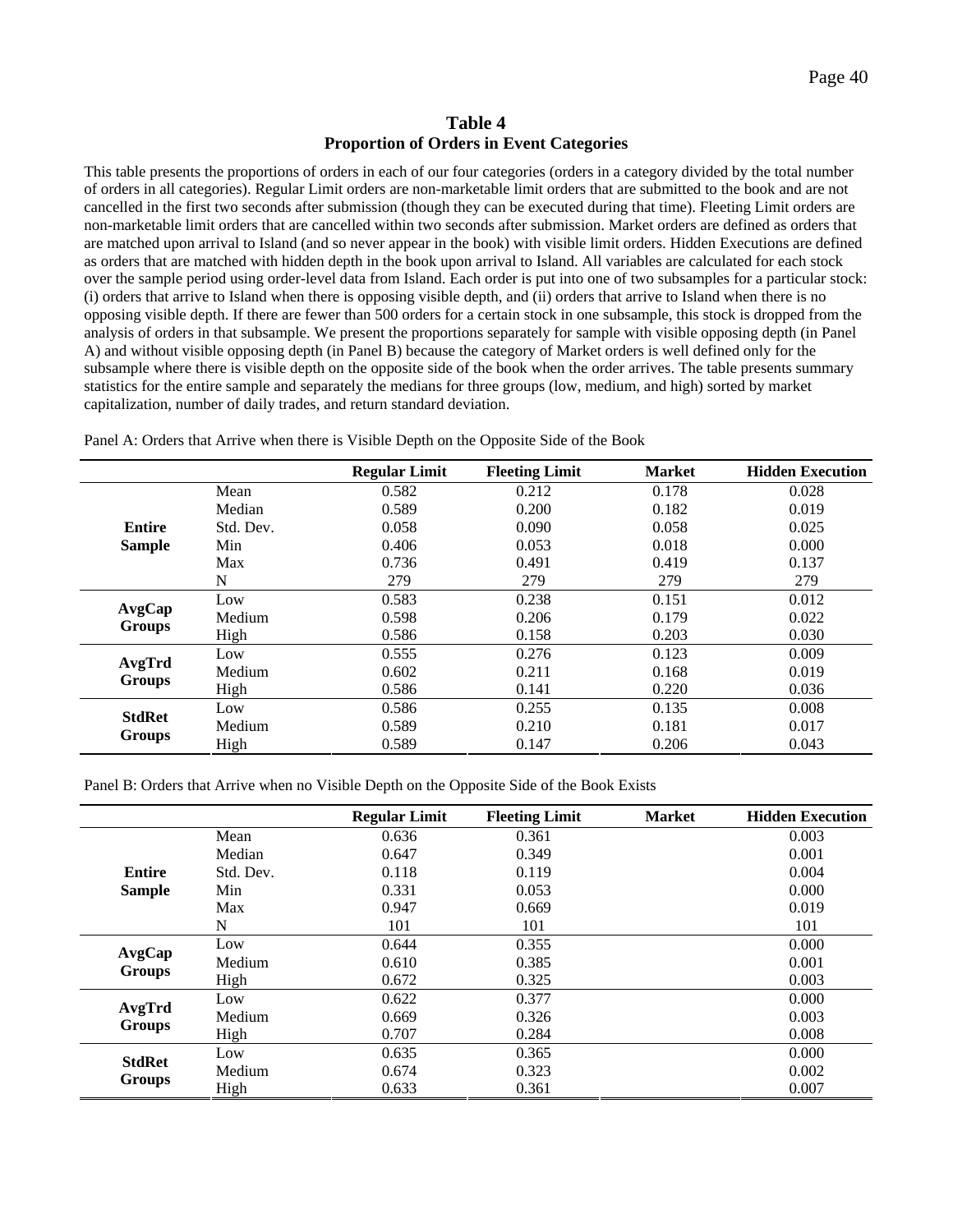# Table 4
## Proportion of Orders in Event Categories

This table presents the proportions of orders in each of our four categories (orders in a category divided by the total number of orders in all categories). Regular Limit orders are non-marketable limit orders that are submitted to the book and are not cancelled in the first two seconds after submission (though they can be executed during that time). Fleeting Limit orders are non-marketable limit orders that are cancelled within two seconds after submission. Market orders are defined as orders that are matched upon arrival to Island (and so never appear in the book) with visible limit orders. Hidden Executions are defined as orders that are matched with hidden depth in the book upon arrival to Island. All variables are calculated for each stock over the sample period using order-level data from Island. Each order is put into one of two subsamples for a particular stock: (i) orders that arrive to Island when there is opposing visible depth, and (ii) orders that arrive to Island when there is no opposing visible depth. If there are fewer than 500 orders for a certain stock in one subsample, this stock is dropped from the analysis of orders in that subsample. We present the proportions separately for sample with visible opposing depth (in Panel A) and without visible opposing depth (in Panel B) because the category of Market orders is well defined only for the subsample where there is visible depth on the opposite side of the book when the order arrives. The table presents summary statistics for the entire sample and separately the medians for three groups (low, medium, and high) sorted by market capitalization, number of daily trades, and return standard deviation.

Panel A: Orders that Arrive when there is Visible Depth on the Opposite Side of the Book

| | | Regular Limit | Fleeting Limit | Market | Hidden Execution |
|---|---|---|---|---|---|
| **Entire Sample** | Mean | 0.582 | 0.212 | 0.178 | 0.028 |
| | Median | 0.589 | 0.200 | 0.182 | 0.019 |
| | Std. Dev. | 0.058 | 0.090 | 0.058 | 0.025 |
| | Min | 0.406 | 0.053 | 0.018 | 0.000 |
| | Max | 0.736 | 0.491 | 0.419 | 0.137 |
| | N | 279 | 279 | 279 | 279 |
| **AvgCap Groups** | Low | 0.583 | 0.238 | 0.151 | 0.012 |
| | Medium | 0.598 | 0.206 | 0.179 | 0.022 |
| | High | 0.586 | 0.158 | 0.203 | 0.030 |
| **AvgTrd Groups** | Low | 0.555 | 0.276 | 0.123 | 0.009 |
| | Medium | 0.602 | 0.211 | 0.168 | 0.019 |
| | High | 0.586 | 0.141 | 0.220 | 0.036 |
| **StdRet Groups** | Low | 0.586 | 0.255 | 0.135 | 0.008 |
| | Medium | 0.589 | 0.210 | 0.181 | 0.017 |
| | High | 0.589 | 0.147 | 0.206 | 0.043 |

Panel B: Orders that Arrive when no Visible Depth on the Opposite Side of the Book Exists

| | | Regular Limit | Fleeting Limit | Market | Hidden Execution |
|---|---|---|---|---|---|
| **Entire Sample** | Mean | 0.636 | 0.361 | | 0.003 |
| | Median | 0.647 | 0.349 | | 0.001 |
| | Std. Dev. | 0.118 | 0.119 | | 0.004 |
| | Min | 0.331 | 0.053 | | 0.000 |
| | Max | 0.947 | 0.669 | | 0.019 |
| | N | 101 | 101 | | 101 |
| **AvgCap Groups** | Low | 0.644 | 0.355 | | 0.000 |
| | Medium | 0.610 | 0.385 | | 0.001 |
| | High | 0.672 | 0.325 | | 0.003 |
| **AvgTrd Groups** | Low | 0.622 | 0.377 | | 0.000 |
| | Medium | 0.669 | 0.326 | | 0.003 |
| | High | 0.707 | 0.284 | | 0.008 |
| **StdRet Groups** | Low | 0.635 | 0.365 | | 0.000 |
| | Medium | 0.674 | 0.323 | | 0.002 |
| | High | 0.633 | 0.361 | | 0.007 |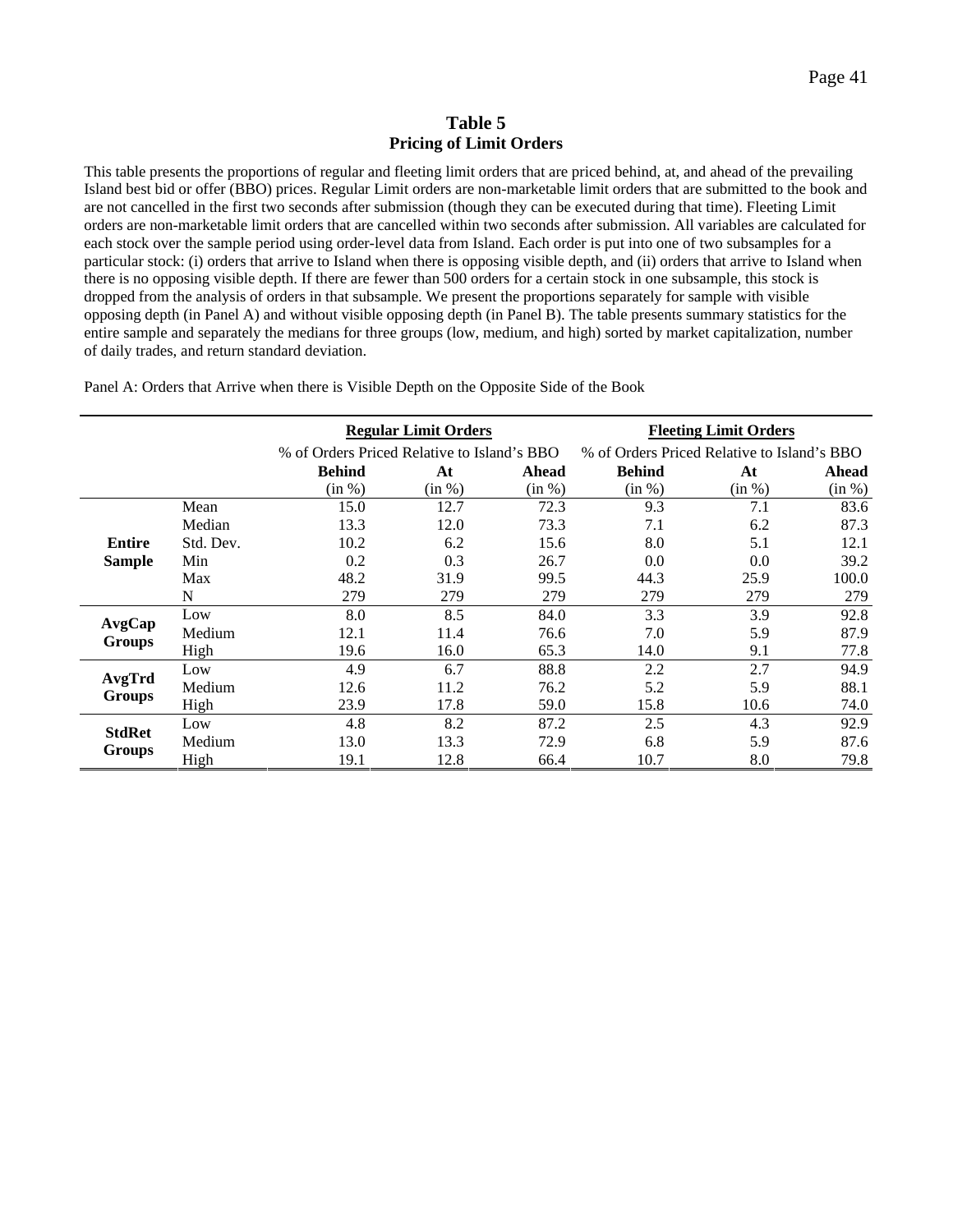**Table 5**
**Pricing of Limit Orders**

This table presents the proportions of regular and fleeting limit orders that are priced behind, at, and ahead of the prevailing Island best bid or offer (BBO) prices. Regular Limit orders are non-marketable limit orders that are submitted to the book and are not cancelled in the first two seconds after submission (though they can be executed during that time). Fleeting Limit orders are non-marketable limit orders that are cancelled within two seconds after submission. All variables are calculated for each stock over the sample period using order-level data from Island. Each order is put into one of two subsamples for a particular stock: (i) orders that arrive to Island when there is opposing visible depth, and (ii) orders that arrive to Island when there is no opposing visible depth. If there are fewer than 500 orders for a certain stock in one subsample, this stock is dropped from the analysis of orders in that subsample. We present the proportions separately for sample with visible opposing depth (in Panel A) and without visible opposing depth (in Panel B). The table presents summary statistics for the entire sample and separately the medians for three groups (low, medium, and high) sorted by market capitalization, number of daily trades, and return standard deviation.

Panel A: Orders that Arrive when there is Visible Depth on the Opposite Side of the Book

| | | **Regular Limit Orders** | | | **Fleeting Limit Orders** | | |
|---|---|---|---|---|---|---|---|
| | | % of Orders Priced Relative to Island's BBO | | | % of Orders Priced Relative to Island's BBO | | |
| | | **Behind** (in %) | **At** (in %) | **Ahead** (in %) | **Behind** (in %) | **At** (in %) | **Ahead** (in %) |
| **Entire Sample** | Mean | 15.0 | 12.7 | 72.3 | 9.3 | 7.1 | 83.6 |
| | Median | 13.3 | 12.0 | 73.3 | 7.1 | 6.2 | 87.3 |
| | Std. Dev. | 10.2 | 6.2 | 15.6 | 8.0 | 5.1 | 12.1 |
| | Min | 0.2 | 0.3 | 26.7 | 0.0 | 0.0 | 39.2 |
| | Max | 48.2 | 31.9 | 99.5 | 44.3 | 25.9 | 100.0 |
| | N | 279 | 279 | 279 | 279 | 279 | 279 |
| **AvgCap Groups** | Low | 8.0 | 8.5 | 84.0 | 3.3 | 3.9 | 92.8 |
| | Medium | 12.1 | 11.4 | 76.6 | 7.0 | 5.9 | 87.9 |
| | High | 19.6 | 16.0 | 65.3 | 14.0 | 9.1 | 77.8 |
| **AvgTrd Groups** | Low | 4.9 | 6.7 | 88.8 | 2.2 | 2.7 | 94.9 |
| | Medium | 12.6 | 11.2 | 76.2 | 5.2 | 5.9 | 88.1 |
| | High | 23.9 | 17.8 | 59.0 | 15.8 | 10.6 | 74.0 |
| **StdRet Groups** | Low | 4.8 | 8.2 | 87.2 | 2.5 | 4.3 | 92.9 |
| | Medium | 13.0 | 13.3 | 72.9 | 6.8 | 5.9 | 87.6 |
| | High | 19.1 | 12.8 | 66.4 | 10.7 | 8.0 | 79.8 |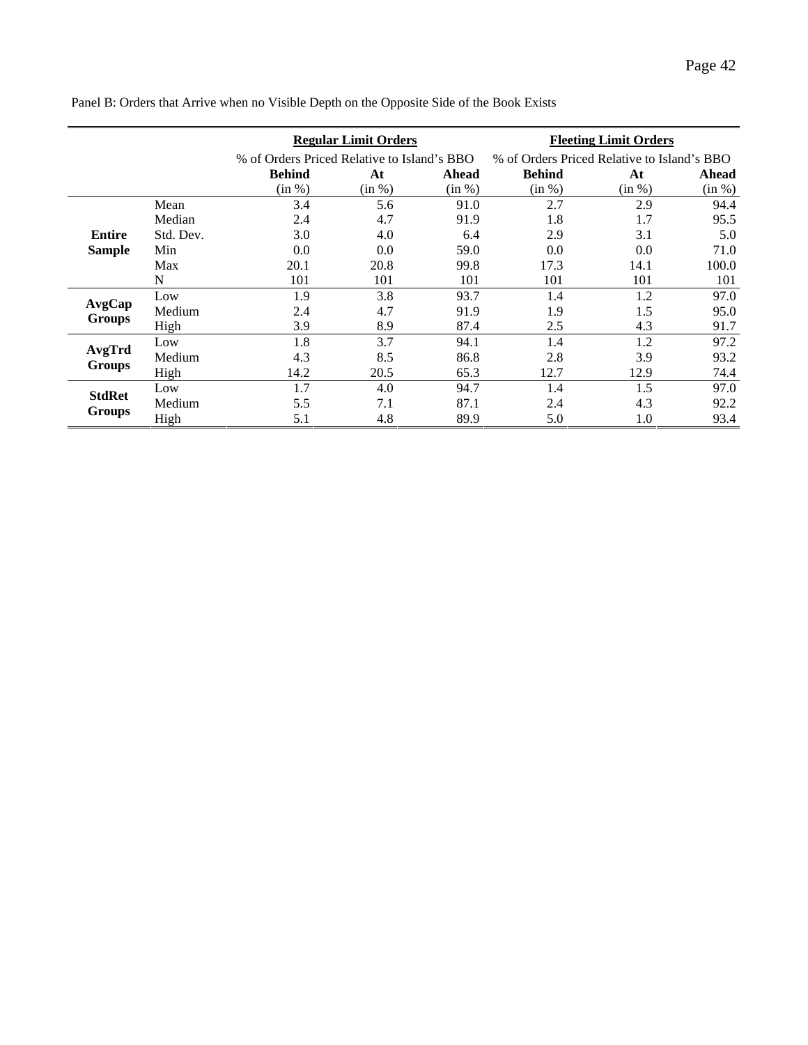Panel B: Orders that Arrive when no Visible Depth on the Opposite Side of the Book Exists

| | | **Regular Limit Orders** | | | **Fleeting Limit Orders** | | |
|---|---|---|---|---|---|---|---|
| | | % of Orders Priced Relative to Island's BBO | | | % of Orders Priced Relative to Island's BBO | | |
| | | **Behind** (in %) | **At** (in %) | **Ahead** (in %) | **Behind** (in %) | **At** (in %) | **Ahead** (in %) |
| **Entire Sample** | Mean | 3.4 | 5.6 | 91.0 | 2.7 | 2.9 | 94.4 |
| | Median | 2.4 | 4.7 | 91.9 | 1.8 | 1.7 | 95.5 |
| | Std. Dev. | 3.0 | 4.0 | 6.4 | 2.9 | 3.1 | 5.0 |
| | Min | 0.0 | 0.0 | 59.0 | 0.0 | 0.0 | 71.0 |
| | Max | 20.1 | 20.8 | 99.8 | 17.3 | 14.1 | 100.0 |
| | N | 101 | 101 | 101 | 101 | 101 | 101 |
| **AvgCap Groups** | Low | 1.9 | 3.8 | 93.7 | 1.4 | 1.2 | 97.0 |
| | Medium | 2.4 | 4.7 | 91.9 | 1.9 | 1.5 | 95.0 |
| | High | 3.9 | 8.9 | 87.4 | 2.5 | 4.3 | 91.7 |
| **AvgTrd Groups** | Low | 1.8 | 3.7 | 94.1 | 1.4 | 1.2 | 97.2 |
| | Medium | 4.3 | 8.5 | 86.8 | 2.8 | 3.9 | 93.2 |
| | High | 14.2 | 20.5 | 65.3 | 12.7 | 12.9 | 74.4 |
| **StdRet Groups** | Low | 1.7 | 4.0 | 94.7 | 1.4 | 1.5 | 97.0 |
| | Medium | 5.5 | 7.1 | 87.1 | 2.4 | 4.3 | 92.2 |
| | High | 5.1 | 4.8 | 89.9 | 5.0 | 1.0 | 93.4 |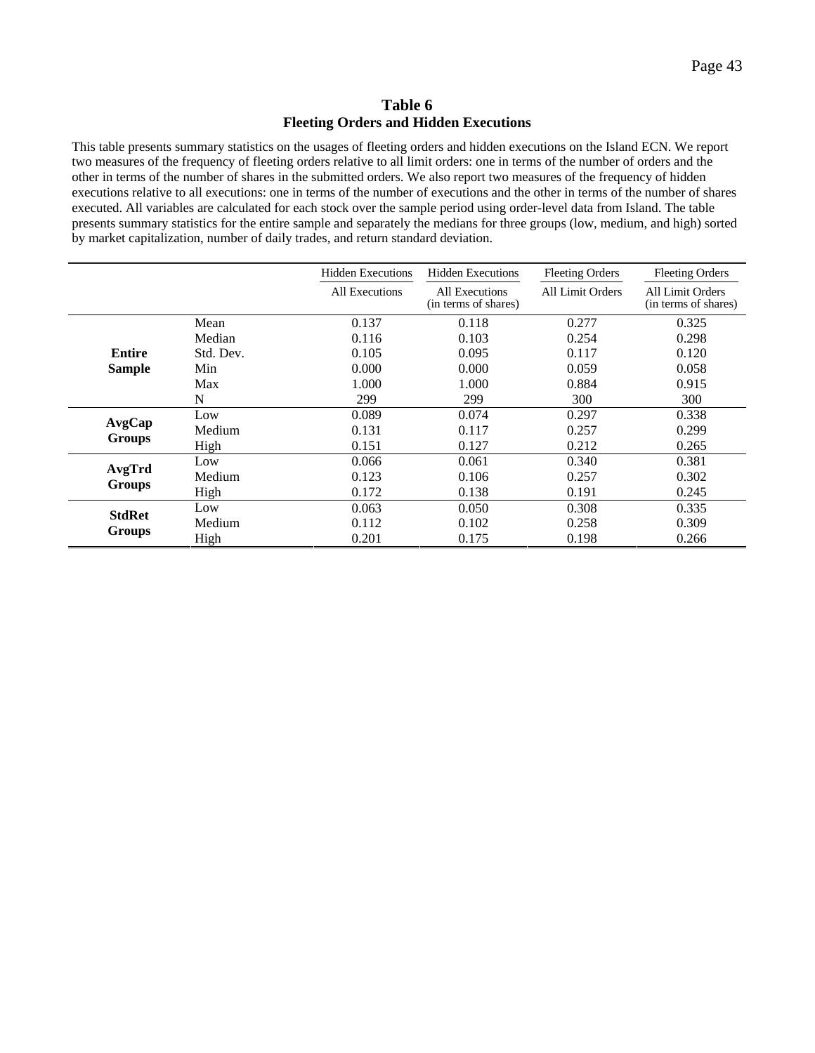**Table 6**
**Fleeting Orders and Hidden Executions**

This table presents summary statistics on the usages of fleeting orders and hidden executions on the Island ECN. We report two measures of the frequency of fleeting orders relative to all limit orders: one in terms of the number of orders and the other in terms of the number of shares in the submitted orders. We also report two measures of the frequency of hidden executions relative to all executions: one in terms of the number of executions and the other in terms of the number of shares executed. All variables are calculated for each stock over the sample period using order-level data from Island. The table presents summary statistics for the entire sample and separately the medians for three groups (low, medium, and high) sorted by market capitalization, number of daily trades, and return standard deviation.

| | | Hidden Executions / All Executions | Hidden Executions / All Executions (in terms of shares) | Fleeting Orders / All Limit Orders | Fleeting Orders / All Limit Orders (in terms of shares) |
|---|---|---|---|---|---|
| **Entire Sample** | Mean | 0.137 | 0.118 | 0.277 | 0.325 |
| | Median | 0.116 | 0.103 | 0.254 | 0.298 |
| | Std. Dev. | 0.105 | 0.095 | 0.117 | 0.120 |
| | Min | 0.000 | 0.000 | 0.059 | 0.058 |
| | Max | 1.000 | 1.000 | 0.884 | 0.915 |
| | N | 299 | 299 | 300 | 300 |
| **AvgCap Groups** | Low | 0.089 | 0.074 | 0.297 | 0.338 |
| | Medium | 0.131 | 0.117 | 0.257 | 0.299 |
| | High | 0.151 | 0.127 | 0.212 | 0.265 |
| **AvgTrd Groups** | Low | 0.066 | 0.061 | 0.340 | 0.381 |
| | Medium | 0.123 | 0.106 | 0.257 | 0.302 |
| | High | 0.172 | 0.138 | 0.191 | 0.245 |
| **StdRet Groups** | Low | 0.063 | 0.050 | 0.308 | 0.335 |
| | Medium | 0.112 | 0.102 | 0.258 | 0.309 |
| | High | 0.201 | 0.175 | 0.198 | 0.266 |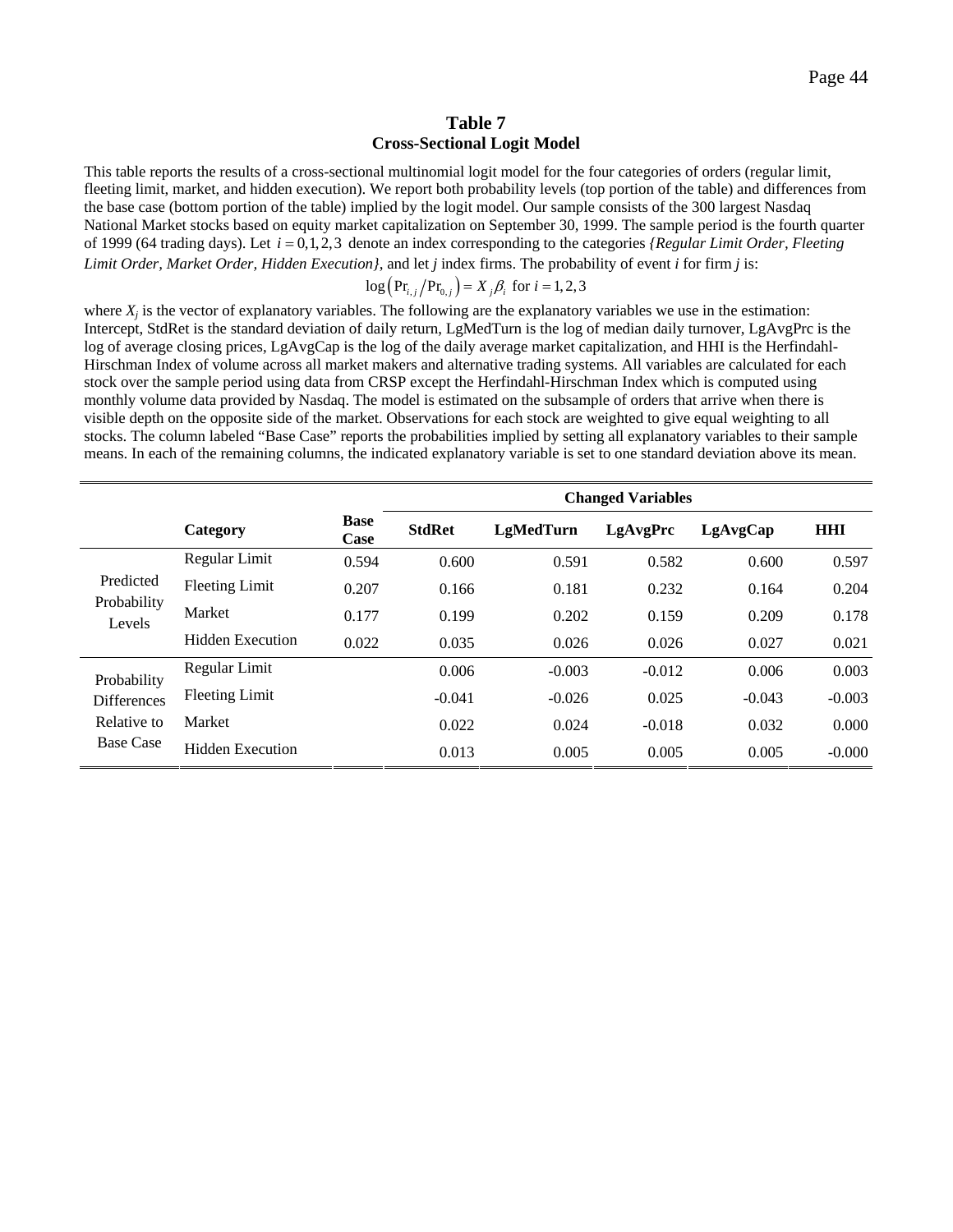## Table 7
### Cross-Sectional Logit Model

This table reports the results of a cross-sectional multinomial logit model for the four categories of orders (regular limit, fleeting limit, market, and hidden execution). We report both probability levels (top portion of the table) and differences from the base case (bottom portion of the table) implied by the logit model. Our sample consists of the 300 largest Nasdaq National Market stocks based on equity market capitalization on September 30, 1999. The sample period is the fourth quarter of 1999 (64 trading days). Let $i = 0,1,2,3$ denote an index corresponding to the categories *{Regular Limit Order, Fleeting Limit Order, Market Order, Hidden Execution}*, and let *j* index firms. The probability of event *i* for firm *j* is:

$$\log\left(\Pr_{i,j} / \Pr_{0,j}\right) = X_j \beta_i \text{ for } i = 1,2,3$$

where $X_j$ is the vector of explanatory variables. The following are the explanatory variables we use in the estimation: Intercept, StdRet is the standard deviation of daily return, LgMedTurn is the log of median daily turnover, LgAvgPrc is the log of average closing prices, LgAvgCap is the log of the daily average market capitalization, and HHI is the Herfindahl-Hirschman Index of volume across all market makers and alternative trading systems. All variables are calculated for each stock over the sample period using data from CRSP except the Herfindahl-Hirschman Index which is computed using monthly volume data provided by Nasdaq. The model is estimated on the subsample of orders that arrive when there is visible depth on the opposite side of the market. Observations for each stock are weighted to give equal weighting to all stocks. The column labeled "Base Case" reports the probabilities implied by setting all explanatory variables to their sample means. In each of the remaining columns, the indicated explanatory variable is set to one standard deviation above its mean.

| | | | **Changed Variables** | | | | |
|---|---|---|---|---|---|---|---|
| | **Category** | **Base Case** | **StdRet** | **LgMedTurn** | **LgAvgPrc** | **LgAvgCap** | **HHI** |
| Predicted Probability Levels | Regular Limit | 0.594 | 0.600 | 0.591 | 0.582 | 0.600 | 0.597 |
| | Fleeting Limit | 0.207 | 0.166 | 0.181 | 0.232 | 0.164 | 0.204 |
| | Market | 0.177 | 0.199 | 0.202 | 0.159 | 0.209 | 0.178 |
| | Hidden Execution | 0.022 | 0.035 | 0.026 | 0.026 | 0.027 | 0.021 |
| Probability Differences Relative to Base Case | Regular Limit | | 0.006 | -0.003 | -0.012 | 0.006 | 0.003 |
| | Fleeting Limit | | -0.041 | -0.026 | 0.025 | -0.043 | -0.003 |
| | Market | | 0.022 | 0.024 | -0.018 | 0.032 | 0.000 |
| | Hidden Execution | | 0.013 | 0.005 | 0.005 | 0.005 | -0.000 |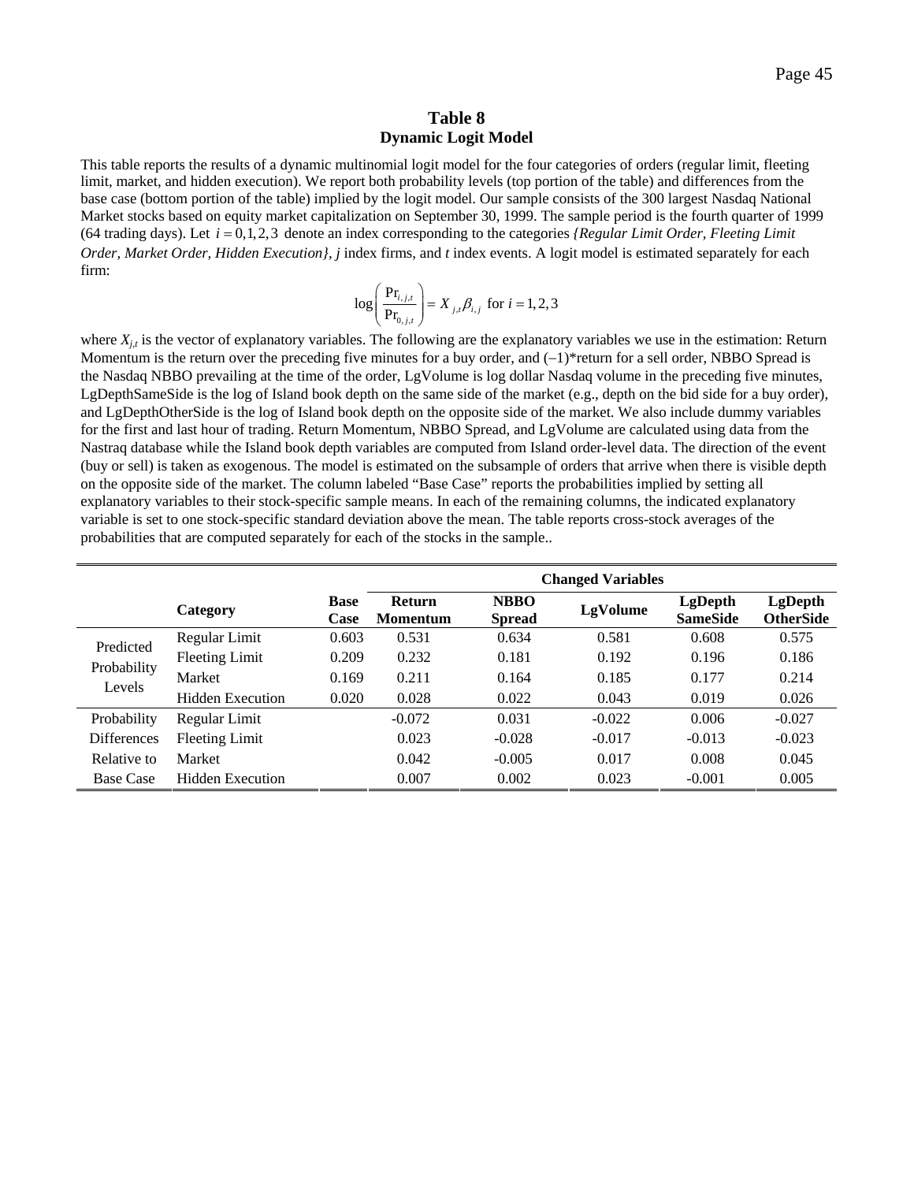## Table 8
### Dynamic Logit Model

This table reports the results of a dynamic multinomial logit model for the four categories of orders (regular limit, fleeting limit, market, and hidden execution). We report both probability levels (top portion of the table) and differences from the base case (bottom portion of the table) implied by the logit model. Our sample consists of the 300 largest Nasdaq National Market stocks based on equity market capitalization on September 30, 1999. The sample period is the fourth quarter of 1999 (64 trading days). Let $i = 0,1,2,3$ denote an index corresponding to the categories *{Regular Limit Order, Fleeting Limit Order, Market Order, Hidden Execution}*, *j* index firms, and *t* index events. A logit model is estimated separately for each firm:

$$\log\left(\frac{\Pr_{i,j,t}}{\Pr_{0,j,t}}\right) = X_{j,t}\beta_{i,j} \text{ for } i = 1,2,3$$

where $X_{j,t}$ is the vector of explanatory variables. The following are the explanatory variables we use in the estimation: Return Momentum is the return over the preceding five minutes for a buy order, and (–1)*return for a sell order, NBBO Spread is the Nasdaq NBBO prevailing at the time of the order, LgVolume is log dollar Nasdaq volume in the preceding five minutes, LgDepthSameSide is the log of Island book depth on the same side of the market (e.g., depth on the bid side for a buy order), and LgDepthOtherSide is the log of Island book depth on the opposite side of the market. We also include dummy variables for the first and last hour of trading. Return Momentum, NBBO Spread, and LgVolume are calculated using data from the Nastraq database while the Island book depth variables are computed from Island order-level data. The direction of the event (buy or sell) is taken as exogenous. The model is estimated on the subsample of orders that arrive when there is visible depth on the opposite side of the market. The column labeled "Base Case" reports the probabilities implied by setting all explanatory variables to their stock-specific sample means. In each of the remaining columns, the indicated explanatory variable is set to one stock-specific standard deviation above the mean. The table reports cross-stock averages of the probabilities that are computed separately for each of the stocks in the sample..

| | | | **Changed Variables** | | | | |
|---|---|---|---|---|---|---|---|
| | **Category** | **Base Case** | **Return Momentum** | **NBBO Spread** | **LgVolume** | **LgDepth SameSide** | **LgDepth OtherSide** |
| Predicted Probability Levels | Regular Limit | 0.603 | 0.531 | 0.634 | 0.581 | 0.608 | 0.575 |
| | Fleeting Limit | 0.209 | 0.232 | 0.181 | 0.192 | 0.196 | 0.186 |
| | Market | 0.169 | 0.211 | 0.164 | 0.185 | 0.177 | 0.214 |
| | Hidden Execution | 0.020 | 0.028 | 0.022 | 0.043 | 0.019 | 0.026 |
| Probability Differences Relative to Base Case | Regular Limit | | -0.072 | 0.031 | -0.022 | 0.006 | -0.027 |
| | Fleeting Limit | | 0.023 | -0.028 | -0.017 | -0.013 | -0.023 |
| | Market | | 0.042 | -0.005 | 0.017 | 0.008 | 0.045 |
| | Hidden Execution | | 0.007 | 0.002 | 0.023 | -0.001 | 0.005 |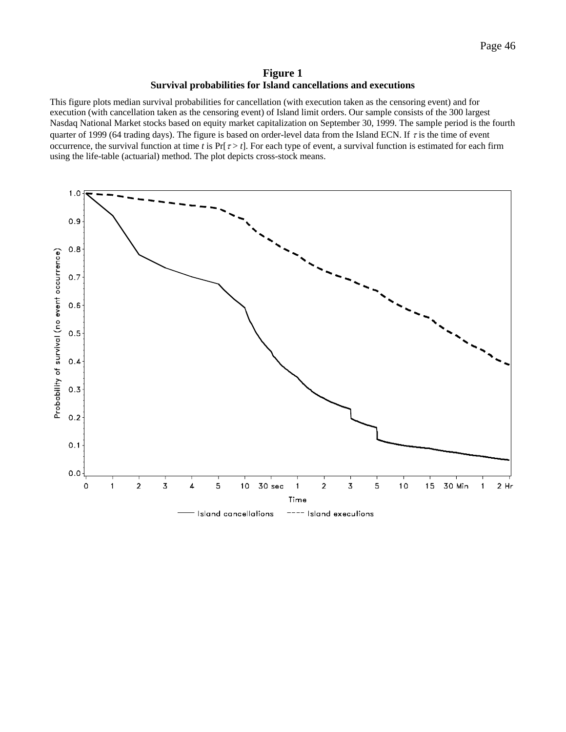**Figure 1**
**Survival probabilities for Island cancellations and executions**

This figure plots median survival probabilities for cancellation (with execution taken as the censoring event) and for execution (with cancellation taken as the censoring event) of Island limit orders. Our sample consists of the 300 largest Nasdaq National Market stocks based on equity market capitalization on September 30, 1999. The sample period is the fourth quarter of 1999 (64 trading days). The figure is based on order-level data from the Island ECN. If $\tau$ is the time of event occurrence, the survival function at time $t$ is $\Pr[\tau > t]$. For each type of event, a survival function is estimated for each firm using the life-table (actuarial) method. The plot depicts cross-stock means.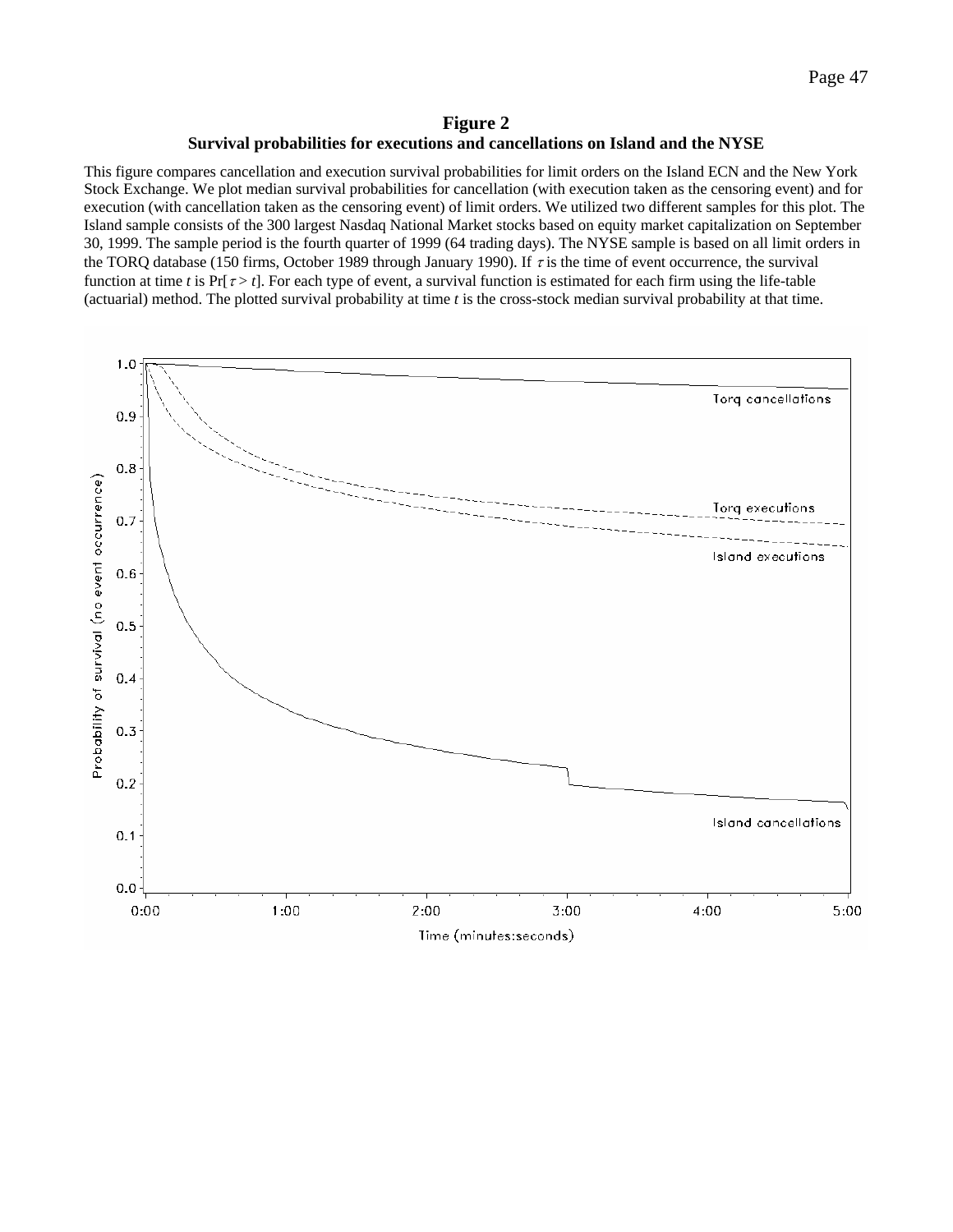**Figure 2**
**Survival probabilities for executions and cancellations on Island and the NYSE**

This figure compares cancellation and execution survival probabilities for limit orders on the Island ECN and the New York Stock Exchange. We plot median survival probabilities for cancellation (with execution taken as the censoring event) and for execution (with cancellation taken as the censoring event) of limit orders. We utilized two different samples for this plot. The Island sample consists of the 300 largest Nasdaq National Market stocks based on equity market capitalization on September 30, 1999. The sample period is the fourth quarter of 1999 (64 trading days). The NYSE sample is based on all limit orders in the TORQ database (150 firms, October 1989 through January 1990). If $\tau$ is the time of event occurrence, the survival function at time $t$ is $\Pr[\tau > t]$. For each type of event, a survival function is estimated for each firm using the life-table (actuarial) method. The plotted survival probability at time $t$ is the cross-stock median survival probability at that time.

Probability of survival (no event occurrence)

1.0
0.9
0.8
0.7
0.6
0.5
0.4
0.3
0.2
0.1
0.0

Torq cancellations

Torq executions

Island executions

Island cancellations

0:00
1:00
2:00
3:00
4:00
5:00

Time (minutes:seconds)